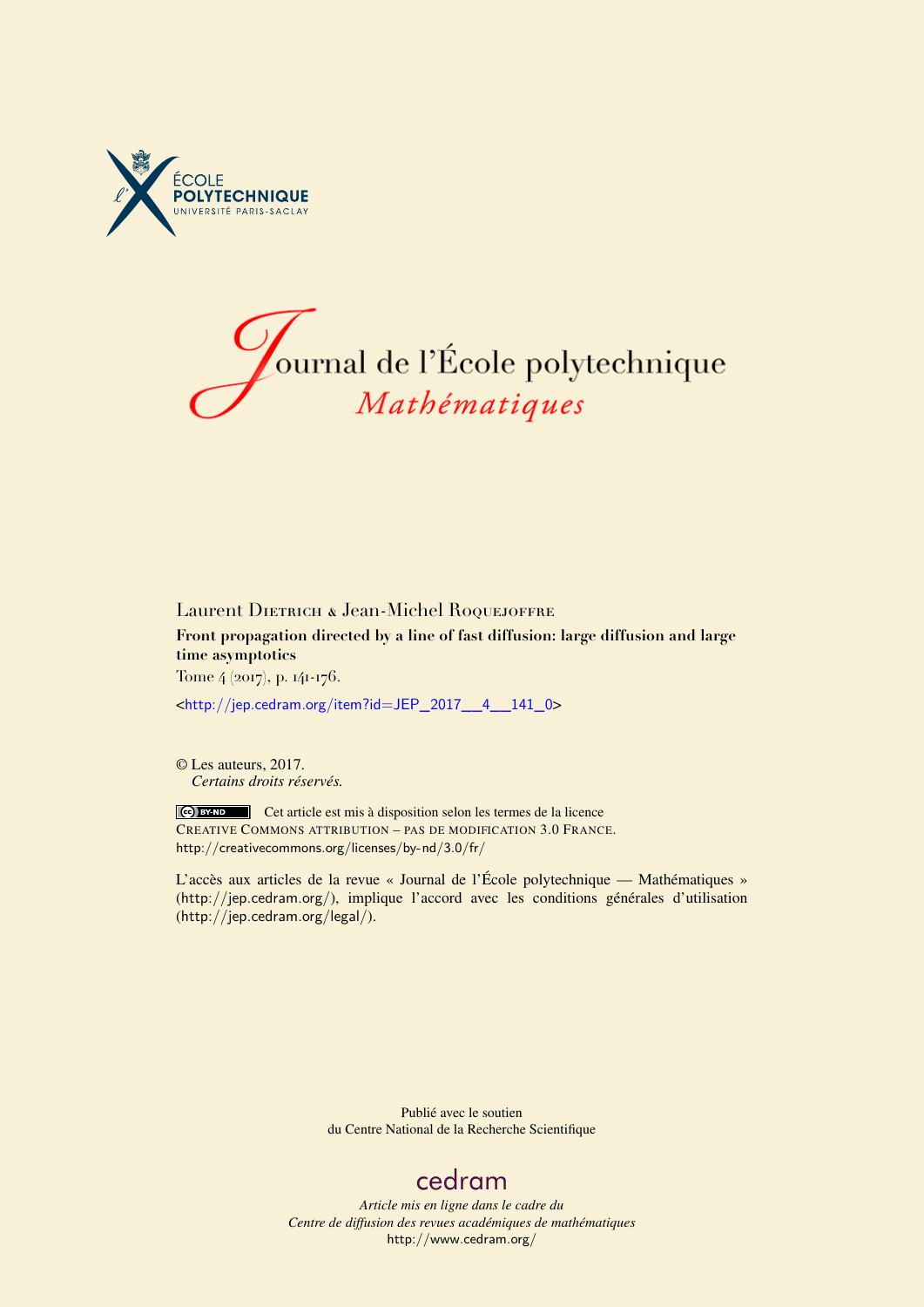ÉCOLE
POLYTECHNIQUE
UNIVERSITÉ PARIS-SACLAY

# Journal de l'École polytechnique
## *Mathématiques*

Laurent Dietrich & Jean-Michel Roquejoffre

**Front propagation directed by a line of fast diffusion: large diffusion and large time asymptotics**

Tome 4 (2017), p. 141-176.

<http://jep.cedram.org/item?id=JEP_2017__4__141_0>

© Les auteurs, 2017.
*Certains droits réservés.*

Cet article est mis à disposition selon les termes de la licence
Creative Commons attribution – pas de modification 3.0 France.
http://creativecommons.org/licenses/by-nd/3.0/fr/

L'accès aux articles de la revue « Journal de l'École polytechnique — Mathématiques » (http://jep.cedram.org/), implique l'accord avec les conditions générales d'utilisation (http://jep.cedram.org/legal/).

Publié avec le soutien
du Centre National de la Recherche Scientifique

cedram

*Article mis en ligne dans le cadre du*
*Centre de diffusion des revues académiques de mathématiques*
http://www.cedram.org/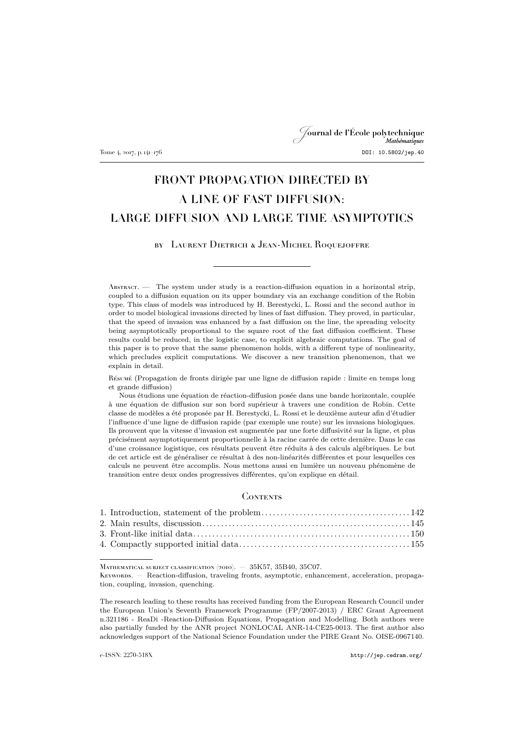# FRONT PROPAGATION DIRECTED BY A LINE OF FAST DIFFUSION: LARGE DIFFUSION AND LARGE TIME ASYMPTOTICS

by Laurent Dietrich & Jean-Michel Roquejoffre

---

Abstract. — The system under study is a reaction-diffusion equation in a horizontal strip, coupled to a diffusion equation on its upper boundary via an exchange condition of the Robin type. This class of models was introduced by H. Berestycki, L. Rossi and the second author in order to model biological invasions directed by lines of fast diffusion. They proved, in particular, that the speed of invasion was enhanced by a fast diffusion on the line, the spreading velocity being asymptotically proportional to the square root of the fast diffusion coefficient. These results could be reduced, in the logistic case, to explicit algebraic computations. The goal of this paper is to prove that the same phenomenon holds, with a different type of nonlinearity, which precludes explicit computations. We discover a new transition phenomenon, that we explain in detail.

Résumé (Propagation de fronts dirigée par une ligne de diffusion rapide : limite en temps long et grande diffusion)

Nous étudions une équation de réaction-diffusion posée dans une bande horizontale, couplée à une équation de diffusion sur son bord supérieur à travers une condition de Robin. Cette classe de modèles a été proposée par H. Berestycki, L. Rossi et le deuxième auteur afin d'étudier l'influence d'une ligne de diffusion rapide (par exemple une route) sur les invasions biologiques. Ils prouvent que la vitesse d'invasion est augmentée par une forte diffusivité sur la ligne, et plus précisément asymptotiquement proportionnelle à la racine carrée de cette dernière. Dans le cas d'une croissance logistique, ces résultats peuvent être réduits à des calculs algébriques. Le but de cet article est de généraliser ce résultat à des non-linéarités différentes et pour lesquelles ces calculs ne peuvent être accomplis. Nous mettons aussi en lumière un nouveau phénomène de transition entre deux ondes progressives différentes, qu'on explique en détail.

## Contents

1. Introduction, statement of the problem . . . . . 142
2. Main results, discussion . . . . . 145
3. Front-like initial data . . . . . 150
4. Compactly supported initial data . . . . . 155

---

Mathematical subject classification (2010). — 35K57, 35B40, 35C07.

Keywords. — Reaction-diffusion, traveling fronts, asymptotic, enhancement, acceleration, propagation, coupling, invasion, quenching.

The research leading to these results has received funding from the European Research Council under the European Union's Seventh Framework Programme (FP/2007-2013) / ERC Grant Agreement n.321186 - ReaDi -Reaction-Diffusion Equations, Propagation and Modelling. Both authors were also partially funded by the ANR project NONLOCAL ANR-14-CE25-0013. The first author also acknowledges support of the National Science Foundation under the PIRE Grant No. OISE-0967140.

e-ISSN: 2270-518X http://jep.cedram.org/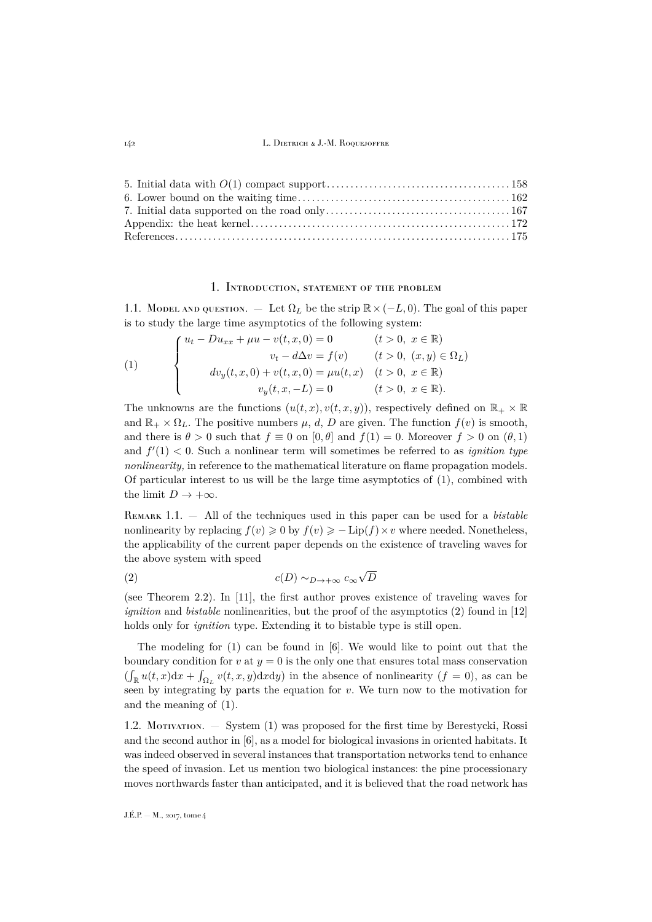5. Initial data with $O(1)$ compact support . . . . . . . . . . 158
6. Lower bound on the waiting time . . . . . . . . . . 162
7. Initial data supported on the road only . . . . . . . . . . 167
Appendix: the heat kernel . . . . . . . . . . 172
References . . . . . . . . . . 175

## 1. Introduction, statement of the problem

**1.1. Model and question.** — Let $\Omega_L$ be the strip $\mathbb{R}\times(-L,0)$. The goal of this paper is to study the large time asymptotics of the following system:

$$
(1)\qquad \begin{cases} u_t - Du_{xx} + \mu u - v(t,x,0) = 0 & (t>0,\ x\in\mathbb{R})\\ v_t - d\Delta v = f(v) & (t>0,\ (x,y)\in\Omega_L)\\ dv_y(t,x,0) + v(t,x,0) = \mu u(t,x) & (t>0,\ x\in\mathbb{R})\\ v_y(t,x,-L) = 0 & (t>0,\ x\in\mathbb{R}). \end{cases}
$$

The unknowns are the functions $(u(t,x), v(t,x,y))$, respectively defined on $\mathbb{R}_+\times\mathbb{R}$ and $\mathbb{R}_+\times\Omega_L$. The positive numbers $\mu$, $d$, $D$ are given. The function $f(v)$ is smooth, and there is $\theta>0$ such that $f\equiv 0$ on $[0,\theta]$ and $f(1)=0$. Moreover $f>0$ on $(\theta,1)$ and $f'(1)<0$. Such a nonlinear term will sometimes be referred to as *ignition type nonlinearity,* in reference to the mathematical literature on flame propagation models. Of particular interest to us will be the large time asymptotics of (1), combined with the limit $D\to+\infty$.

Remark 1.1. — All of the techniques used in this paper can be used for a *bistable* nonlinearity by replacing $f(v)\geqslant 0$ by $f(v)\geqslant -\mathrm{Lip}(f)\times v$ where needed. Nonetheless, the applicability of the current paper depends on the existence of traveling waves for the above system with speed

$$
(2)\qquad c(D)\sim_{D\to+\infty} c_\infty\sqrt{D}
$$

(see Theorem 2.2). In [11], the first author proves existence of traveling waves for *ignition* and *bistable* nonlinearities, but the proof of the asymptotics (2) found in [12] holds only for *ignition* type. Extending it to bistable type is still open.

The modeling for (1) can be found in [6]. We would like to point out that the boundary condition for $v$ at $y=0$ is the only one that ensures total mass conservation ($\int_{\mathbb{R}} u(t,x)\mathrm{d}x + \int_{\Omega_L} v(t,x,y)\mathrm{d}x\mathrm{d}y$) in the absence of nonlinearity ($f=0$), as can be seen by integrating by parts the equation for $v$. We turn now to the motivation for and the meaning of (1).

**1.2. Motivation.** — System (1) was proposed for the first time by Berestycki, Rossi and the second author in [6], as a model for biological invasions in oriented habitats. It was indeed observed in several instances that transportation networks tend to enhance the speed of invasion. Let us mention two biological instances: the pine processionary moves northwards faster than anticipated, and it is believed that the road network has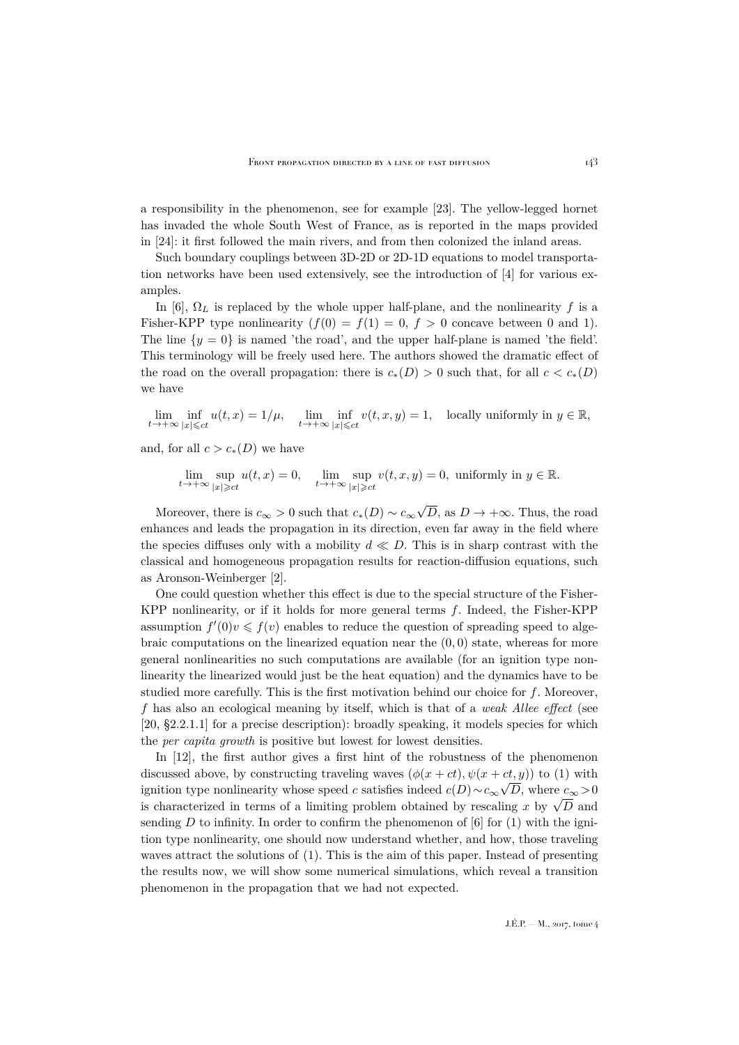a responsibility in the phenomenon, see for example [23]. The yellow-legged hornet has invaded the whole South West of France, as is reported in the maps provided in [24]: it first followed the main rivers, and from then colonized the inland areas.

Such boundary couplings between 3D-2D or 2D-1D equations to model transportation networks have been used extensively, see the introduction of [4] for various examples.

In [6], $\Omega_L$ is replaced by the whole upper half-plane, and the nonlinearity $f$ is a Fisher-KPP type nonlinearity ($f(0) = f(1) = 0$, $f > 0$ concave between 0 and 1). The line $\{y = 0\}$ is named 'the road', and the upper half-plane is named 'the field'. This terminology will be freely used here. The authors showed the dramatic effect of the road on the overall propagation: there is $c_*(D) > 0$ such that, for all $c < c_*(D)$ we have

$$\lim_{t\to+\infty} \inf_{|x|\leqslant ct} u(t,x) = 1/\mu, \quad \lim_{t\to+\infty} \inf_{|x|\leqslant ct} v(t,x,y) = 1, \quad \text{locally uniformly in } y \in \mathbb{R},$$

and, for all $c > c_*(D)$ we have

$$\lim_{t\to+\infty} \sup_{|x|\geqslant ct} u(t,x) = 0, \quad \lim_{t\to+\infty} \sup_{|x|\geqslant ct} v(t,x,y) = 0, \text{ uniformly in } y \in \mathbb{R}.$$

Moreover, there is $c_\infty > 0$ such that $c_*(D) \sim c_\infty\sqrt{D}$, as $D \to +\infty$. Thus, the road enhances and leads the propagation in its direction, even far away in the field where the species diffuses only with a mobility $d \ll D$. This is in sharp contrast with the classical and homogeneous propagation results for reaction-diffusion equations, such as Aronson-Weinberger [2].

One could question whether this effect is due to the special structure of the Fisher-KPP nonlinearity, or if it holds for more general terms $f$. Indeed, the Fisher-KPP assumption $f'(0)v \leqslant f(v)$ enables to reduce the question of spreading speed to algebraic computations on the linearized equation near the $(0,0)$ state, whereas for more general nonlinearities no such computations are available (for an ignition type nonlinearity the linearized would just be the heat equation) and the dynamics have to be studied more carefully. This is the first motivation behind our choice for $f$. Moreover, $f$ has also an ecological meaning by itself, which is that of a *weak Allee effect* (see [20, §2.2.1.1] for a precise description): broadly speaking, it models species for which the *per capita growth* is positive but lowest for lowest densities.

In [12], the first author gives a first hint of the robustness of the phenomenon discussed above, by constructing traveling waves $(\phi(x+ct), \psi(x+ct,y))$ to (1) with ignition type nonlinearity whose speed $c$ satisfies indeed $c(D) \sim c_\infty\sqrt{D}$, where $c_\infty > 0$ is characterized in terms of a limiting problem obtained by rescaling $x$ by $\sqrt{D}$ and sending $D$ to infinity. In order to confirm the phenomenon of [6] for (1) with the ignition type nonlinearity, one should now understand whether, and how, those traveling waves attract the solutions of (1). This is the aim of this paper. Instead of presenting the results now, we will show some numerical simulations, which reveal a transition phenomenon in the propagation that we had not expected.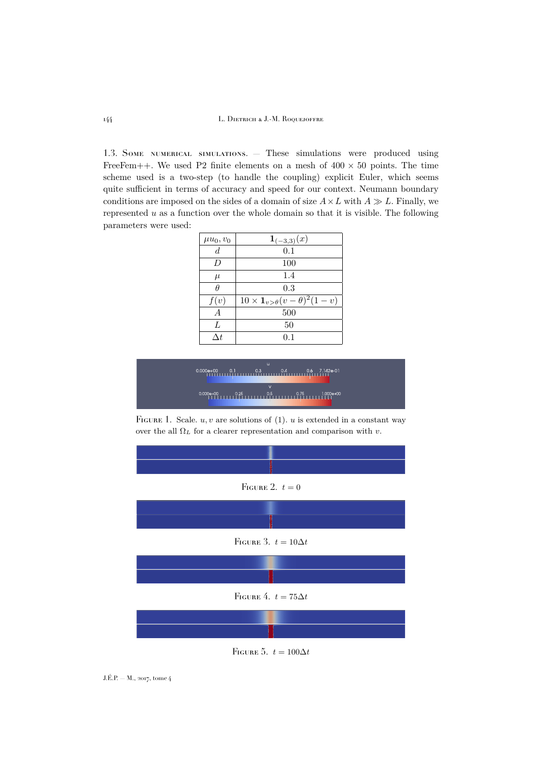### 1.3. Some numerical simulations

These simulations were produced using FreeFem++. We used P2 finite elements on a mesh of $400 \times 50$ points. The time scheme used is a two-step (to handle the coupling) explicit Euler, which seems quite sufficient in terms of accuracy and speed for our context. Neumann boundary conditions are imposed on the sides of a domain of size $A \times L$ with $A \gg L$. Finally, we represented $u$ as a function over the whole domain so that it is visible. The following parameters were used:

| $\mu u_0, v_0$ | $\mathbf{1}_{(-3,3)}(x)$ |
|---|---|
| $d$ | 0.1 |
| $D$ | 100 |
| $\mu$ | 1.4 |
| $\theta$ | 0.3 |
| $f(v)$ | $10 \times \mathbf{1}_{v>\theta}(v-\theta)^2(1-v)$ |
| $A$ | 500 |
| $L$ | 50 |
| $\Delta t$ | 0.1 |

Figure 1. Scale. $u, v$ are solutions of (1). $u$ is extended in a constant way over the all $\Omega_L$ for a clearer representation and comparison with $v$.

Figure 2. $t = 0$

Figure 3. $t = 10\Delta t$

Figure 4. $t = 75\Delta t$

Figure 5. $t = 100\Delta t$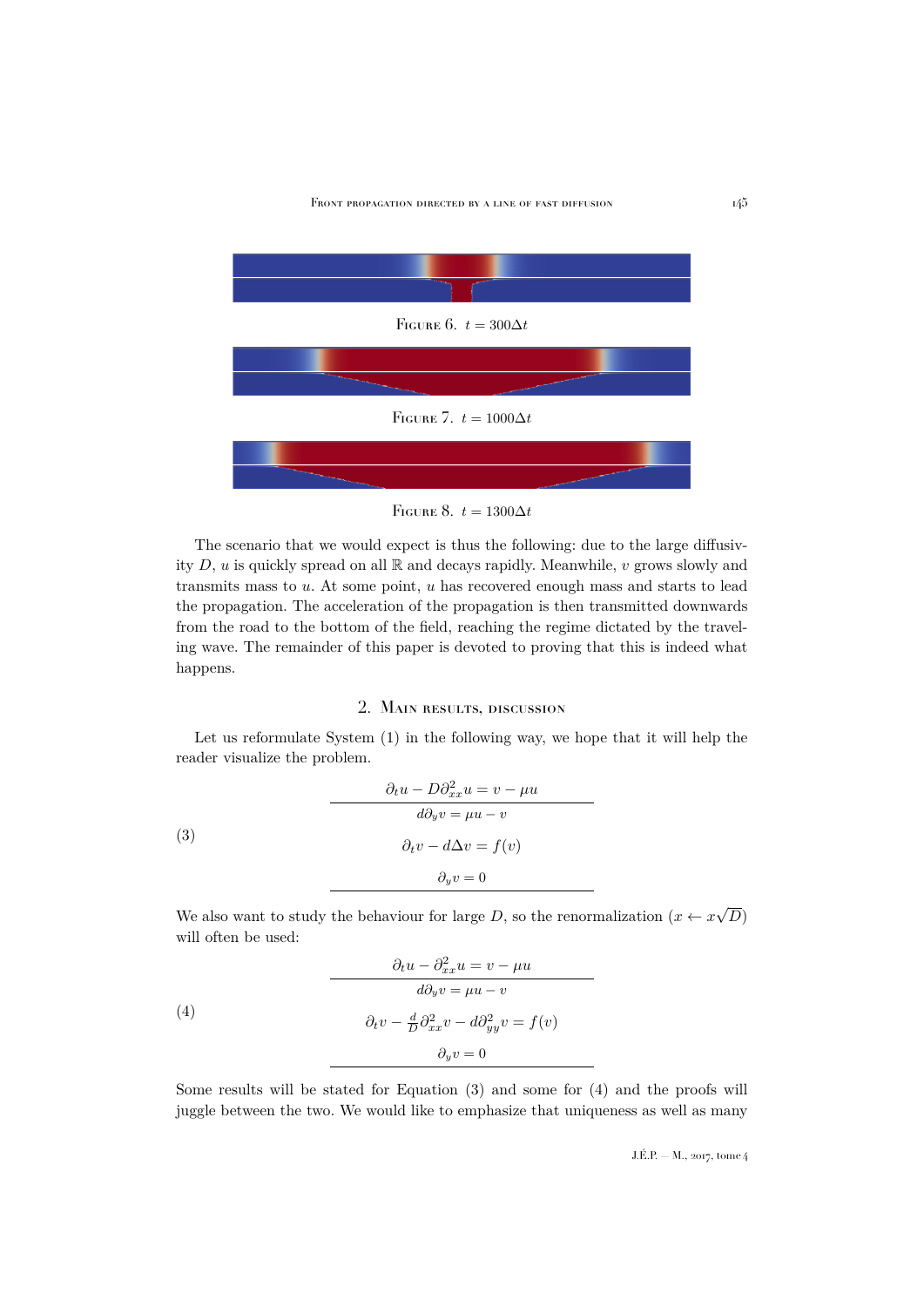Figure 6. $t = 300\Delta t$

Figure 7. $t = 1000\Delta t$

Figure 8. $t = 1300\Delta t$

The scenario that we would expect is thus the following: due to the large diffusivity $D$, $u$ is quickly spread on all $\mathbb{R}$ and decays rapidly. Meanwhile, $v$ grows slowly and transmits mass to $u$. At some point, $u$ has recovered enough mass and starts to lead the propagation. The acceleration of the propagation is then transmitted downwards from the road to the bottom of the field, reaching the regime dictated by the traveling wave. The remainder of this paper is devoted to proving that this is indeed what happens.

## 2. Main results, discussion

Let us reformulate System (1) in the following way, we hope that it will help the reader visualize the problem.

$$
\begin{array}{c}
\partial_t u - D\partial_{xx}^2 u = v - \mu u \\
\hline
d\partial_y v = \mu u - v \\
\partial_t v - d\Delta v = f(v) \\
\partial_y v = 0 \\
\hline
\end{array}
\tag{3}
$$

We also want to study the behaviour for large $D$, so the renormalization ($x \leftarrow x\sqrt{D}$) will often be used:

$$
\begin{array}{c}
\partial_t u - \partial_{xx}^2 u = v - \mu u \\
\hline
d\partial_y v = \mu u - v \\
\partial_t v - \frac{d}{D}\partial_{xx}^2 v - d\partial_{yy}^2 v = f(v) \\
\partial_y v = 0 \\
\hline
\end{array}
\tag{4}
$$

Some results will be stated for Equation (3) and some for (4) and the proofs will juggle between the two. We would like to emphasize that uniqueness as well as many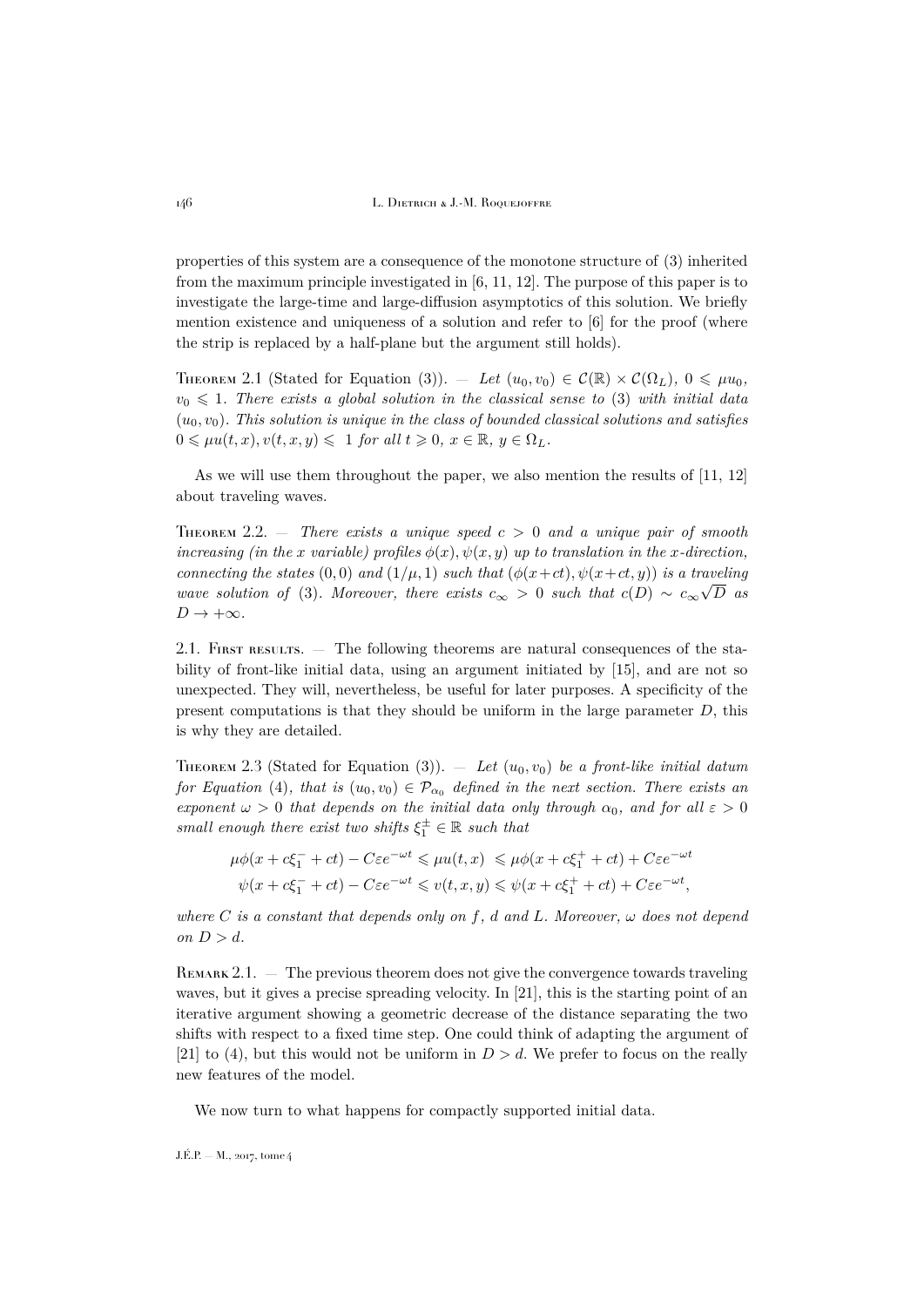properties of this system are a consequence of the monotone structure of (3) inherited from the maximum principle investigated in [6, 11, 12]. The purpose of this paper is to investigate the large-time and large-diffusion asymptotics of this solution. We briefly mention existence and uniqueness of a solution and refer to [6] for the proof (where the strip is replaced by a half-plane but the argument still holds).

Theorem 2.1 (Stated for Equation (3)). — *Let $(u_0, v_0) \in \mathcal{C}(\mathbb{R}) \times \mathcal{C}(\Omega_L)$, $0 \leqslant \mu u_0$, $v_0 \leqslant 1$. There exists a global solution in the classical sense to* (3) *with initial data $(u_0, v_0)$. This solution is unique in the class of bounded classical solutions and satisfies $0 \leqslant \mu u(t,x), v(t,x,y) \leqslant 1$ for all $t \geqslant 0$, $x \in \mathbb{R}$, $y \in \Omega_L$.*

As we will use them throughout the paper, we also mention the results of [11, 12] about traveling waves.

Theorem 2.2. — *There exists a unique speed $c > 0$ and a unique pair of smooth increasing (in the $x$ variable) profiles $\phi(x), \psi(x,y)$ up to translation in the $x$-direction, connecting the states $(0,0)$ and $(1/\mu, 1)$ such that $(\phi(x+ct), \psi(x+ct, y))$ is a traveling wave solution of* (3)*. Moreover, there exists $c_\infty > 0$ such that $c(D) \sim c_\infty \sqrt{D}$ as $D \to +\infty$.*

2.1. First results. — The following theorems are natural consequences of the stability of front-like initial data, using an argument initiated by [15], and are not so unexpected. They will, nevertheless, be useful for later purposes. A specificity of the present computations is that they should be uniform in the large parameter $D$, this is why they are detailed.

Theorem 2.3 (Stated for Equation (3)). — *Let $(u_0, v_0)$ be a front-like initial datum for Equation* (4)*, that is $(u_0, v_0) \in \mathcal{P}_{\alpha_0}$ defined in the next section. There exists an exponent $\omega > 0$ that depends on the initial data only through $\alpha_0$, and for all $\varepsilon > 0$ small enough there exist two shifts $\xi_1^\pm \in \mathbb{R}$ such that*

$$
\begin{aligned}
\mu\phi(x + c\xi_1^- + ct) - C\varepsilon e^{-\omega t} &\leqslant \mu u(t,x) \leqslant \mu\phi(x + c\xi_1^+ + ct) + C\varepsilon e^{-\omega t} \\
\psi(x + c\xi_1^- + ct) - C\varepsilon e^{-\omega t} &\leqslant v(t,x,y) \leqslant \psi(x + c\xi_1^+ + ct) + C\varepsilon e^{-\omega t},
\end{aligned}
$$

*where $C$ is a constant that depends only on $f$, $d$ and $L$. Moreover, $\omega$ does not depend on $D > d$.*

Remark 2.1. — The previous theorem does not give the convergence towards traveling waves, but it gives a precise spreading velocity. In [21], this is the starting point of an iterative argument showing a geometric decrease of the distance separating the two shifts with respect to a fixed time step. One could think of adapting the argument of [21] to (4), but this would not be uniform in $D > d$. We prefer to focus on the really new features of the model.

We now turn to what happens for compactly supported initial data.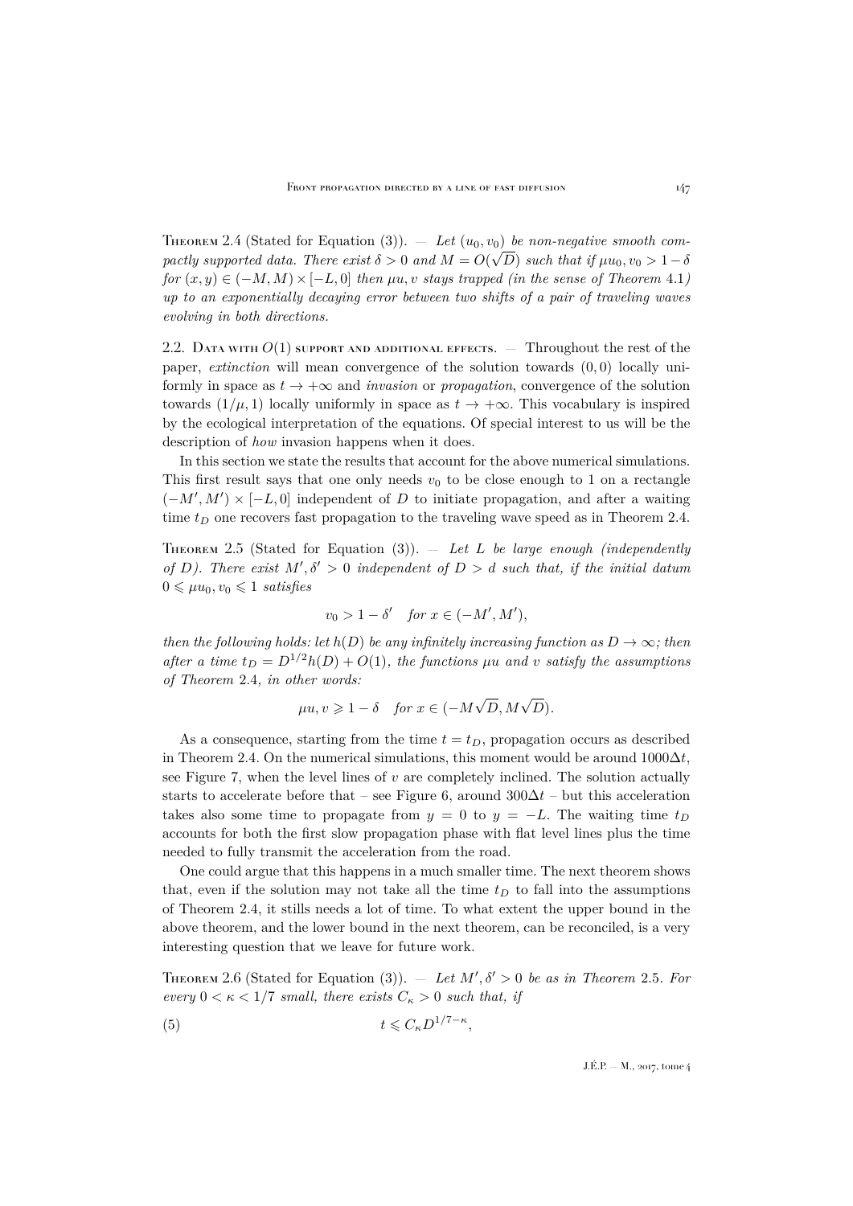Theorem 2.4 (Stated for Equation (3)). — *Let $(u_0, v_0)$ be non-negative smooth compactly supported data. There exist $\delta > 0$ and $M = O(\sqrt{D})$ such that if $\mu u_0, v_0 > 1-\delta$ for $(x,y) \in (-M, M) \times [-L, 0]$ then $\mu u, v$ stays trapped (in the sense of Theorem 4.1) up to an exponentially decaying error between two shifts of a pair of traveling waves evolving in both directions.*

### 2.2. Data with $O(1)$ support and additional effects.

Throughout the rest of the paper, *extinction* will mean convergence of the solution towards $(0,0)$ locally uniformly in space as $t \to +\infty$ and *invasion* or *propagation*, convergence of the solution towards $(1/\mu, 1)$ locally uniformly in space as $t \to +\infty$. This vocabulary is inspired by the ecological interpretation of the equations. Of special interest to us will be the description of *how* invasion happens when it does.

In this section we state the results that account for the above numerical simulations. This first result says that one only needs $v_0$ to be close enough to 1 on a rectangle $(-M', M') \times [-L, 0]$ independent of $D$ to initiate propagation, and after a waiting time $t_D$ one recovers fast propagation to the traveling wave speed as in Theorem 2.4.

Theorem 2.5 (Stated for Equation (3)). — *Let $L$ be large enough (independently of $D$). There exist $M', \delta' > 0$ independent of $D > d$ such that, if the initial datum $0 \leqslant \mu u_0, v_0 \leqslant 1$ satisfies*

$$v_0 > 1 - \delta' \quad \textit{for } x \in (-M', M'),$$

*then the following holds: let $h(D)$ be any infinitely increasing function as $D \to \infty$; then after a time $t_D = D^{1/2} h(D) + O(1)$, the functions $\mu u$ and $v$ satisfy the assumptions of Theorem 2.4, in other words:*

$$\mu u, v \geqslant 1 - \delta \quad \textit{for } x \in (-M\sqrt{D}, M\sqrt{D}).$$

As a consequence, starting from the time $t = t_D$, propagation occurs as described in Theorem 2.4. On the numerical simulations, this moment would be around $1000\Delta t$, see Figure 7, when the level lines of $v$ are completely inclined. The solution actually starts to accelerate before that – see Figure 6, around $300\Delta t$ – but this acceleration takes also some time to propagate from $y = 0$ to $y = -L$. The waiting time $t_D$ accounts for both the first slow propagation phase with flat level lines plus the time needed to fully transmit the acceleration from the road.

One could argue that this happens in a much smaller time. The next theorem shows that, even if the solution may not take all the time $t_D$ to fall into the assumptions of Theorem 2.4, it stills needs a lot of time. To what extent the upper bound in the above theorem, and the lower bound in the next theorem, can be reconciled, is a very interesting question that we leave for future work.

Theorem 2.6 (Stated for Equation (3)). — *Let $M', \delta' > 0$ be as in Theorem 2.5. For every $0 < \kappa < 1/7$ small, there exists $C_\kappa > 0$ such that, if*

$$t \leqslant C_\kappa D^{1/7 - \kappa}, \tag{5}$$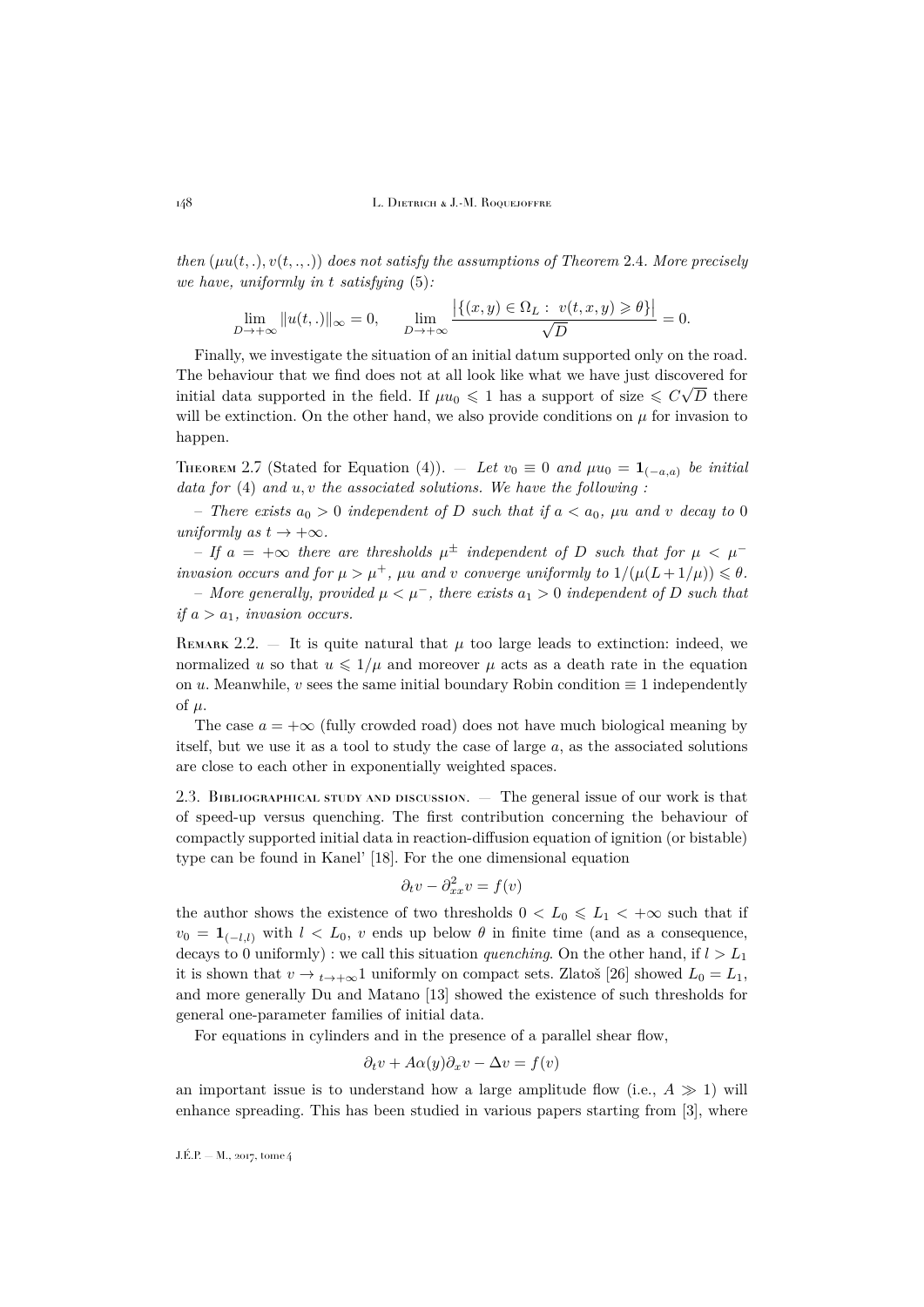*then $(\mu u(t,.), v(t,.,.))$ does not satisfy the assumptions of Theorem 2.4. More precisely we have, uniformly in $t$ satisfying (5):*

$$\lim_{D\to+\infty} \|u(t,.)\|_\infty = 0, \qquad \lim_{D\to+\infty} \frac{\big|\{(x,y)\in\Omega_L:\ v(t,x,y)\geqslant\theta\}\big|}{\sqrt{D}} = 0.$$

Finally, we investigate the situation of an initial datum supported only on the road. The behaviour that we find does not at all look like what we have just discovered for initial data supported in the field. If $\mu u_0 \leqslant 1$ has a support of size $\leqslant C\sqrt{D}$ there will be extinction. On the other hand, we also provide conditions on $\mu$ for invasion to happen.

Theorem 2.7 (Stated for Equation (4)). — *Let $v_0 \equiv 0$ and $\mu u_0 = \mathbf{1}_{(-a,a)}$ be initial data for (4) and $u, v$ the associated solutions. We have the following :*

*– There exists $a_0 > 0$ independent of $D$ such that if $a < a_0$, $\mu u$ and $v$ decay to 0 uniformly as $t \to +\infty$.*

*– If $a = +\infty$ there are thresholds $\mu^\pm$ independent of $D$ such that for $\mu < \mu^-$ invasion occurs and for $\mu > \mu^+$, $\mu u$ and $v$ converge uniformly to $1/(\mu(L+1/\mu)) \leqslant \theta$.*

*– More generally, provided $\mu < \mu^-$, there exists $a_1 > 0$ independent of $D$ such that if $a > a_1$, invasion occurs.*

Remark 2.2. — It is quite natural that $\mu$ too large leads to extinction: indeed, we normalized $u$ so that $u \leqslant 1/\mu$ and moreover $\mu$ acts as a death rate in the equation on $u$. Meanwhile, $v$ sees the same initial boundary Robin condition $\equiv 1$ independently of $\mu$.

The case $a = +\infty$ (fully crowded road) does not have much biological meaning by itself, but we use it as a tool to study the case of large $a$, as the associated solutions are close to each other in exponentially weighted spaces.

### 2.3. Bibliographical study and discussion.

— The general issue of our work is that of speed-up versus quenching. The first contribution concerning the behaviour of compactly supported initial data in reaction-diffusion equation of ignition (or bistable) type can be found in Kanel' [18]. For the one dimensional equation

$$\partial_t v - \partial^2_{xx} v = f(v)$$

the author shows the existence of two thresholds $0 < L_0 \leqslant L_1 < +\infty$ such that if $v_0 = \mathbf{1}_{(-l,l)}$ with $l < L_0$, $v$ ends up below $\theta$ in finite time (and as a consequence, decays to 0 uniformly) : we call this situation *quenching*. On the other hand, if $l > L_1$ it is shown that $v \to_{t\to+\infty} 1$ uniformly on compact sets. Zlatoš [26] showed $L_0 = L_1$, and more generally Du and Matano [13] showed the existence of such thresholds for general one-parameter families of initial data.

For equations in cylinders and in the presence of a parallel shear flow,

$$\partial_t v + A\alpha(y)\partial_x v - \Delta v = f(v)$$

an important issue is to understand how a large amplitude flow (i.e., $A \gg 1$) will enhance spreading. This has been studied in various papers starting from [3], where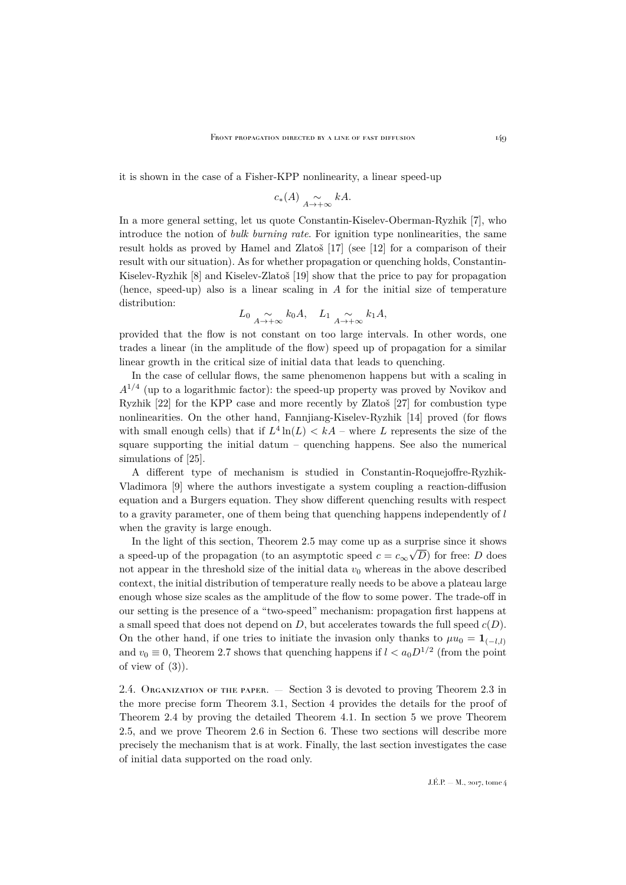it is shown in the case of a Fisher-KPP nonlinearity, a linear speed-up

$$c_*(A) \underset{A\to+\infty}{\sim} kA.$$

In a more general setting, let us quote Constantin-Kiselev-Oberman-Ryzhik [7], who introduce the notion of *bulk burning rate*. For ignition type nonlinearities, the same result holds as proved by Hamel and Zlatoš [17] (see [12] for a comparison of their result with our situation). As for whether propagation or quenching holds, Constantin-Kiselev-Ryzhik [8] and Kiselev-Zlatoš [19] show that the price to pay for propagation (hence, speed-up) also is a linear scaling in $A$ for the initial size of temperature distribution:

$$L_0 \underset{A\to+\infty}{\sim} k_0 A, \quad L_1 \underset{A\to+\infty}{\sim} k_1 A,$$

provided that the flow is not constant on too large intervals. In other words, one trades a linear (in the amplitude of the flow) speed up of propagation for a similar linear growth in the critical size of initial data that leads to quenching.

In the case of cellular flows, the same phenomenon happens but with a scaling in $A^{1/4}$ (up to a logarithmic factor): the speed-up property was proved by Novikov and Ryzhik [22] for the KPP case and more recently by Zlatoš [27] for combustion type nonlinearities. On the other hand, Fannjiang-Kiselev-Ryzhik [14] proved (for flows with small enough cells) that if $L^4\ln(L) < kA$ – where $L$ represents the size of the square supporting the initial datum – quenching happens. See also the numerical simulations of [25].

A different type of mechanism is studied in Constantin-Roquejoffre-Ryzhik-Vladimora [9] where the authors investigate a system coupling a reaction-diffusion equation and a Burgers equation. They show different quenching results with respect to a gravity parameter, one of them being that quenching happens independently of $l$ when the gravity is large enough.

In the light of this section, Theorem 2.5 may come up as a surprise since it shows a speed-up of the propagation (to an asymptotic speed $c = c_\infty\sqrt{D}$) for free: $D$ does not appear in the threshold size of the initial data $v_0$ whereas in the above described context, the initial distribution of temperature really needs to be above a plateau large enough whose size scales as the amplitude of the flow to some power. The trade-off in our setting is the presence of a "two-speed" mechanism: propagation first happens at a small speed that does not depend on $D$, but accelerates towards the full speed $c(D)$. On the other hand, if one tries to initiate the invasion only thanks to $\mu u_0 = \mathbf{1}_{(-l,l)}$ and $v_0 \equiv 0$, Theorem 2.7 shows that quenching happens if $l < a_0 D^{1/2}$ (from the point of view of (3)).

### 2.4. Organization of the paper.

— Section 3 is devoted to proving Theorem 2.3 in the more precise form Theorem 3.1, Section 4 provides the details for the proof of Theorem 2.4 by proving the detailed Theorem 4.1. In section 5 we prove Theorem 2.5, and we prove Theorem 2.6 in Section 6. These two sections will describe more precisely the mechanism that is at work. Finally, the last section investigates the case of initial data supported on the road only.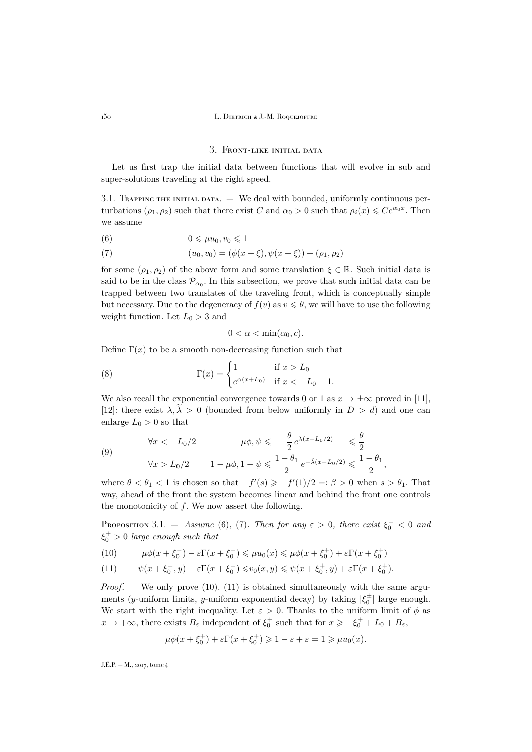## 3. Front-like initial data

Let us first trap the initial data between functions that will evolve in sub and super-solutions traveling at the right speed.

### 3.1. Trapping the initial data.

— We deal with bounded, uniformly continuous perturbations $(\rho_1, \rho_2)$ such that there exist $C$ and $\alpha_0 > 0$ such that $\rho_i(x) \leqslant Ce^{\alpha_0 x}$. Then we assume

$$
0 \leqslant \mu u_0, v_0 \leqslant 1 \tag{6}
$$

$$
(u_0, v_0) = (\phi(x+\xi), \psi(x+\xi)) + (\rho_1, \rho_2) \tag{7}
$$

for some $(\rho_1, \rho_2)$ of the above form and some translation $\xi \in \mathbb{R}$. Such initial data is said to be in the class $\mathcal{P}_{\alpha_0}$. In this subsection, we prove that such initial data can be trapped between two translates of the traveling front, which is conceptually simple but necessary. Due to the degeneracy of $f(v)$ as $v \leqslant \theta$, we will have to use the following weight function. Let $L_0 > 3$ and

$$
0 < \alpha < \min(\alpha_0, c).
$$

Define $\Gamma(x)$ to be a smooth non-decreasing function such that

$$
\Gamma(x) = \begin{cases} 1 & \text{if } x > L_0 \\ e^{\alpha(x+L_0)} & \text{if } x < -L_0 - 1. \end{cases} \tag{8}
$$

We also recall the exponential convergence towards 0 or 1 as $x \to \pm\infty$ proved in [11], [12]: there exist $\lambda, \widetilde{\lambda} > 0$ (bounded from below uniformly in $D > d$) and one can enlarge $L_0 > 0$ so that

$$
\begin{aligned}
&\forall x < -L_0/2 \qquad && \mu\phi, \psi \leqslant \frac{\theta}{2} e^{\lambda(x+L_0/2)} \leqslant \frac{\theta}{2} \\
&\forall x > L_0/2 \qquad && 1-\mu\phi, 1-\psi \leqslant \frac{1-\theta_1}{2} e^{-\widetilde{\lambda}(x-L_0/2)} \leqslant \frac{1-\theta_1}{2},
\end{aligned} \tag{9}
$$

where $\theta < \theta_1 < 1$ is chosen so that $-f'(s) \geqslant -f'(1)/2 =: \beta > 0$ when $s > \theta_1$. That way, ahead of the front the system becomes linear and behind the front one controls the monotonicity of $f$. We now assert the following.

**Proposition 3.1.** — *Assume* (6), (7). *Then for any $\varepsilon > 0$, there exist $\xi_0^- < 0$ and $\xi_0^+ > 0$ large enough such that*

$$
\mu\phi(x+\xi_0^-) - \varepsilon\Gamma(x+\xi_0^-) \leqslant \mu u_0(x) \leqslant \mu\phi(x+\xi_0^+) + \varepsilon\Gamma(x+\xi_0^+) \tag{10}
$$

$$
\psi(x+\xi_0^-, y) - \varepsilon\Gamma(x+\xi_0^-) \leqslant v_0(x,y) \leqslant \psi(x+\xi_0^+, y) + \varepsilon\Gamma(x+\xi_0^+). \tag{11}
$$

*Proof.* — We only prove (10). (11) is obtained simultaneously with the same arguments ($y$-uniform limits, $y$-uniform exponential decay) by taking $|\xi_0^{\pm}|$ large enough. We start with the right inequality. Let $\varepsilon > 0$. Thanks to the uniform limit of $\phi$ as $x \to +\infty$, there exists $B_\varepsilon$ independent of $\xi_0^+$ such that for $x \geqslant -\xi_0^+ + L_0 + B_\varepsilon$,

$$
\mu\phi(x+\xi_0^+) + \varepsilon\Gamma(x+\xi_0^+) \geqslant 1 - \varepsilon + \varepsilon = 1 \geqslant \mu u_0(x).
$$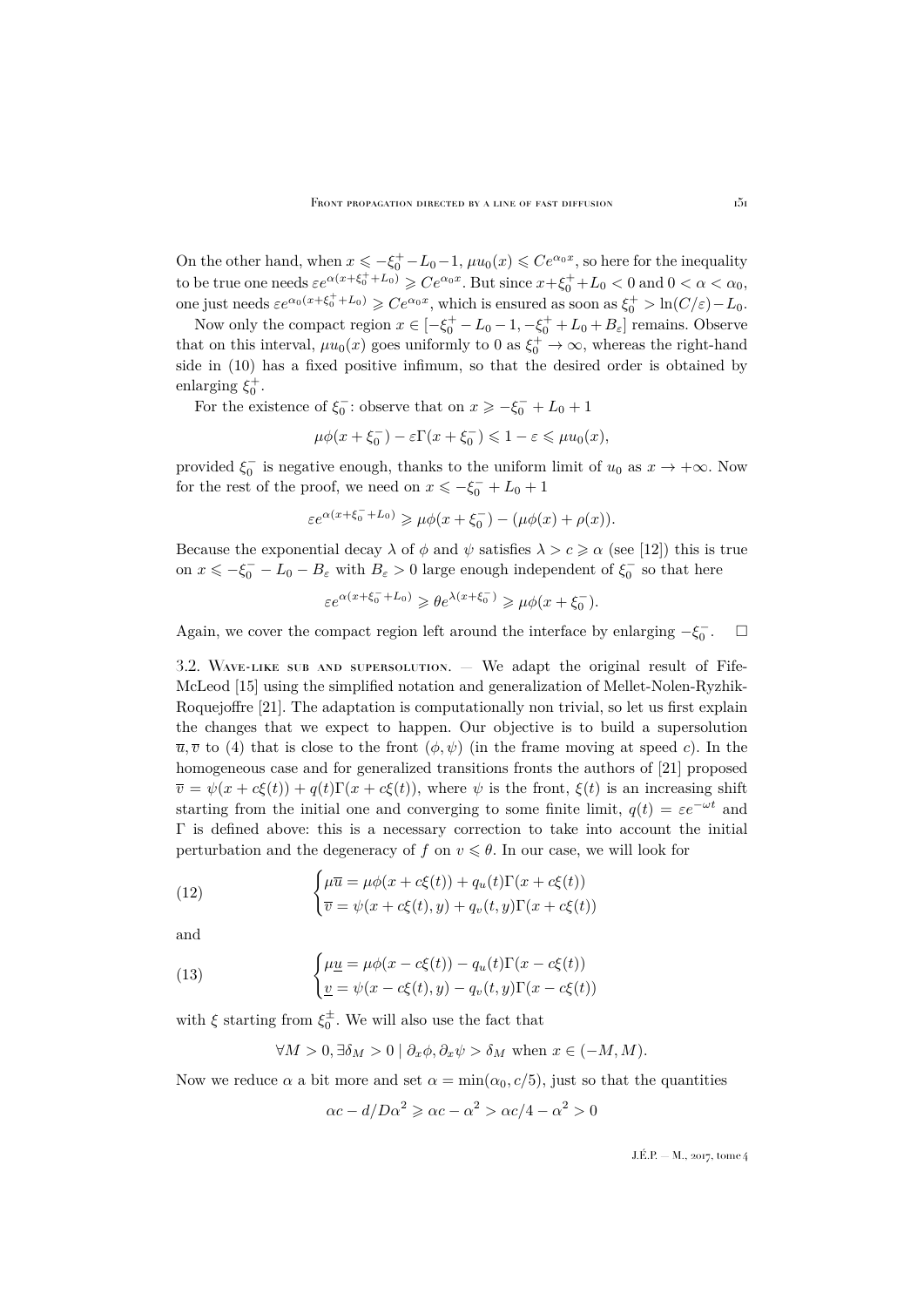On the other hand, when $x \leqslant -\xi_0^+ - L_0 - 1$, $\mu u_0(x) \leqslant Ce^{\alpha_0 x}$, so here for the inequality to be true one needs $\varepsilon e^{\alpha(x+\xi_0^+ + L_0)} \geqslant Ce^{\alpha_0 x}$. But since $x + \xi_0^+ + L_0 < 0$ and $0 < \alpha < \alpha_0$, one just needs $\varepsilon e^{\alpha_0(x+\xi_0^+ + L_0)} \geqslant Ce^{\alpha_0 x}$, which is ensured as soon as $\xi_0^+ > \ln(C/\varepsilon) - L_0$.

Now only the compact region $x \in [-\xi_0^+ - L_0 - 1, -\xi_0^+ + L_0 + B_\varepsilon]$ remains. Observe that on this interval, $\mu u_0(x)$ goes uniformly to 0 as $\xi_0^+ \to \infty$, whereas the right-hand side in (10) has a fixed positive infimum, so that the desired order is obtained by enlarging $\xi_0^+$.

For the existence of $\xi_0^-$: observe that on $x \geqslant -\xi_0^- + L_0 + 1$

$$\mu\phi(x + \xi_0^-) - \varepsilon\Gamma(x + \xi_0^-) \leqslant 1 - \varepsilon \leqslant \mu u_0(x),$$

provided $\xi_0^-$ is negative enough, thanks to the uniform limit of $u_0$ as $x \to +\infty$. Now for the rest of the proof, we need on $x \leqslant -\xi_0^- + L_0 + 1$

$$\varepsilon e^{\alpha(x+\xi_0^- + L_0)} \geqslant \mu\phi(x + \xi_0^-) - (\mu\phi(x) + \rho(x)).$$

Because the exponential decay $\lambda$ of $\phi$ and $\psi$ satisfies $\lambda > c \geqslant \alpha$ (see [12]) this is true on $x \leqslant -\xi_0^- - L_0 - B_\varepsilon$ with $B_\varepsilon > 0$ large enough independent of $\xi_0^-$ so that here

$$\varepsilon e^{\alpha(x+\xi_0^- + L_0)} \geqslant \theta e^{\lambda(x+\xi_0^-)} \geqslant \mu\phi(x + \xi_0^-).$$

Again, we cover the compact region left around the interface by enlarging $-\xi_0^-$. $\square$

3.2. Wave-like sub and supersolution. — We adapt the original result of Fife-McLeod [15] using the simplified notation and generalization of Mellet-Nolen-Ryzhik-Roquejoffre [21]. The adaptation is computationally non trivial, so let us first explain the changes that we expect to happen. Our objective is to build a supersolution $\overline{u}, \overline{v}$ to (4) that is close to the front $(\phi, \psi)$ (in the frame moving at speed $c$). In the homogeneous case and for generalized transitions fronts the authors of [21] proposed $\overline{v} = \psi(x + c\xi(t)) + q(t)\Gamma(x + c\xi(t))$, where $\psi$ is the front, $\xi(t)$ is an increasing shift starting from the initial one and converging to some finite limit, $q(t) = \varepsilon e^{-\omega t}$ and $\Gamma$ is defined above: this is a necessary correction to take into account the initial perturbation and the degeneracy of $f$ on $v \leqslant \theta$. In our case, we will look for

$$\begin{cases} \mu\overline{u} = \mu\phi(x + c\xi(t)) + q_u(t)\Gamma(x + c\xi(t)) \\ \overline{v} = \psi(x + c\xi(t), y) + q_v(t, y)\Gamma(x + c\xi(t)) \end{cases} \tag{12}$$

and

$$\begin{cases} \mu\underline{u} = \mu\phi(x - c\xi(t)) - q_u(t)\Gamma(x - c\xi(t)) \\ \underline{v} = \psi(x - c\xi(t), y) - q_v(t, y)\Gamma(x - c\xi(t)) \end{cases} \tag{13}$$

with $\xi$ starting from $\xi_0^\pm$. We will also use the fact that

$$\forall M > 0, \exists \delta_M > 0 \mid \partial_x\phi, \partial_x\psi > \delta_M \text{ when } x \in (-M, M).$$

Now we reduce $\alpha$ a bit more and set $\alpha = \min(\alpha_0, c/5)$, just so that the quantities

$$\alpha c - d/D\alpha^2 \geqslant \alpha c - \alpha^2 > \alpha c/4 - \alpha^2 > 0$$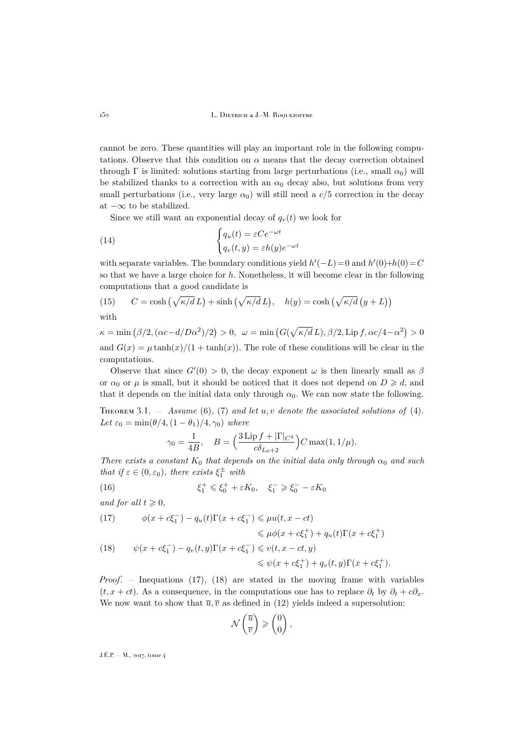cannot be zero. These quantities will play an important role in the following computations. Observe that this condition on $\alpha$ means that the decay correction obtained through $\Gamma$ is limited: solutions starting from large perturbations (i.e., small $\alpha_0$) will be stabilized thanks to a correction with an $\alpha_0$ decay also, but solutions from very small perturbations (i.e., very large $\alpha_0$) will still need a $c/5$ correction in the decay at $-\infty$ to be stabilized.

Since we still want an exponential decay of $q_v(t)$ we look for

$$
\begin{cases} q_u(t) = \varepsilon C e^{-\omega t} \\ q_v(t,y) = \varepsilon h(y) e^{-\omega t} \end{cases} \tag{14}
$$

with separate variables. The boundary conditions yield $h'(-L)=0$ and $h'(0)+h(0)=C$ so that we have a large choice for $h$. Nonetheless, it will become clear in the following computations that a good candidate is

$$
C = \cosh\big(\sqrt{\kappa/d}\,L\big) + \sinh\big(\sqrt{\kappa/d}\,L\big), \quad h(y) = \cosh\big(\sqrt{\kappa/d}\,(y+L)\big) \tag{15}
$$

with

$$
\kappa = \min\big(\beta/2, (\alpha c - d/D\alpha^2)/2\big) > 0, \;\; \omega = \min\big(G(\sqrt{\kappa/d}\,L), \beta/2, \operatorname{Lip} f, \alpha c/4 - \alpha^2\big) > 0
$$

and $G(x) = \mu \tanh(x)/(1+\tanh(x))$. The role of these conditions will be clear in the computations.

Observe that since $G'(0) > 0$, the decay exponent $\omega$ is then linearly small as $\beta$ or $\alpha_0$ or $\mu$ is small, but it should be noticed that it does not depend on $D \geqslant d$, and that it depends on the initial data only through $\alpha_0$. We can now state the following.

Theorem 3.1. — *Assume* (6), (7) *and let* $u, v$ *denote the associated solutions of* (4). *Let* $\varepsilon_0 = \min(\theta/4, (1-\theta_1)/4, \gamma_0)$ *where*

$$
\gamma_0 = \frac{1}{4B}, \quad B = \Big(\frac{3\operatorname{Lip} f + |\Gamma|_{C^2}}{c\delta_{L_0+2}}\Big) C \max(1, 1/\mu).
$$

*There exists a constant* $K_0$ *that depends on the initial data only through* $\alpha_0$ *and such that if* $\varepsilon \in (0, \varepsilon_0)$, *there exists* $\xi_1^{\pm}$ *with*

$$
\xi_1^+ \leqslant \xi_0^+ + \varepsilon K_0, \quad \xi_1^- \geqslant \xi_0^- - \varepsilon K_0 \tag{16}
$$

*and for all* $t \geqslant 0$,

$$
\begin{aligned} \phi(x + c\xi_1^-) - q_u(t)\Gamma(x + c\xi_1^-) &\leqslant \mu u(t, x - ct) \\ &\leqslant \mu\phi(x + c\xi_1^+) + q_u(t)\Gamma(x + c\xi_1^+) \end{aligned} \tag{17}
$$

$$
\begin{aligned} \psi(x + c\xi_1^-) - q_v(t,y)\Gamma(x + c\xi_1^-) &\leqslant v(t, x - ct, y) \\ &\leqslant \psi(x + c\xi_1^+) + q_v(t,y)\Gamma(x + c\xi_1^+). \end{aligned} \tag{18}
$$

*Proof*. — Inequations (17), (18) are stated in the moving frame with variables $(t, x+ct)$. As a consequence, in the computations one has to replace $\partial_t$ by $\partial_t + c\partial_x$. We now want to show that $\overline{u}, \overline{v}$ as defined in (12) yields indeed a supersolution:

$$
\mathcal{N}\begin{pmatrix} \overline{u} \\ \overline{v} \end{pmatrix} \geqslant \begin{pmatrix} 0 \\ 0 \end{pmatrix},
$$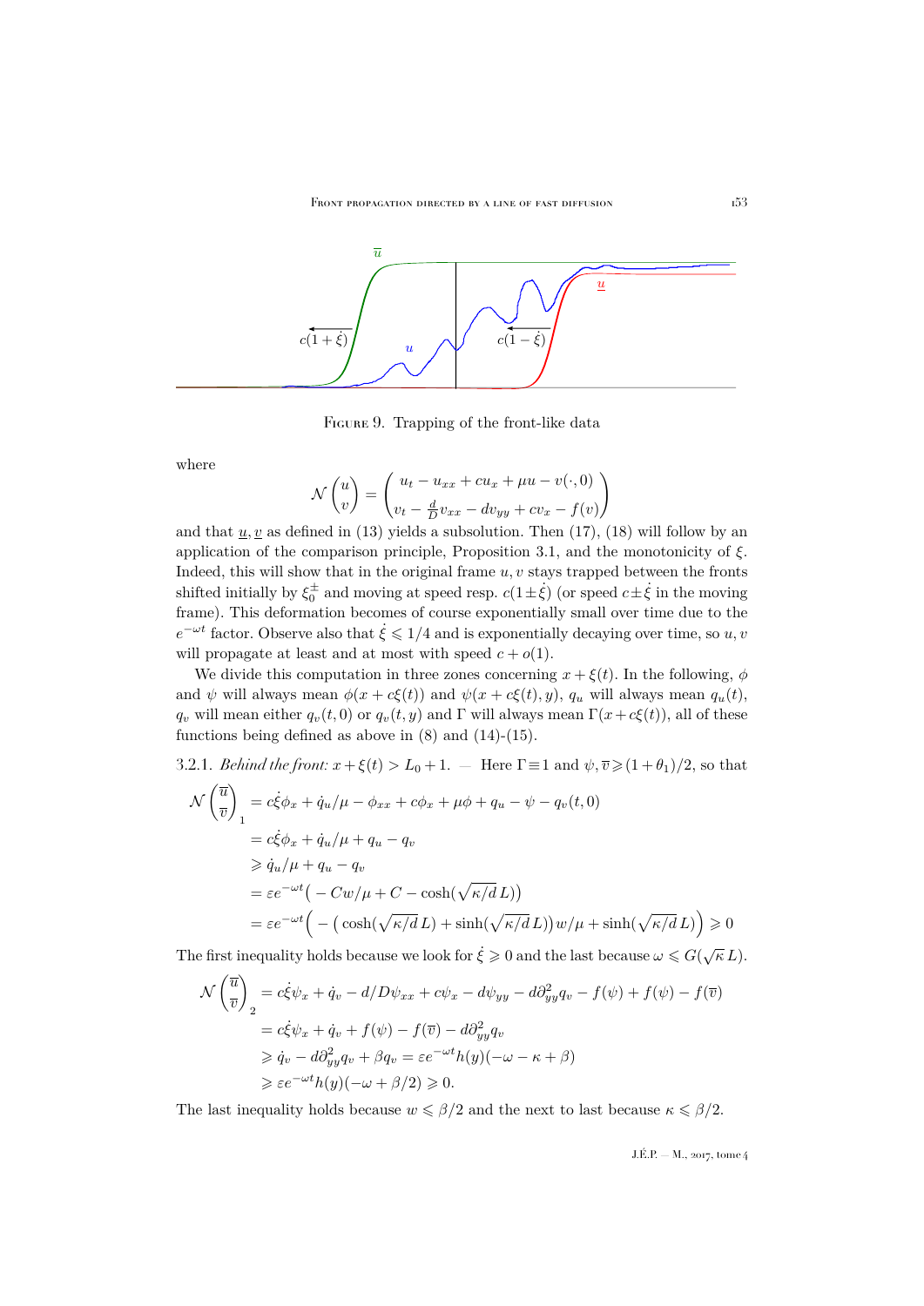Figure 9. Trapping of the front-like data

where

$$\mathcal{N}\begin{pmatrix} u \\ v \end{pmatrix} = \begin{pmatrix} u_t - u_{xx} + cu_x + \mu u - v(\cdot, 0) \\ v_t - \frac{d}{D}v_{xx} - dv_{yy} + cv_x - f(v) \end{pmatrix}$$

and that $\underline{u}, \underline{v}$ as defined in (13) yields a subsolution. Then (17), (18) will follow by an application of the comparison principle, Proposition 3.1, and the monotonicity of $\xi$. Indeed, this will show that in the original frame $u, v$ stays trapped between the fronts shifted initially by $\xi_0^{\pm}$ and moving at speed resp. $c(1 \pm \dot{\xi})$ (or speed $c \pm \dot{\xi}$ in the moving frame). This deformation becomes of course exponentially small over time due to the $e^{-\omega t}$ factor. Observe also that $\dot{\xi} \leqslant 1/4$ and is exponentially decaying over time, so $u, v$ will propagate at least and at most with speed $c + o(1)$.

We divide this computation in three zones concerning $x + \xi(t)$. In the following, $\phi$ and $\psi$ will always mean $\phi(x + c\xi(t))$ and $\psi(x + c\xi(t), y)$, $q_u$ will always mean $q_u(t)$, $q_v$ will mean either $q_v(t, 0)$ or $q_v(t, y)$ and $\Gamma$ will always mean $\Gamma(x + c\xi(t))$, all of these functions being defined as above in (8) and (14)-(15).

3.2.1. *Behind the front:* $x + \xi(t) > L_0 + 1$. — Here $\Gamma \equiv 1$ and $\psi, \overline{v} \geqslant (1 + \theta_1)/2$, so that

$$\begin{aligned}
\mathcal{N}\begin{pmatrix} \overline{u} \\ \overline{v} \end{pmatrix}_1 &= c\dot{\xi}\phi_x + \dot{q}_u/\mu - \phi_{xx} + c\phi_x + \mu\phi + q_u - \psi - q_v(t, 0) \\
&= c\dot{\xi}\phi_x + \dot{q}_u/\mu + q_u - q_v \\
&\geqslant \dot{q}_u/\mu + q_u - q_v \\
&= \varepsilon e^{-\omega t}\big(-Cw/\mu + C - \cosh(\sqrt{\kappa/d}\, L)\big) \\
&= \varepsilon e^{-\omega t}\Big(-\big(\cosh(\sqrt{\kappa/d}\, L) + \sinh(\sqrt{\kappa/d}\, L)\big)w/\mu + \sinh(\sqrt{\kappa/d}\, L)\Big) \geqslant 0
\end{aligned}$$

The first inequality holds because we look for $\dot{\xi} \geqslant 0$ and the last because $\omega \leqslant G(\sqrt{\kappa}\, L)$.

$$\begin{aligned}
\mathcal{N}\begin{pmatrix} \overline{u} \\ \overline{v} \end{pmatrix}_2 &= c\dot{\xi}\psi_x + \dot{q}_v - d/D\psi_{xx} + c\psi_x - d\psi_{yy} - d\partial_{yy}^2 q_v - f(\psi) + f(\psi) - f(\overline{v}) \\
&= c\dot{\xi}\psi_x + \dot{q}_v + f(\psi) - f(\overline{v}) - d\partial_{yy}^2 q_v \\
&\geqslant \dot{q}_v - d\partial_{yy}^2 q_v + \beta q_v = \varepsilon e^{-\omega t} h(y)(-\omega - \kappa + \beta) \\
&\geqslant \varepsilon e^{-\omega t} h(y)(-\omega + \beta/2) \geqslant 0.
\end{aligned}$$

The last inequality holds because $w \leqslant \beta/2$ and the next to last because $\kappa \leqslant \beta/2$.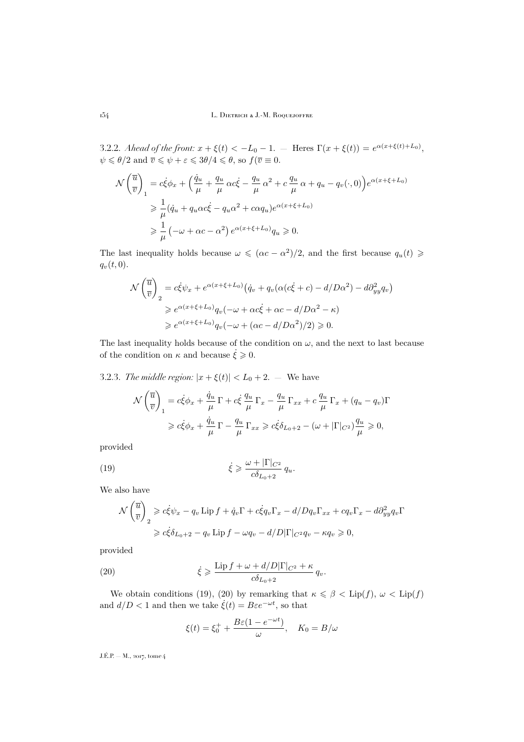3.2.2. *Ahead of the front: $x+\xi(t) < -L_0 - 1$.* — Heres $\Gamma(x+\xi(t)) = e^{\alpha(x+\xi(t)+L_0)}$, $\psi \leqslant \theta/2$ and $\overline{v} \leqslant \psi + \varepsilon \leqslant 3\theta/4 \leqslant \theta$, so $f(\overline{v} \equiv 0$.

$$
\begin{aligned}
\mathcal{N}\begin{pmatrix}\overline{u}\\ \overline{v}\end{pmatrix}_1 &= c\dot{\xi}\phi_x + \Big(\frac{\dot{q}_u}{\mu} + \frac{q_u}{\mu}\,\alpha c\dot{\xi} - \frac{q_u}{\mu}\,\alpha^2 + c\,\frac{q_u}{\mu}\,\alpha + q_u - q_v(\cdot,0)\Big)e^{\alpha(x+\xi+L_0)}\\
&\geqslant \frac{1}{\mu}(\dot{q}_u + q_u\alpha c\dot{\xi} - q_u\alpha^2 + c\alpha q_u)e^{\alpha(x+\xi+L_0)}\\
&\geqslant \frac{1}{\mu}\left(-\omega + \alpha c - \alpha^2\right)e^{\alpha(x+\xi+L_0)}q_u \geqslant 0.
\end{aligned}
$$

The last inequality holds because $\omega \leqslant (\alpha c - \alpha^2)/2$, and the first because $q_u(t) \geqslant q_v(t,0)$.

$$
\begin{aligned}
\mathcal{N}\begin{pmatrix}\overline{u}\\ \overline{v}\end{pmatrix}_2 &= c\dot{\xi}\psi_x + e^{\alpha(x+\xi+L_0)}\big(\dot{q}_v + q_v(\alpha(c\dot{\xi}+c) - d/D\alpha^2) - d\partial_{yy}^2 q_v\big)\\
&\geqslant e^{\alpha(x+\xi+L_0)}q_v(-\omega + \alpha c\dot{\xi} + \alpha c - d/D\alpha^2 - \kappa)\\
&\geqslant e^{\alpha(x+\xi+L_0)}q_v(-\omega + (\alpha c - d/D\alpha^2)/2) \geqslant 0.
\end{aligned}
$$

The last inequality holds because of the condition on $\omega$, and the next to last because of the condition on $\kappa$ and because $\dot{\xi} \geqslant 0$.

3.2.3. *The middle region: $|x+\xi(t)| < L_0 + 2$.* — We have

$$
\begin{aligned}
\mathcal{N}\begin{pmatrix}\overline{u}\\ \overline{v}\end{pmatrix}_1 &= c\dot{\xi}\phi_x + \frac{\dot{q}_u}{\mu}\,\Gamma + c\dot{\xi}\,\frac{q_u}{\mu}\,\Gamma_x - \frac{q_u}{\mu}\,\Gamma_{xx} + c\,\frac{q_u}{\mu}\,\Gamma_x + (q_u - q_v)\Gamma\\
&\geqslant c\dot{\xi}\phi_x + \frac{\dot{q}_u}{\mu}\,\Gamma - \frac{q_u}{\mu}\,\Gamma_{xx} \geqslant c\dot{\xi}\delta_{L_0+2} - (\omega + |\Gamma|_{C^2})\frac{q_u}{\mu} \geqslant 0,
\end{aligned}
$$

provided

$$
\dot{\xi} \geqslant \frac{\omega + |\Gamma|_{C^2}}{c\delta_{L_0+2}}\,q_u. \tag{19}
$$

We also have

$$
\begin{aligned}
\mathcal{N}\begin{pmatrix}\overline{u}\\ \overline{v}\end{pmatrix}_2 &\geqslant c\dot{\xi}\psi_x - q_v\operatorname{Lip}f + \dot{q}_v\Gamma + c\dot{\xi}q_v\Gamma_x - d/Dq_v\Gamma_{xx} + cq_v\Gamma_x - d\partial_{yy}^2 q_v\Gamma\\
&\geqslant c\dot{\xi}\delta_{L_0+2} - q_v\operatorname{Lip}f - \omega q_v - d/D|\Gamma|_{C^2}q_v - \kappa q_v \geqslant 0,
\end{aligned}
$$

provided

$$
\dot{\xi} \geqslant \frac{\operatorname{Lip}f + \omega + d/D|\Gamma|_{C^2} + \kappa}{c\delta_{L_0+2}}\,q_v. \tag{20}
$$

We obtain conditions (19), (20) by remarking that $\kappa \leqslant \beta < \operatorname{Lip}(f)$, $\omega < \operatorname{Lip}(f)$ and $d/D < 1$ and then we take $\dot{\xi}(t) = B\varepsilon e^{-\omega t}$, so that

$$
\xi(t) = \xi_0^+ + \frac{B\varepsilon(1-e^{-\omega t})}{\omega}, \quad K_0 = B/\omega
$$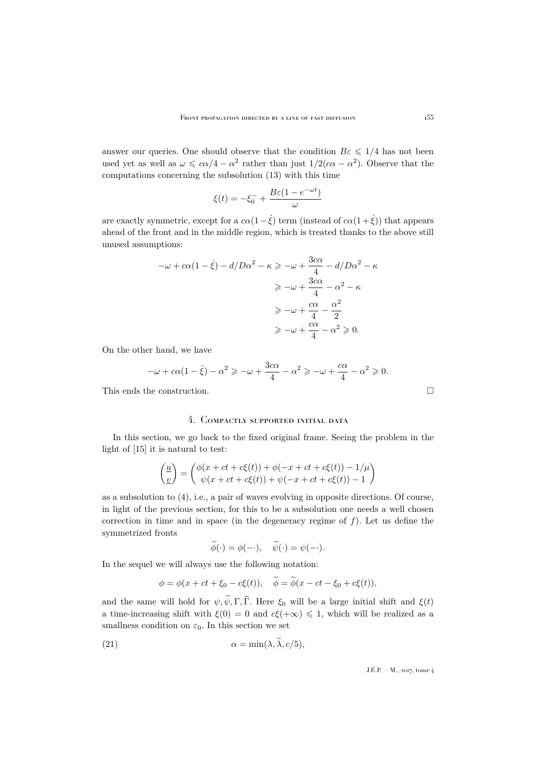answer our queries. One should observe that the condition $B\varepsilon \leqslant 1/4$ has not been used yet as well as $\omega \leqslant c\alpha/4 - \alpha^2$ rather than just $1/2(c\alpha - \alpha^2)$. Observe that the computations concerning the subsolution (13) with this time

$$\xi(t) = -\xi_0^- + \frac{B\varepsilon(1-e^{-\omega t})}{\omega}$$

are exactly symmetric, except for a $c\alpha(1-\dot{\xi})$ term (instead of $c\alpha(1+\dot{\xi})$) that appears ahead of the front and in the middle region, which is treated thanks to the above still unused assumptions:

$$\begin{aligned}
-\omega + c\alpha(1-\dot{\xi}) - d/D\alpha^2 - \kappa &\geqslant -\omega + \frac{3c\alpha}{4} - d/D\alpha^2 - \kappa \\
&\geqslant -\omega + \frac{3c\alpha}{4} - \alpha^2 - \kappa \\
&\geqslant -\omega + \frac{c\alpha}{4} - \frac{\alpha^2}{2} \\
&\geqslant -\omega + \frac{c\alpha}{4} - \alpha^2 \geqslant 0.
\end{aligned}$$

On the other hand, we have

$$-\omega + c\alpha(1-\dot{\xi}) - \alpha^2 \geqslant -\omega + \frac{3c\alpha}{4} - \alpha^2 \geqslant -\omega + \frac{c\alpha}{4} - \alpha^2 \geqslant 0.$$

This ends the construction. □

## 4. Compactly supported initial data

In this section, we go back to the fixed original frame. Seeing the problem in the light of [15] it is natural to test:

$$\begin{pmatrix} \underline{u} \\ \underline{v} \end{pmatrix} = \begin{pmatrix} \phi(x+ct+c\xi(t)) + \phi(-x+ct+c\xi(t)) - 1/\mu \\ \psi(x+ct+c\xi(t)) + \psi(-x+ct+c\xi(t)) - 1 \end{pmatrix}$$

as a subsolution to (4), i.e., a pair of waves evolving in opposite directions. Of course, in light of the previous section, for this to be a subsolution one needs a well chosen correction in time and in space (in the degeneracy regime of $f$). Let us define the symmetrized fronts

$$\widetilde{\phi}(\cdot) = \phi(-\cdot), \quad \widetilde{\psi}(\cdot) = \psi(-\cdot).$$

In the sequel we will always use the following notation:

$$\phi = \phi(x+ct+\xi_0 - c\xi(t)), \quad \widetilde{\phi} = \widetilde{\phi}(x-ct-\xi_0+c\xi(t)),$$

and the same will hold for $\psi, \widetilde{\psi}, \Gamma, \widetilde{\Gamma}$. Here $\xi_0$ will be a large initial shift and $\xi(t)$ a time-increasing shift with $\xi(0) = 0$ and $c\xi(+\infty) \leqslant 1$, which will be realized as a smallness condition on $\varepsilon_0$. In this section we set

$$\alpha = \min(\lambda, \widetilde{\lambda}, c/5), \tag{21}$$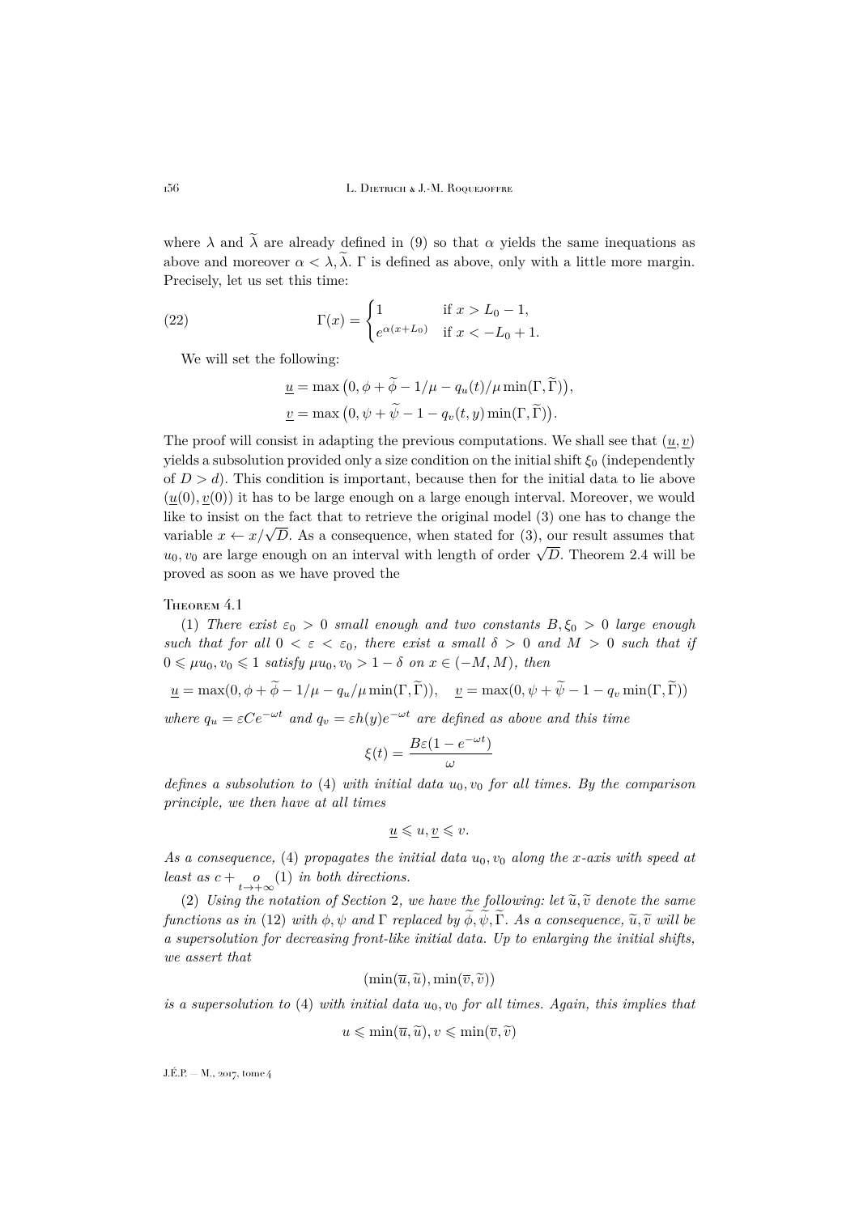where $\lambda$ and $\widetilde{\lambda}$ are already defined in (9) so that $\alpha$ yields the same inequations as above and moreover $\alpha < \lambda, \widetilde{\lambda}$. $\Gamma$ is defined as above, only with a little more margin. Precisely, let us set this time:

$$\Gamma(x) = \begin{cases} 1 & \text{if } x > L_0 - 1, \\ e^{\alpha(x+L_0)} & \text{if } x < -L_0 + 1. \end{cases} \tag{22}$$

We will set the following:

$$\underline{u} = \max\big(0, \phi + \widetilde{\phi} - 1/\mu - q_u(t)/\mu \min(\Gamma, \widetilde{\Gamma})\big),$$
$$\underline{v} = \max\big(0, \psi + \widetilde{\psi} - 1 - q_v(t,y) \min(\Gamma, \widetilde{\Gamma})\big).$$

The proof will consist in adapting the previous computations. We shall see that $(\underline{u}, \underline{v})$ yields a subsolution provided only a size condition on the initial shift $\xi_0$ (independently of $D > d$). This condition is important, because then for the initial data to lie above $(\underline{u}(0), \underline{v}(0))$ it has to be large enough on a large enough interval. Moreover, we would like to insist on the fact that to retrieve the original model (3) one has to change the variable $x \leftarrow x/\sqrt{D}$. As a consequence, when stated for (3), our result assumes that $u_0, v_0$ are large enough on an interval with length of order $\sqrt{D}$. Theorem 2.4 will be proved as soon as we have proved the

Theorem 4.1

(1) *There exist $\varepsilon_0 > 0$ small enough and two constants $B, \xi_0 > 0$ large enough such that for all $0 < \varepsilon < \varepsilon_0$, there exist a small $\delta > 0$ and $M > 0$ such that if $0 \leqslant \mu u_0, v_0 \leqslant 1$ satisfy $\mu u_0, v_0 > 1 - \delta$ on $x \in (-M, M)$, then*

$$\underline{u} = \max(0, \phi + \widetilde{\phi} - 1/\mu - q_u/\mu \min(\Gamma, \widetilde{\Gamma})), \quad \underline{v} = \max(0, \psi + \widetilde{\psi} - 1 - q_v \min(\Gamma, \widetilde{\Gamma}))$$

*where $q_u = \varepsilon C e^{-\omega t}$ and $q_v = \varepsilon h(y) e^{-\omega t}$ are defined as above and this time*

$$\xi(t) = \frac{B\varepsilon(1 - e^{-\omega t})}{\omega}$$

*defines a subsolution to (4) with initial data $u_0, v_0$ for all times. By the comparison principle, we then have at all times*

$$\underline{u} \leqslant u, \underline{v} \leqslant v.$$

*As a consequence, (4) propagates the initial data $u_0, v_0$ along the $x$-axis with speed at least as $c + \underset{t \to +\infty}{o}(1)$ in both directions.*

(2) *Using the notation of Section 2, we have the following: let $\widetilde{u}, \widetilde{v}$ denote the same functions as in (12) with $\phi, \psi$ and $\Gamma$ replaced by $\widetilde{\phi}, \widetilde{\psi}, \widetilde{\Gamma}$. As a consequence, $\widetilde{u}, \widetilde{v}$ will be a supersolution for decreasing front-like initial data. Up to enlarging the initial shifts, we assert that*

$$(\min(\overline{u}, \widetilde{u}), \min(\overline{v}, \widetilde{v}))$$

*is a supersolution to (4) with initial data $u_0, v_0$ for all times. Again, this implies that*

$$u \leqslant \min(\overline{u}, \widetilde{u}), v \leqslant \min(\overline{v}, \widetilde{v})$$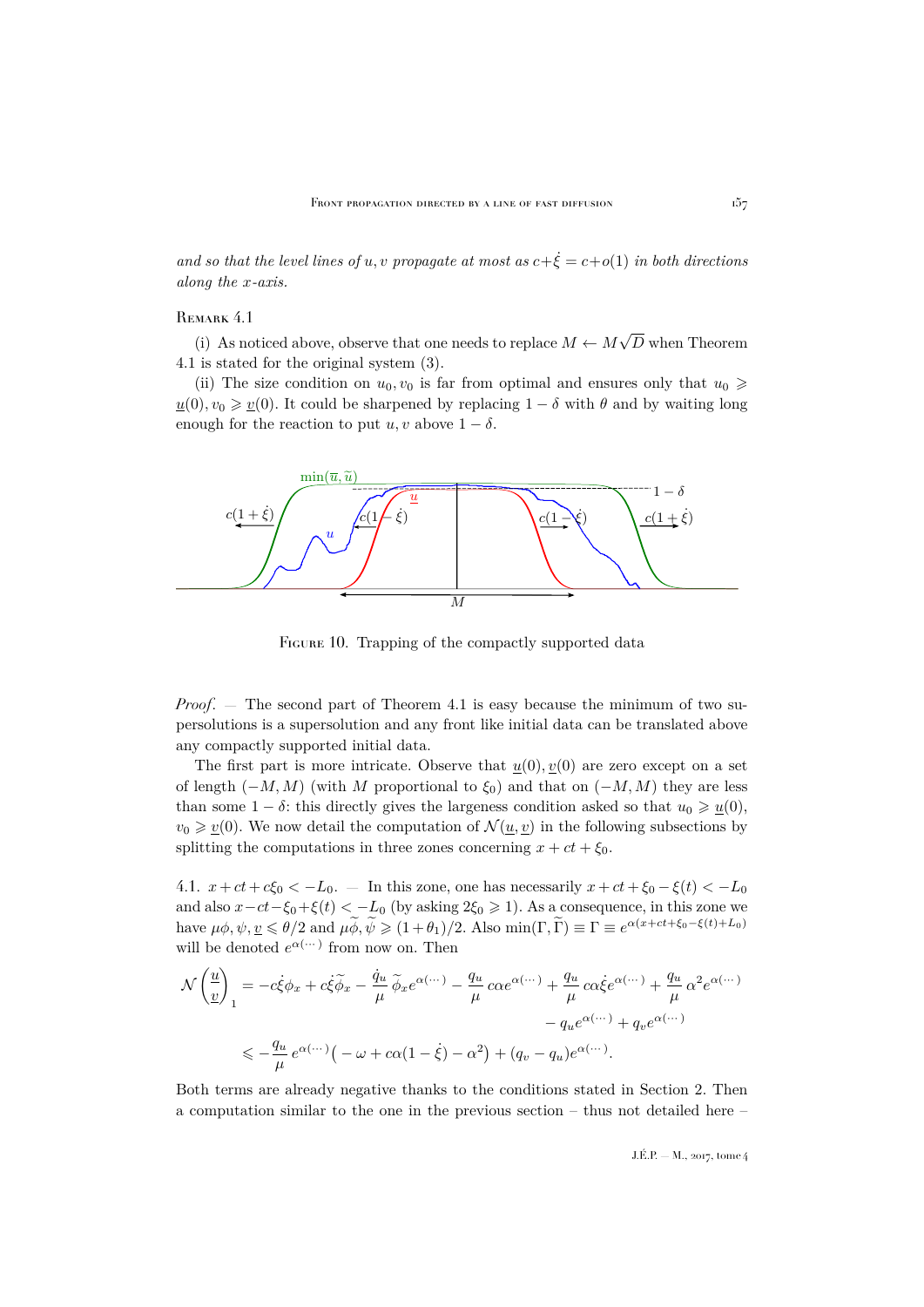*and so that the level lines of $u, v$ propagate at most as $c+\dot{\xi} = c+o(1)$ in both directions along the $x$-axis.*

Remark 4.1

(i) As noticed above, observe that one needs to replace $M \leftarrow M\sqrt{D}$ when Theorem 4.1 is stated for the original system (3).

(ii) The size condition on $u_0, v_0$ is far from optimal and ensures only that $u_0 \geqslant \underline{u}(0)$, $v_0 \geqslant \underline{v}(0)$. It could be sharpened by replacing $1-\delta$ with $\theta$ and by waiting long enough for the reaction to put $u, v$ above $1-\delta$.

Figure 10. Trapping of the compactly supported data

*Proof*. — The second part of Theorem 4.1 is easy because the minimum of two supersolutions is a supersolution and any front like initial data can be translated above any compactly supported initial data.

The first part is more intricate. Observe that $\underline{u}(0), \underline{v}(0)$ are zero except on a set of length $(-M, M)$ (with $M$ proportional to $\xi_0$) and that on $(-M, M)$ they are less than some $1-\delta$: this directly gives the largeness condition asked so that $u_0 \geqslant \underline{u}(0)$, $v_0 \geqslant \underline{v}(0)$. We now detail the computation of $\mathcal{N}(\underline{u}, \underline{v})$ in the following subsections by splitting the computations in three zones concerning $x + ct + \xi_0$.

4.1. $x+ct+c\xi_0 < -L_0$. — In this zone, one has necessarily $x+ct+\xi_0-\xi(t) < -L_0$ and also $x-ct-\xi_0+\xi(t) < -L_0$ (by asking $2\xi_0 \geqslant 1$). As a consequence, in this zone we have $\mu\phi, \psi, \underline{v} \leqslant \theta/2$ and $\mu\widetilde{\phi}, \widetilde{\psi} \geqslant (1+\theta_1)/2$. Also $\min(\Gamma, \widetilde{\Gamma}) \equiv \Gamma \equiv e^{\alpha(x+ct+\xi_0-\xi(t)+L_0)}$ will be denoted $e^{\alpha(\cdots)}$ from now on. Then

$$
\begin{aligned}
\mathcal{N}\begin{pmatrix}\underline{u}\\ \underline{v}\end{pmatrix}_1 &= -c\dot{\xi}\phi_x + c\dot{\xi}\widetilde{\phi}_x - \frac{\dot{q}_u}{\mu}\,\widetilde{\phi}_x e^{\alpha(\cdots)} - \frac{q_u}{\mu}\,c\alpha e^{\alpha(\cdots)} + \frac{q_u}{\mu}\,c\alpha\dot{\xi}e^{\alpha(\cdots)} + \frac{q_u}{\mu}\,\alpha^2 e^{\alpha(\cdots)} \\
&\qquad\qquad\qquad\qquad\qquad\qquad\qquad\qquad - q_u e^{\alpha(\cdots)} + q_v e^{\alpha(\cdots)} \\
&\leqslant -\frac{q_u}{\mu}\,e^{\alpha(\cdots)}\big(-\omega + c\alpha(1-\dot{\xi}) - \alpha^2\big) + (q_v - q_u)e^{\alpha(\cdots)}.
\end{aligned}
$$

Both terms are already negative thanks to the conditions stated in Section 2. Then a computation similar to the one in the previous section – thus not detailed here –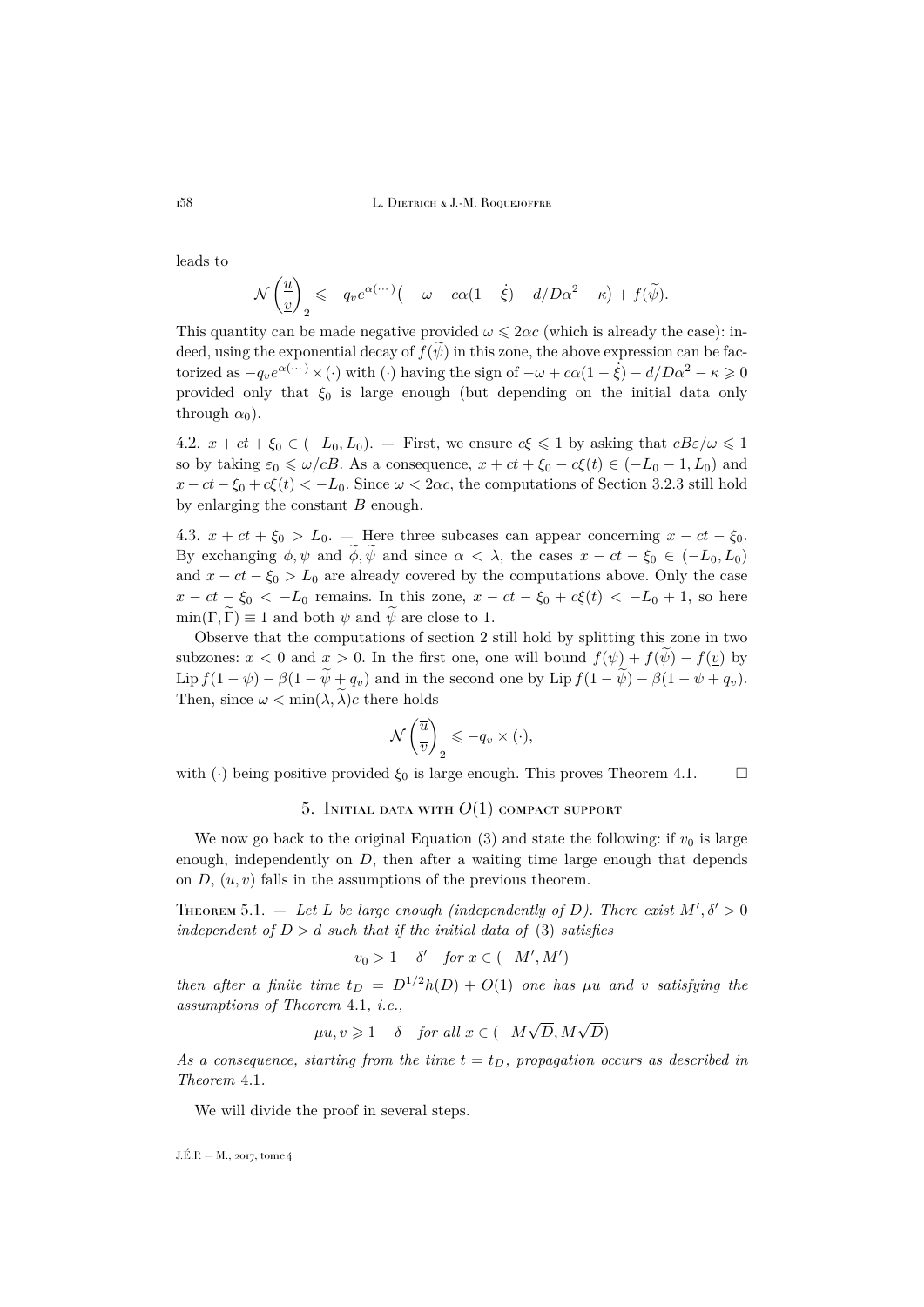leads to

$$\mathcal{N}\begin{pmatrix}\underline{u}\\ \underline{v}\end{pmatrix}_2 \leqslant -q_v e^{\alpha(\cdots)}\big(-\omega + c\alpha(1-\dot{\xi}) - d/D\alpha^2 - \kappa\big) + f(\widetilde{\psi}).$$

This quantity can be made negative provided $\omega \leqslant 2\alpha c$ (which is already the case): indeed, using the exponential decay of $f(\widetilde{\psi})$ in this zone, the above expression can be factorized as $-q_v e^{\alpha(\cdots)} \times (\cdot)$ with $(\cdot)$ having the sign of $-\omega + c\alpha(1-\dot{\xi}) - d/D\alpha^2 - \kappa \geqslant 0$ provided only that $\xi_0$ is large enough (but depending on the initial data only through $\alpha_0$).

4.2. $x + ct + \xi_0 \in (-L_0, L_0)$. — First, we ensure $c\xi \leqslant 1$ by asking that $cB\varepsilon/\omega \leqslant 1$ so by taking $\varepsilon_0 \leqslant \omega/cB$. As a consequence, $x + ct + \xi_0 - c\xi(t) \in (-L_0 - 1, L_0)$ and $x - ct - \xi_0 + c\xi(t) < -L_0$. Since $\omega < 2\alpha c$, the computations of Section 3.2.3 still hold by enlarging the constant $B$ enough.

4.3. $x + ct + \xi_0 > L_0$. — Here three subcases can appear concerning $x - ct - \xi_0$. By exchanging $\phi, \psi$ and $\widetilde{\phi}, \widetilde{\psi}$ and since $\alpha < \lambda$, the cases $x - ct - \xi_0 \in (-L_0, L_0)$ and $x - ct - \xi_0 > L_0$ are already covered by the computations above. Only the case $x - ct - \xi_0 < -L_0$ remains. In this zone, $x - ct - \xi_0 + c\xi(t) < -L_0 + 1$, so here $\min(\Gamma, \widetilde{\Gamma}) \equiv 1$ and both $\psi$ and $\widetilde{\psi}$ are close to 1.

Observe that the computations of section 2 still hold by splitting this zone in two subzones: $x < 0$ and $x > 0$. In the first one, one will bound $f(\psi) + f(\widetilde{\psi}) - f(\underline{v})$ by $\operatorname{Lip} f(1-\psi) - \beta(1 - \widetilde{\psi} + q_v)$ and in the second one by $\operatorname{Lip} f(1-\widetilde{\psi}) - \beta(1 - \psi + q_v)$. Then, since $\omega < \min(\lambda, \widetilde{\lambda})c$ there holds

$$\mathcal{N}\begin{pmatrix}\overline{u}\\ \overline{v}\end{pmatrix}_2 \leqslant -q_v \times (\cdot),$$

with $(\cdot)$ being positive provided $\xi_0$ is large enough. This proves Theorem 4.1. $\square$

## 5. Initial data with $O(1)$ compact support

We now go back to the original Equation (3) and state the following: if $v_0$ is large enough, independently on $D$, then after a waiting time large enough that depends on $D$, $(u, v)$ falls in the assumptions of the previous theorem.

**Theorem 5.1.** — *Let $L$ be large enough (independently of $D$). There exist $M', \delta' > 0$ independent of $D > d$ such that if the initial data of* (3) *satisfies*

$$v_0 > 1 - \delta' \quad \textit{for } x \in (-M', M')$$

*then after a finite time $t_D = D^{1/2}h(D) + O(1)$ one has $\mu u$ and $v$ satisfying the assumptions of Theorem* 4.1, *i.e.,*

$$\mu u, v \geqslant 1 - \delta \quad \textit{for all } x \in (-M\sqrt{D}, M\sqrt{D})$$

*As a consequence, starting from the time $t = t_D$, propagation occurs as described in Theorem* 4.1.

We will divide the proof in several steps.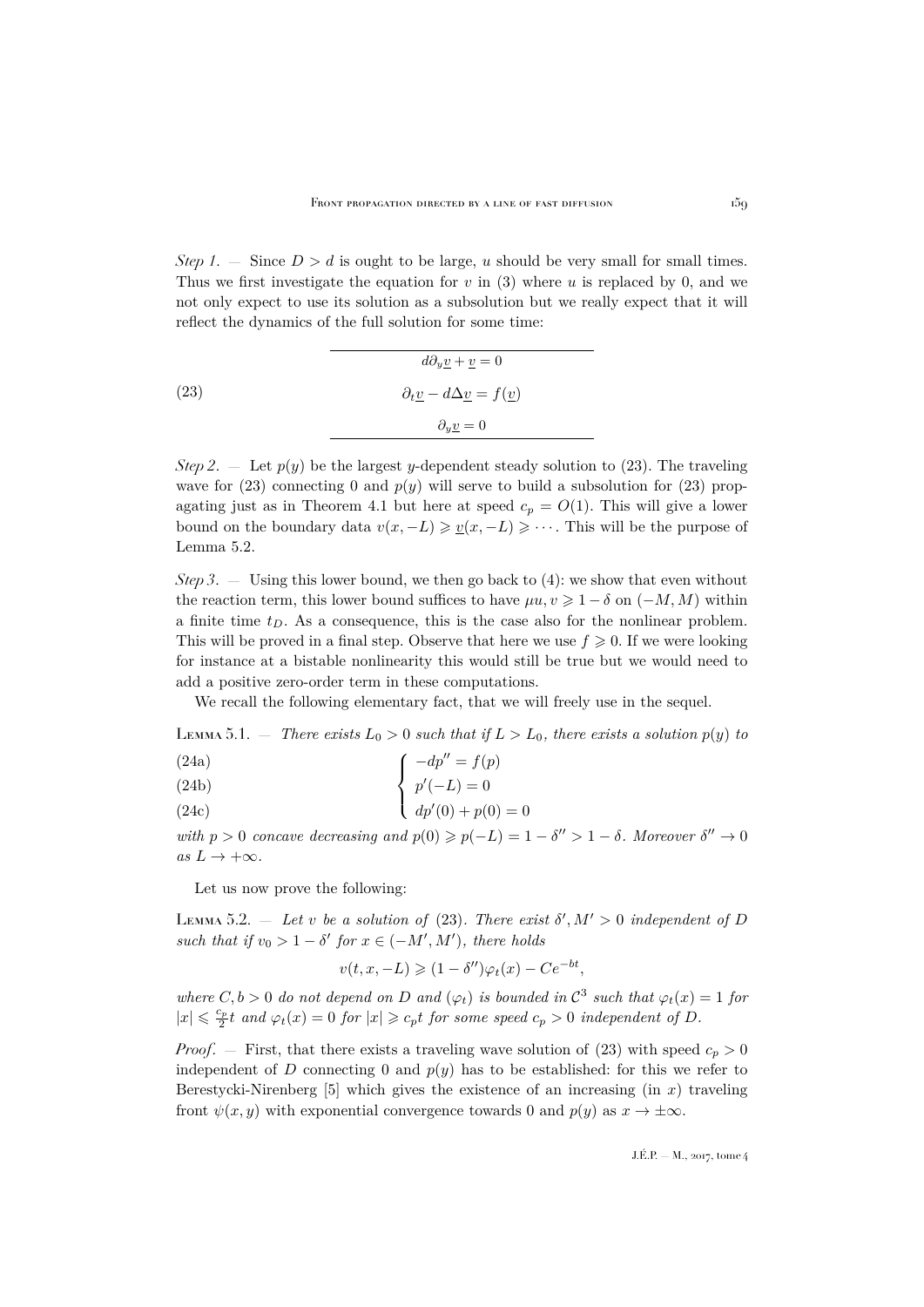*Step 1*. — Since $D > d$ is ought to be large, $u$ should be very small for small times. Thus we first investigate the equation for $v$ in (3) where $u$ is replaced by 0, and we not only expect to use its solution as a subsolution but we really expect that it will reflect the dynamics of the full solution for some time:

$$
\begin{array}{c}
\hline
d\partial_y \underline{v} + \underline{v} = 0 \\[4pt]
\partial_t \underline{v} - d\Delta \underline{v} = f(\underline{v}) \\[4pt]
\partial_y \underline{v} = 0 \\
\hline
\end{array}
\tag{23}
$$

*Step 2*. — Let $p(y)$ be the largest $y$-dependent steady solution to (23). The traveling wave for (23) connecting 0 and $p(y)$ will serve to build a subsolution for (23) propagating just as in Theorem 4.1 but here at speed $c_p = O(1)$. This will give a lower bound on the boundary data $v(x, -L) \geqslant \underline{v}(x, -L) \geqslant \cdots$. This will be the purpose of Lemma 5.2.

*Step 3*. — Using this lower bound, we then go back to (4): we show that even without the reaction term, this lower bound suffices to have $\mu u, v \geqslant 1 - \delta$ on $(-M, M)$ within a finite time $t_D$. As a consequence, this is the case also for the nonlinear problem. This will be proved in a final step. Observe that here we use $f \geqslant 0$. If we were looking for instance at a bistable nonlinearity this would still be true but we would need to add a positive zero-order term in these computations.

We recall the following elementary fact, that we will freely use in the sequel.

Lemma 5.1. — *There exists $L_0 > 0$ such that if $L > L_0$, there exists a solution $p(y)$ to*

$$
\left\{
\begin{aligned}
& -dp'' = f(p) && \text{(24a)}\\
& p'(-L) = 0 && \text{(24b)}\\
& dp'(0) + p(0) = 0 && \text{(24c)}
\end{aligned}
\right.
$$

*with $p > 0$ concave decreasing and $p(0) \geqslant p(-L) = 1 - \delta'' > 1 - \delta$. Moreover $\delta'' \to 0$ as $L \to +\infty$.*

Let us now prove the following:

Lemma 5.2. — *Let $v$ be a solution of* (23). *There exist $\delta', M' > 0$ independent of $D$ such that if $v_0 > 1 - \delta'$ for $x \in (-M', M')$, there holds*

$$v(t, x, -L) \geqslant (1 - \delta'')\varphi_t(x) - Ce^{-bt},$$

*where $C, b > 0$ do not depend on $D$ and $(\varphi_t)$ is bounded in $\mathcal{C}^3$ such that $\varphi_t(x) = 1$ for $|x| \leqslant \frac{c_p}{2}t$ and $\varphi_t(x) = 0$ for $|x| \geqslant c_p t$ for some speed $c_p > 0$ independent of $D$.*

*Proof*. — First, that there exists a traveling wave solution of (23) with speed $c_p > 0$ independent of $D$ connecting 0 and $p(y)$ has to be established: for this we refer to Berestycki-Nirenberg [5] which gives the existence of an increasing (in $x$) traveling front $\psi(x, y)$ with exponential convergence towards 0 and $p(y)$ as $x \to \pm\infty$.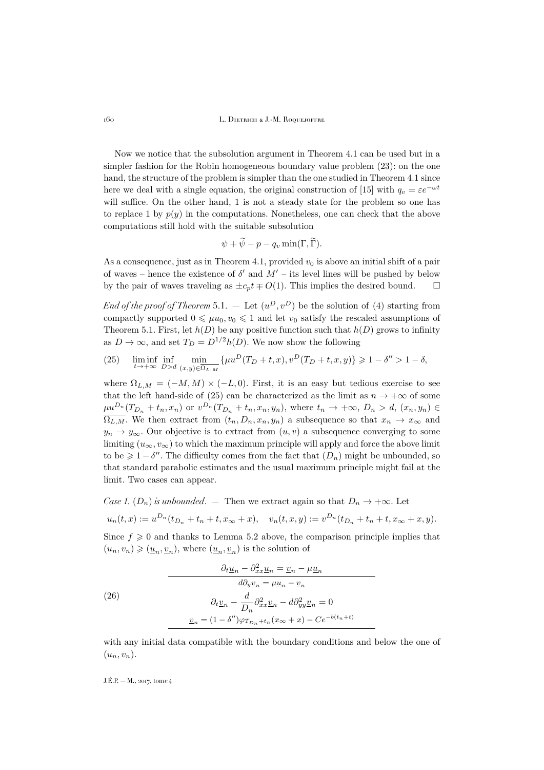Now we notice that the subsolution argument in Theorem 4.1 can be used but in a simpler fashion for the Robin homogeneous boundary value problem (23): on the one hand, the structure of the problem is simpler than the one studied in Theorem 4.1 since here we deal with a single equation, the original construction of [15] with $q_v = \varepsilon e^{-\omega t}$ will suffice. On the other hand, 1 is not a steady state for the problem so one has to replace 1 by $p(y)$ in the computations. Nonetheless, one can check that the above computations still hold with the suitable subsolution

$$\psi + \widetilde{\psi} - p - q_v \min(\Gamma, \widetilde{\Gamma}).$$

As a consequence, just as in Theorem 4.1, provided $v_0$ is above an initial shift of a pair of waves – hence the existence of $\delta'$ and $M'$ – its level lines will be pushed by below by the pair of waves traveling as $\pm c_p t \mp O(1)$. This implies the desired bound. $\square$

*End of the proof of Theorem* 5.1. — Let $(u^D, v^D)$ be the solution of (4) starting from compactly supported $0 \leqslant \mu u_0, v_0 \leqslant 1$ and let $v_0$ satisfy the rescaled assumptions of Theorem 5.1. First, let $h(D)$ be any positive function such that $h(D)$ grows to infinity as $D \to \infty$, and set $T_D = D^{1/2} h(D)$. We now show the following

$$\liminf_{t\to+\infty} \inf_{D>d} \min_{(x,y)\in\overline{\Omega_{L,M}}} \{\mu u^D(T_D + t, x), v^D(T_D + t, x, y)\} \geqslant 1 - \delta'' > 1 - \delta, \tag{25}$$

where $\Omega_{L,M} = (-M, M) \times (-L, 0)$. First, it is an easy but tedious exercise to see that the left hand-side of (25) can be characterized as the limit as $n \to +\infty$ of some $\mu u^{D_n}(T_{D_n} + t_n, x_n)$ or $v^{D_n}(T_{D_n} + t_n, x_n, y_n)$, where $t_n \to +\infty$, $D_n > d$, $(x_n, y_n) \in \overline{\Omega_{L,M}}$. We then extract from $(t_n, D_n, x_n, y_n)$ a subsequence so that $x_n \to x_\infty$ and $y_n \to y_\infty$. Our objective is to extract from $(u, v)$ a subsequence converging to some limiting $(u_\infty, v_\infty)$ to which the maximum principle will apply and force the above limit to be $\geqslant 1 - \delta''$. The difficulty comes from the fact that $(D_n)$ might be unbounded, so that standard parabolic estimates and the usual maximum principle might fail at the limit. Two cases can appear.

*Case 1.* $(D_n)$ *is unbounded.* — Then we extract again so that $D_n \to +\infty$. Let

$$u_n(t, x) := u^{D_n}(t_{D_n} + t_n + t, x_\infty + x), \quad v_n(t, x, y) := v^{D_n}(t_{D_n} + t_n + t, x_\infty + x, y).$$

Since $f \geqslant 0$ and thanks to Lemma 5.2 above, the comparison principle implies that $(u_n, v_n) \geqslant (\underline{u}_n, \underline{v}_n)$, where $(\underline{u}_n, \underline{v}_n)$ is the solution of

$$\begin{array}{c} \partial_t \underline{u}_n - \partial^2_{xx} \underline{u}_n = \underline{v}_n - \mu \underline{u}_n \\ \hline d\partial_y \underline{v}_n = \mu \underline{u}_n - \underline{v}_n \\ \partial_t \underline{v}_n - \dfrac{d}{D_n} \partial^2_{xx} \underline{v}_n - d\partial^2_{yy} \underline{v}_n = 0 \\ \underline{v}_n = (1 - \delta'') \varphi_{T_{D_n} + t_n}(x_\infty + x) - Ce^{-b(t_n + t)} \\ \hline \end{array} \tag{26}$$

with any initial data compatible with the boundary conditions and below the one of $(u_n, v_n)$.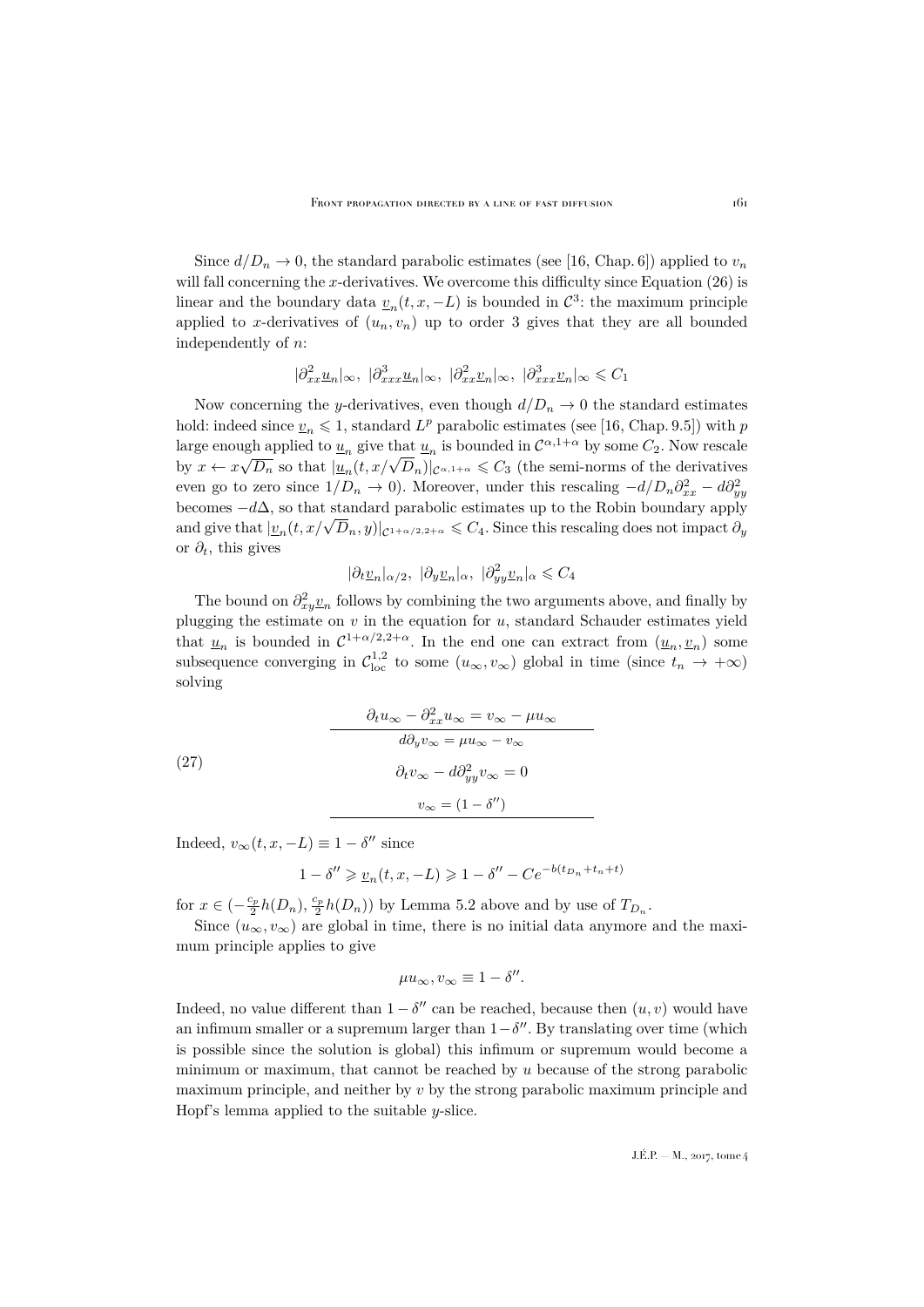Since $d/D_n \to 0$, the standard parabolic estimates (see [16, Chap. 6]) applied to $v_n$ will fall concerning the $x$-derivatives. We overcome this difficulty since Equation (26) is linear and the boundary data $\underline{v}_n(t,x,-L)$ is bounded in $\mathcal{C}^3$: the maximum principle applied to $x$-derivatives of $(u_n, v_n)$ up to order 3 gives that they are all bounded independently of $n$:

$$|\partial^2_{xx}\underline{u}_n|_\infty,\ |\partial^3_{xxx}\underline{u}_n|_\infty,\ |\partial^2_{xx}\underline{v}_n|_\infty,\ |\partial^3_{xxx}\underline{v}_n|_\infty \leqslant C_1$$

Now concerning the $y$-derivatives, even though $d/D_n \to 0$ the standard estimates hold: indeed since $\underline{v}_n \leqslant 1$, standard $L^p$ parabolic estimates (see [16, Chap. 9.5]) with $p$ large enough applied to $\underline{u}_n$ give that $\underline{u}_n$ is bounded in $\mathcal{C}^{\alpha,1+\alpha}$ by some $C_2$. Now rescale by $x \leftarrow x\sqrt{D_n}$ so that $|\underline{u}_n(t, x/\sqrt{D_n})|_{\mathcal{C}^{\alpha,1+\alpha}} \leqslant C_3$ (the semi-norms of the derivatives even go to zero since $1/D_n \to 0$). Moreover, under this rescaling $-d/D_n\partial^2_{xx} - d\partial^2_{yy}$ becomes $-d\Delta$, so that standard parabolic estimates up to the Robin boundary apply and give that $|\underline{v}_n(t, x/\sqrt{D_n}, y)|_{\mathcal{C}^{1+\alpha/2,2+\alpha}} \leqslant C_4$. Since this rescaling does not impact $\partial_y$ or $\partial_t$, this gives

$$|\partial_t\underline{v}_n|_{\alpha/2},\ |\partial_y\underline{v}_n|_\alpha,\ |\partial^2_{yy}\underline{v}_n|_\alpha \leqslant C_4$$

The bound on $\partial^2_{xy}\underline{v}_n$ follows by combining the two arguments above, and finally by plugging the estimate on $v$ in the equation for $u$, standard Schauder estimates yield that $\underline{u}_n$ is bounded in $\mathcal{C}^{1+\alpha/2,2+\alpha}$. In the end one can extract from $(\underline{u}_n, \underline{v}_n)$ some subsequence converging in $\mathcal{C}^{1,2}_{\mathrm{loc}}$ to some $(u_\infty, v_\infty)$ global in time (since $t_n \to +\infty$) solving

$$\begin{array}{c} \partial_t u_\infty - \partial^2_{xx}u_\infty = v_\infty - \mu u_\infty \\ \hline d\partial_y v_\infty = \mu u_\infty - v_\infty \\ \partial_t v_\infty - d\partial^2_{yy}v_\infty = 0 \\ v_\infty = (1-\delta'') \\ \hline \end{array} \tag{27}$$

Indeed, $v_\infty(t,x,-L) \equiv 1 - \delta''$ since

$$1-\delta'' \geqslant \underline{v}_n(t,x,-L) \geqslant 1 - \delta'' - Ce^{-b(t_{D_n}+t_n+t)}$$

for $x \in (-\frac{c_p}{2}h(D_n), \frac{c_p}{2}h(D_n))$ by Lemma 5.2 above and by use of $T_{D_n}$.

Since $(u_\infty, v_\infty)$ are global in time, there is no initial data anymore and the maximum principle applies to give

$$\mu u_\infty, v_\infty \equiv 1 - \delta''.$$

Indeed, no value different than $1-\delta''$ can be reached, because then $(u,v)$ would have an infimum smaller or a supremum larger than $1-\delta''$. By translating over time (which is possible since the solution is global) this infimum or supremum would become a minimum or maximum, that cannot be reached by $u$ because of the strong parabolic maximum principle, and neither by $v$ by the strong parabolic maximum principle and Hopf's lemma applied to the suitable $y$-slice.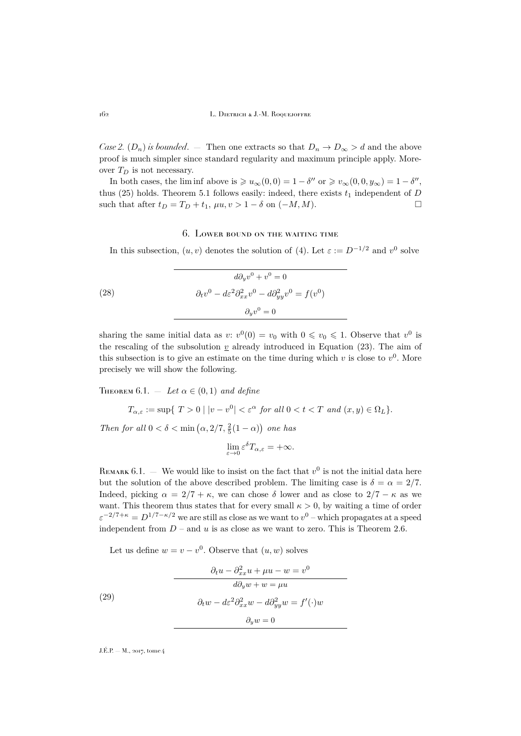*Case 2.* $(D_n)$ *is bounded*. — Then one extracts so that $D_n \to D_\infty > d$ and the above proof is much simpler since standard regularity and maximum principle apply. Moreover $T_D$ is not necessary.

In both cases, the lim inf above is $\geqslant u_\infty(0,0) = 1-\delta''$ or $\geqslant v_\infty(0,0,y_\infty) = 1-\delta''$, thus (25) holds. Theorem 5.1 follows easily: indeed, there exists $t_1$ independent of $D$ such that after $t_D = T_D + t_1$, $\mu u, v > 1-\delta$ on $(-M, M)$. □

## 6. Lower bound on the waiting time

In this subsection, $(u,v)$ denotes the solution of (4). Let $\varepsilon := D^{-1/2}$ and $v^0$ solve

$$
\begin{array}{c}
\hline
d\partial_y v^0 + v^0 = 0 \\
\partial_t v^0 - d\varepsilon^2 \partial_{xx}^2 v^0 - d\partial_{yy}^2 v^0 = f(v^0) \\
\partial_y v^0 = 0 \\
\hline
\end{array}
\tag{28}
$$

sharing the same initial data as $v$: $v^0(0) = v_0$ with $0 \leqslant v_0 \leqslant 1$. Observe that $v^0$ is the rescaling of the subsolution $\underline{v}$ already introduced in Equation (23). The aim of this subsection is to give an estimate on the time during which $v$ is close to $v^0$. More precisely we will show the following.

Theorem 6.1. — *Let $\alpha \in (0,1)$ and define*

$$T_{\alpha,\varepsilon} := \sup\{\, T > 0 \mid |v - v^0| < \varepsilon^\alpha \text{ for all } 0 < t < T \text{ and } (x,y) \in \Omega_L \}.$$

*Then for all $0 < \delta < \min\left(\alpha, 2/7, \frac{2}{5}(1-\alpha)\right)$ one has*

$$\lim_{\varepsilon \to 0} \varepsilon^\delta T_{\alpha,\varepsilon} = +\infty.$$

Remark 6.1. — We would like to insist on the fact that $v^0$ is not the initial data here but the solution of the above described problem. The limiting case is $\delta = \alpha = 2/7$. Indeed, picking $\alpha = 2/7 + \kappa$, we can chose $\delta$ lower and as close to $2/7 - \kappa$ as we want. This theorem thus states that for every small $\kappa > 0$, by waiting a time of order $\varepsilon^{-2/7+\kappa} = D^{1/7-\kappa/2}$ we are still as close as we want to $v^0$ – which propagates at a speed independent from $D$ – and $u$ is as close as we want to zero. This is Theorem 2.6.

Let us define $w = v - v^0$. Observe that $(u,w)$ solves

$$
\begin{array}{c}
\partial_t u - \partial_{xx}^2 u + \mu u - w = v^0 \\
\hline
d\partial_y w + w = \mu u \\
\partial_t w - d\varepsilon^2 \partial_{xx}^2 w - d\partial_{yy}^2 w = f'(\cdot) w \\
\partial_y w = 0 \\
\hline
\end{array}
\tag{29}
$$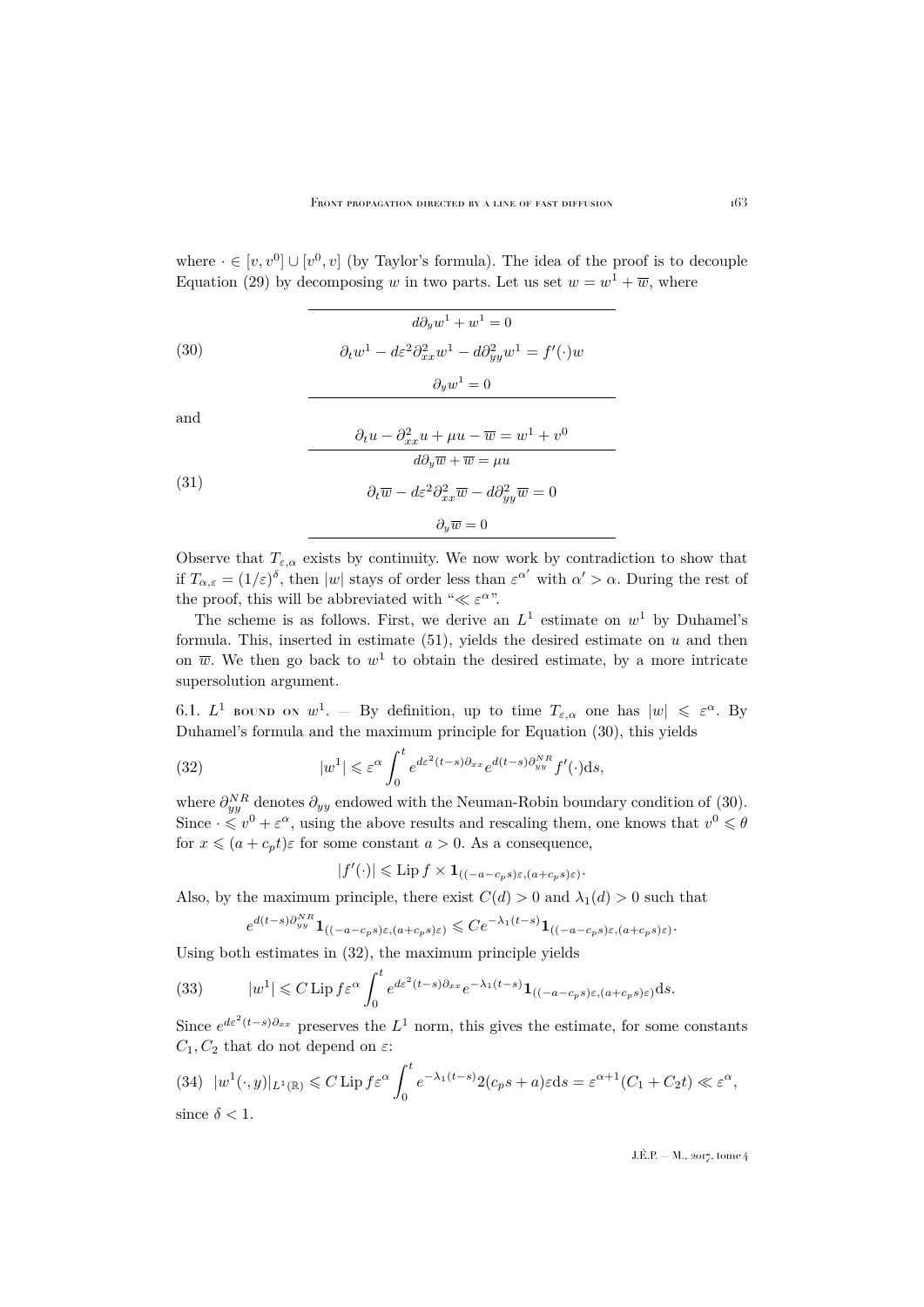where $\cdot \in [v, v^0] \cup [v^0, v]$ (by Taylor's formula). The idea of the proof is to decouple Equation (29) by decomposing $w$ in two parts. Let us set $w = w^1 + \overline{w}$, where

$$
\begin{array}{c}
\hline
d\partial_y w^1 + w^1 = 0 \\[4pt]
\partial_t w^1 - d\varepsilon^2 \partial_{xx}^2 w^1 - d\partial_{yy}^2 w^1 = f'(\cdot) w \\[4pt]
\partial_y w^1 = 0 \\
\hline
\end{array}
\tag{30}
$$

and

$$
\begin{array}{c}
\partial_t u - \partial_{xx}^2 u + \mu u - \overline{w} = w^1 + v^0 \\
\hline
d\partial_y \overline{w} + \overline{w} = \mu u \\[4pt]
\partial_t \overline{w} - d\varepsilon^2 \partial_{xx}^2 \overline{w} - d\partial_{yy}^2 \overline{w} = 0 \\[4pt]
\partial_y \overline{w} = 0 \\
\hline
\end{array}
\tag{31}
$$

Observe that $T_{\varepsilon,\alpha}$ exists by continuity. We now work by contradiction to show that if $T_{\alpha,\varepsilon} = (1/\varepsilon)^{\delta}$, then $|w|$ stays of order less than $\varepsilon^{\alpha'}$ with $\alpha' > \alpha$. During the rest of the proof, this will be abbreviated with "$\ll \varepsilon^{\alpha}$".

The scheme is as follows. First, we derive an $L^1$ estimate on $w^1$ by Duhamel's formula. This, inserted in estimate (51), yields the desired estimate on $u$ and then on $\overline{w}$. We then go back to $w^1$ to obtain the desired estimate, by a more intricate supersolution argument.

6.1. $L^1$ bound on $w^1$. — By definition, up to time $T_{\varepsilon,\alpha}$ one has $|w| \leqslant \varepsilon^{\alpha}$. By Duhamel's formula and the maximum principle for Equation (30), this yields

$$
|w^1| \leqslant \varepsilon^{\alpha} \int_0^t e^{d\varepsilon^2 (t-s)\partial_{xx}} e^{d(t-s)\partial_{yy}^{NR}} f'(\cdot) \mathrm{d}s, \tag{32}
$$

where $\partial_{yy}^{NR}$ denotes $\partial_{yy}$ endowed with the Neuman-Robin boundary condition of (30). Since $\cdot \leqslant v^0 + \varepsilon^{\alpha}$, using the above results and rescaling them, one knows that $v^0 \leqslant \theta$ for $x \leqslant (a + c_p t)\varepsilon$ for some constant $a > 0$. As a consequence,

$$
|f'(\cdot)| \leqslant \operatorname{Lip} f \times \mathbf{1}_{((-a-c_p s)\varepsilon, (a+c_p s)\varepsilon)}.
$$

Also, by the maximum principle, there exist $C(d) > 0$ and $\lambda_1(d) > 0$ such that

$$
e^{d(t-s)\partial_{yy}^{NR}} \mathbf{1}_{((-a-c_p s)\varepsilon, (a+c_p s)\varepsilon)} \leqslant C e^{-\lambda_1 (t-s)} \mathbf{1}_{((-a-c_p s)\varepsilon, (a+c_p s)\varepsilon)}.
$$

Using both estimates in (32), the maximum principle yields

$$
|w^1| \leqslant C \operatorname{Lip} f \varepsilon^{\alpha} \int_0^t e^{d\varepsilon^2 (t-s)\partial_{xx}} e^{-\lambda_1 (t-s)} \mathbf{1}_{((-a-c_p s)\varepsilon, (a+c_p s)\varepsilon)} \mathrm{d}s. \tag{33}
$$

Since $e^{d\varepsilon^2 (t-s)\partial_{xx}}$ preserves the $L^1$ norm, this gives the estimate, for some constants $C_1, C_2$ that do not depend on $\varepsilon$:

$$
|w^1(\cdot, y)|_{L^1(\mathbb{R})} \leqslant C \operatorname{Lip} f \varepsilon^{\alpha} \int_0^t e^{-\lambda_1 (t-s)} 2(c_p s + a)\varepsilon \mathrm{d}s = \varepsilon^{\alpha+1}(C_1 + C_2 t) \ll \varepsilon^{\alpha}, \tag{34}
$$

since $\delta < 1$.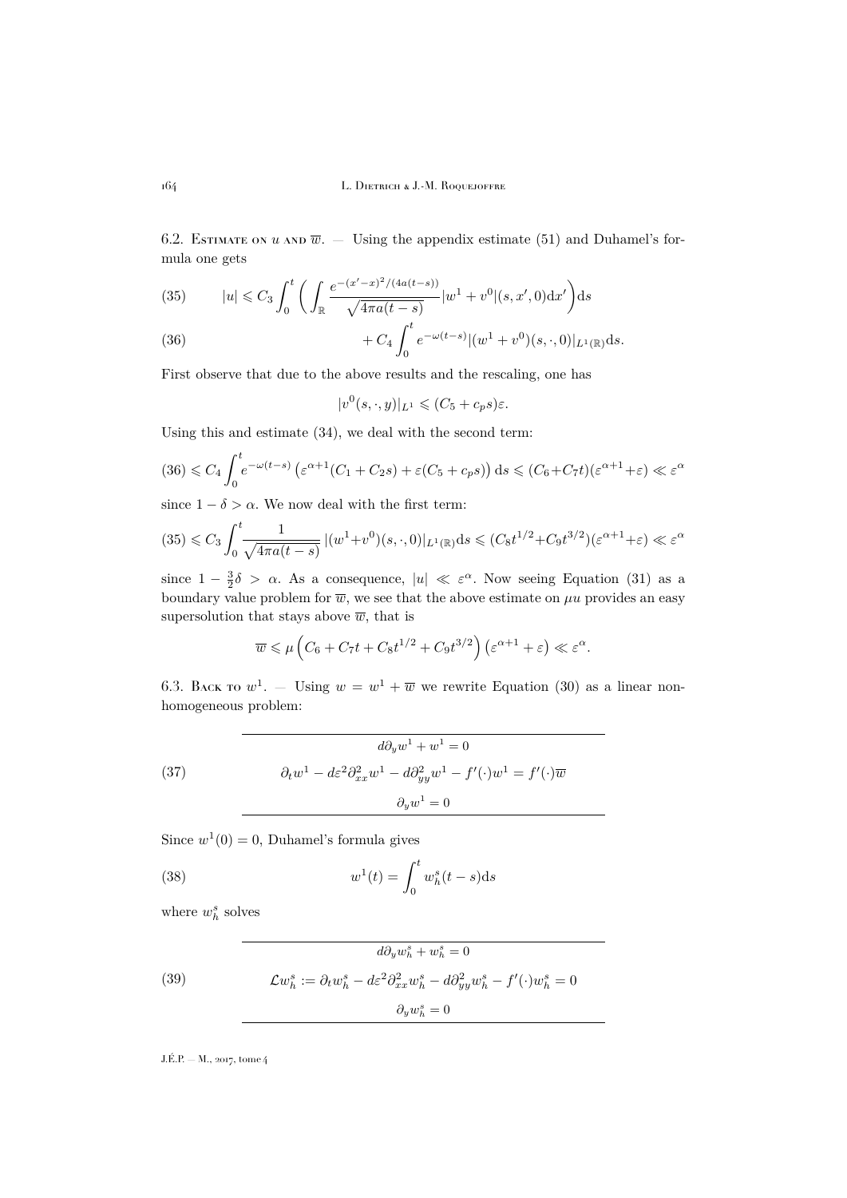6.2. Estimate on $u$ and $\overline{w}$. — Using the appendix estimate (51) and Duhamel's formula one gets

$$|u| \leqslant C_3 \int_0^t \left( \int_{\mathbb{R}} \frac{e^{-(x'-x)^2/(4a(t-s))}}{\sqrt{4\pi a(t-s)}} |w^1 + v^0|(s, x', 0) \mathrm{d}x' \right) \mathrm{d}s \tag{35}$$

$$+ C_4 \int_0^t e^{-\omega(t-s)} |(w^1 + v^0)(s, \cdot, 0)|_{L^1(\mathbb{R})} \mathrm{d}s. \tag{36}$$

First observe that due to the above results and the rescaling, one has

$$|v^0(s, \cdot, y)|_{L^1} \leqslant (C_5 + c_p s)\varepsilon.$$

Using this and estimate (34), we deal with the second term:

$$(36) \leqslant C_4 \int_0^t e^{-\omega(t-s)} \left(\varepsilon^{\alpha+1}(C_1 + C_2 s) + \varepsilon(C_5 + c_p s)\right) \mathrm{d}s \leqslant (C_6 + C_7 t)(\varepsilon^{\alpha+1} + \varepsilon) \ll \varepsilon^\alpha$$

since $1 - \delta > \alpha$. We now deal with the first term:

$$(35) \leqslant C_3 \int_0^t \frac{1}{\sqrt{4\pi a(t-s)}} |(w^1 + v^0)(s, \cdot, 0)|_{L^1(\mathbb{R})} \mathrm{d}s \leqslant (C_8 t^{1/2} + C_9 t^{3/2})(\varepsilon^{\alpha+1} + \varepsilon) \ll \varepsilon^\alpha$$

since $1 - \frac{3}{2}\delta > \alpha$. As a consequence, $|u| \ll \varepsilon^\alpha$. Now seeing Equation (31) as a boundary value problem for $\overline{w}$, we see that the above estimate on $\mu u$ provides an easy supersolution that stays above $\overline{w}$, that is

$$\overline{w} \leqslant \mu \left( C_6 + C_7 t + C_8 t^{1/2} + C_9 t^{3/2} \right) \left( \varepsilon^{\alpha+1} + \varepsilon \right) \ll \varepsilon^\alpha.$$

6.3. Back to $w^1$. — Using $w = w^1 + \overline{w}$ we rewrite Equation (30) as a linear nonhomogeneous problem:

$$\begin{array}{c} d\partial_y w^1 + w^1 = 0 \\ \partial_t w^1 - d\varepsilon^2 \partial_{xx}^2 w^1 - d\partial_{yy}^2 w^1 - f'(\cdot) w^1 = f'(\cdot)\overline{w} \\ \partial_y w^1 = 0 \end{array} \tag{37}$$

Since $w^1(0) = 0$, Duhamel's formula gives

$$w^1(t) = \int_0^t w_h^s(t-s) \mathrm{d}s \tag{38}$$

where $w_h^s$ solves

$$\begin{array}{c} d\partial_y w_h^s + w_h^s = 0 \\ \mathcal{L} w_h^s := \partial_t w_h^s - d\varepsilon^2 \partial_{xx}^2 w_h^s - d\partial_{yy}^2 w_h^s - f'(\cdot) w_h^s = 0 \\ \partial_y w_h^s = 0 \end{array} \tag{39}$$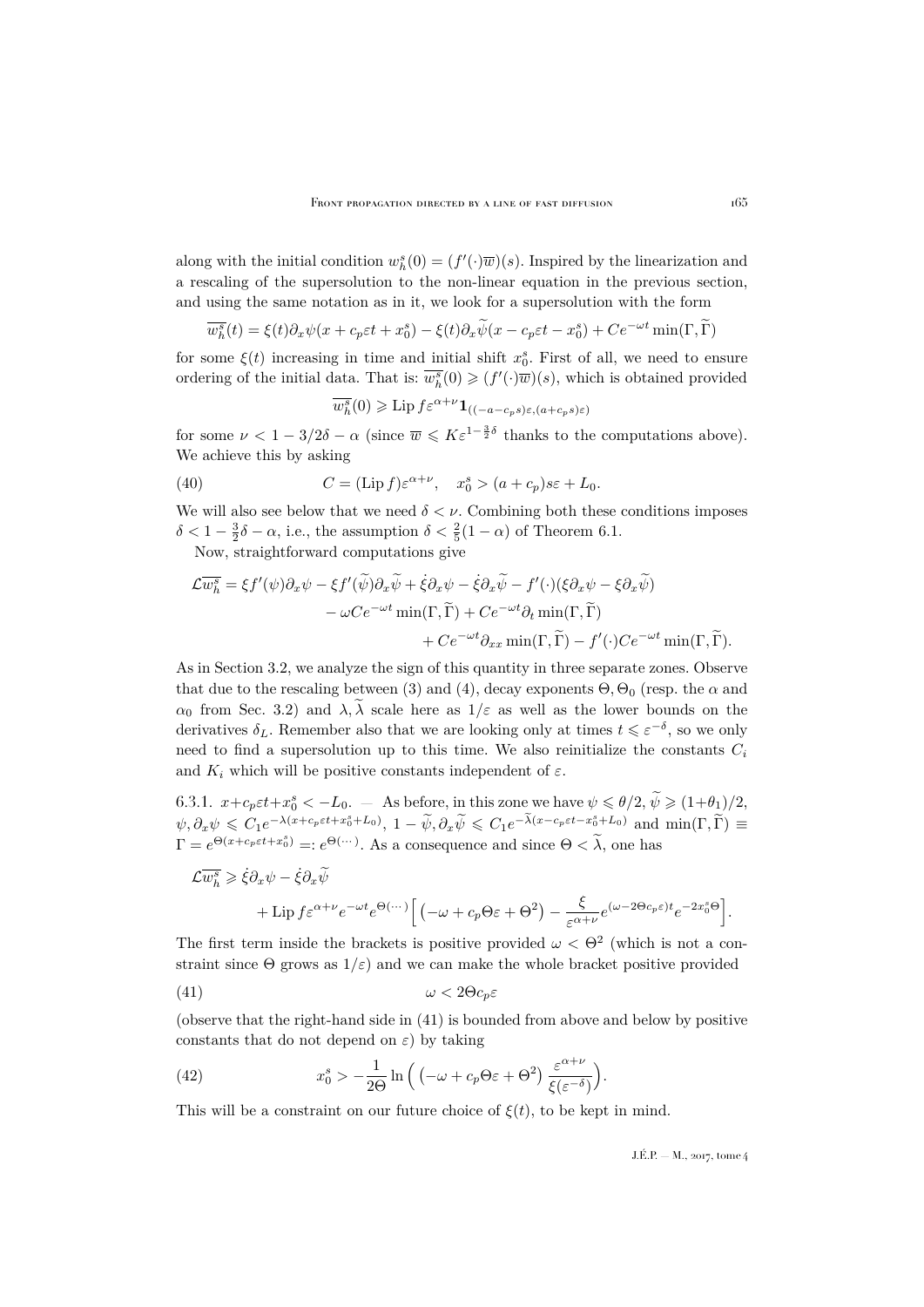along with the initial condition $w_h^s(0) = (f'(\cdot)\overline{w})(s)$. Inspired by the linearization and a rescaling of the supersolution to the non-linear equation in the previous section, and using the same notation as in it, we look for a supersolution with the form

$$\overline{w_h^s}(t) = \xi(t)\partial_x\psi(x + c_p\varepsilon t + x_0^s) - \xi(t)\partial_x\widetilde{\psi}(x - c_p\varepsilon t - x_0^s) + Ce^{-\omega t}\min(\Gamma, \widetilde{\Gamma})$$

for some $\xi(t)$ increasing in time and initial shift $x_0^s$. First of all, we need to ensure ordering of the initial data. That is: $\overline{w_h^s}(0) \geqslant (f'(\cdot)\overline{w})(s)$, which is obtained provided

$$\overline{w_h^s}(0) \geqslant \operatorname{Lip} f\varepsilon^{\alpha+\nu}\mathbf{1}_{((-a-c_ps)\varepsilon,(a+c_ps)\varepsilon)}$$

for some $\nu < 1 - 3/2\delta - \alpha$ (since $\overline{w} \leqslant K\varepsilon^{1-\frac{3}{2}\delta}$ thanks to the computations above). We achieve this by asking

$$C = (\operatorname{Lip} f)\varepsilon^{\alpha+\nu}, \quad x_0^s > (a + c_p)s\varepsilon + L_0. \tag{40}$$

We will also see below that we need $\delta < \nu$. Combining both these conditions imposes $\delta < 1 - \frac{3}{2}\delta - \alpha$, i.e., the assumption $\delta < \frac{2}{5}(1 - \alpha)$ of Theorem 6.1.

Now, straightforward computations give

$$\begin{aligned}
\mathcal{L}\overline{w_h^s} = \xi f'(\psi)\partial_x\psi - \xi f'(\widetilde{\psi})\partial_x\widetilde{\psi} + \dot{\xi}\partial_x\psi - \dot{\xi}\partial_x\widetilde{\psi} - f'(\cdot)(\xi\partial_x\psi - \xi\partial_x\widetilde{\psi}) \\
- \omega Ce^{-\omega t}\min(\Gamma, \widetilde{\Gamma}) + Ce^{-\omega t}\partial_t\min(\Gamma, \widetilde{\Gamma}) \\
+ Ce^{-\omega t}\partial_{xx}\min(\Gamma, \widetilde{\Gamma}) - f'(\cdot)Ce^{-\omega t}\min(\Gamma, \widetilde{\Gamma}).
\end{aligned}$$

As in Section 3.2, we analyze the sign of this quantity in three separate zones. Observe that due to the rescaling between (3) and (4), decay exponents $\Theta, \Theta_0$ (resp. the $\alpha$ and $\alpha_0$ from Sec. 3.2) and $\lambda, \widetilde{\lambda}$ scale here as $1/\varepsilon$ as well as the lower bounds on the derivatives $\delta_L$. Remember also that we are looking only at times $t \leqslant \varepsilon^{-\delta}$, so we only need to find a supersolution up to this time. We also reinitialize the constants $C_i$ and $K_i$ which will be positive constants independent of $\varepsilon$.

6.3.1. $x + c_p\varepsilon t + x_0^s < -L_0$. — As before, in this zone we have $\psi \leqslant \theta/2$, $\widetilde{\psi} \geqslant (1+\theta_1)/2$, $\psi, \partial_x\psi \leqslant C_1e^{-\lambda(x+c_p\varepsilon t+x_0^s+L_0)}$, $1 - \widetilde{\psi}, \partial_x\widetilde{\psi} \leqslant C_1e^{-\widetilde{\lambda}(x-c_p\varepsilon t-x_0^s+L_0)}$ and $\min(\Gamma, \widetilde{\Gamma}) \equiv \Gamma = e^{\Theta(x+c_p\varepsilon t+x_0^s)} =: e^{\Theta(\cdots)}$. As a consequence and since $\Theta < \widetilde{\lambda}$, one has

$$\begin{aligned}
\mathcal{L}\overline{w_h^s} \geqslant \dot{\xi}\partial_x\psi - \dot{\xi}\partial_x\widetilde{\psi} \\
+ \operatorname{Lip} f\varepsilon^{\alpha+\nu}e^{-\omega t}e^{\Theta(\cdots)}\Big[\big(-\omega + c_p\Theta\varepsilon + \Theta^2\big) - \frac{\xi}{\varepsilon^{\alpha+\nu}}e^{(\omega-2\Theta c_p\varepsilon)t}e^{-2x_0^s\Theta}\Big].
\end{aligned}$$

The first term inside the brackets is positive provided $\omega < \Theta^2$ (which is not a constraint since $\Theta$ grows as $1/\varepsilon$) and we can make the whole bracket positive provided

$$\omega < 2\Theta c_p\varepsilon \tag{41}$$

(observe that the right-hand side in (41) is bounded from above and below by positive constants that do not depend on $\varepsilon$) by taking

$$x_0^s > -\frac{1}{2\Theta}\ln\Big(\big(-\omega + c_p\Theta\varepsilon + \Theta^2\big)\,\frac{\varepsilon^{\alpha+\nu}}{\xi(\varepsilon^{-\delta})}\Big). \tag{42}$$

This will be a constraint on our future choice of $\xi(t)$, to be kept in mind.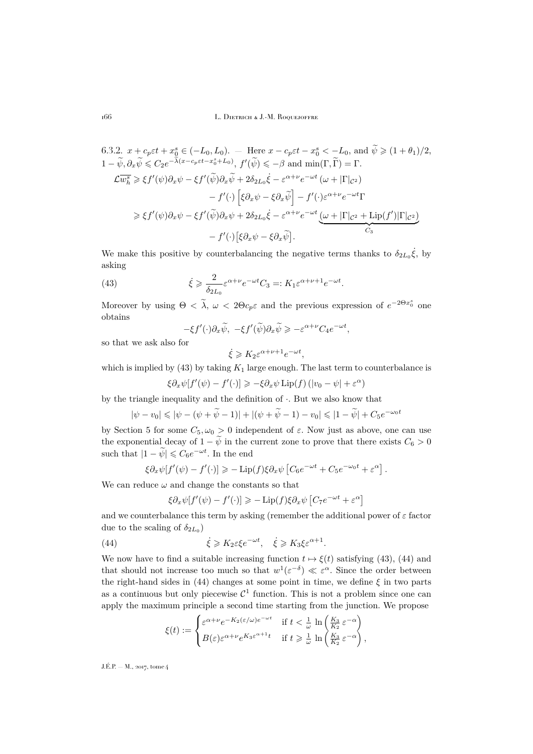6.3.2. $x + c_p\varepsilon t + x_0^s \in (-L_0, L_0)$. — Here $x - c_p\varepsilon t - x_0^s < -L_0$, and $\widetilde{\psi} \geqslant (1+\theta_1)/2$, $1-\widetilde{\psi}, \partial_x\widetilde{\psi} \leqslant C_2 e^{-\widetilde{\lambda}(x-c_p\varepsilon t - x_0^s + L_0)}$, $f'(\widetilde{\psi}) \leqslant -\beta$ and $\min(\Gamma, \widetilde{\Gamma}) = \Gamma$.

$$
\begin{aligned}
\mathcal{L}\overline{w_h^s} &\geqslant \xi f'(\psi)\partial_x\psi - \xi f'(\widetilde{\psi})\partial_x\widetilde{\psi} + 2\delta_{2L_0}\dot{\xi} - \varepsilon^{\alpha+\nu}e^{-\omega t}\left(\omega + |\Gamma|_{\mathcal{C}^2}\right) \\
&\qquad - f'(\cdot)\left[\xi\partial_x\psi - \xi\partial_x\widetilde{\psi}\right] - f'(\cdot)\varepsilon^{\alpha+\nu}e^{-\omega t}\Gamma \\
&\geqslant \xi f'(\psi)\partial_x\psi - \xi f'(\widetilde{\psi})\partial_x\psi + 2\delta_{2L_0}\dot{\xi} - \varepsilon^{\alpha+\nu}e^{-\omega t}\underbrace{\left(\omega + |\Gamma|_{\mathcal{C}^2} + \operatorname{Lip}(f')|\Gamma|_{\mathcal{C}^2}\right)}_{C_3} \\
&\qquad - f'(\cdot)\left[\xi\partial_x\psi - \xi\partial_x\widetilde{\psi}\right].
\end{aligned}
$$

We make this positive by counterbalancing the negative terms thanks to $\delta_{2L_0}\dot{\xi}$, by asking

$$
\dot{\xi} \geqslant \frac{2}{\delta_{2L_0}}\varepsilon^{\alpha+\nu}e^{-\omega t}C_3 =: K_1\varepsilon^{\alpha+\nu+1}e^{-\omega t}. \tag{43}
$$

Moreover by using $\Theta < \widetilde{\lambda}$, $\omega < 2\Theta c_p\varepsilon$ and the previous expression of $e^{-2\Theta x_0^s}$ one obtains

$$
-\xi f'(\cdot)\partial_x\widetilde{\psi},\ -\xi f'(\widetilde{\psi})\partial_x\widetilde{\psi} \geqslant -\varepsilon^{\alpha+\nu}C_4 e^{-\omega t},
$$

so that we ask also for

$$
\dot{\xi} \geqslant K_2\varepsilon^{\alpha+\nu+1}e^{-\omega t},
$$

which is implied by (43) by taking $K_1$ large enough. The last term to counterbalance is

$$
\xi\partial_x\psi[f'(\psi) - f'(\cdot)] \geqslant -\xi\partial_x\psi \operatorname{Lip}(f)\left(|v_0 - \psi| + \varepsilon^\alpha\right)
$$

by the triangle inequality and the definition of $\cdot$. But we also know that

$$
|\psi - v_0| \leqslant |\psi - (\psi + \widetilde{\psi} - 1)| + |(\psi + \widetilde{\psi} - 1) - v_0| \leqslant |1 - \widetilde{\psi}| + C_5 e^{-\omega_0 t}
$$

by Section 5 for some $C_5, \omega_0 > 0$ independent of $\varepsilon$. Now just as above, one can use the exponential decay of $1 - \widetilde{\psi}$ in the current zone to prove that there exists $C_6 > 0$ such that $|1 - \widetilde{\psi}| \leqslant C_6 e^{-\omega t}$. In the end

$$
\xi\partial_x\psi[f'(\psi) - f'(\cdot)] \geqslant -\operatorname{Lip}(f)\xi\partial_x\psi\left[C_6 e^{-\omega t} + C_5 e^{-\omega_0 t} + \varepsilon^\alpha\right].
$$

We can reduce $\omega$ and change the constants so that

$$
\xi\partial_x\psi[f'(\psi) - f'(\cdot)] \geqslant -\operatorname{Lip}(f)\xi\partial_x\psi\left[C_7 e^{-\omega t} + \varepsilon^\alpha\right]
$$

and we counterbalance this term by asking (remember the additional power of $\varepsilon$ factor due to the scaling of $\delta_{2L_0}$)

$$
\dot{\xi} \geqslant K_2\varepsilon\xi e^{-\omega t}, \quad \dot{\xi} \geqslant K_3\xi\varepsilon^{\alpha+1}. \tag{44}
$$

We now have to find a suitable increasing function $t \mapsto \xi(t)$ satisfying (43), (44) and that should not increase too much so that $w^1(\varepsilon^{-\delta}) \ll \varepsilon^\alpha$. Since the order between the right-hand sides in (44) changes at some point in time, we define $\xi$ in two parts as a continuous but only piecewise $\mathcal{C}^1$ function. This is not a problem since one can apply the maximum principle a second time starting from the junction. We propose

$$
\xi(t) := \begin{cases} \varepsilon^{\alpha+\nu}e^{-K_2(\varepsilon/\omega)e^{-\omega t}} & \text{if } t < \frac{1}{\omega}\ln\left(\frac{K_3}{K_2}\varepsilon^{-\alpha}\right) \\ B(\varepsilon)\varepsilon^{\alpha+\nu}e^{K_3\varepsilon^{\alpha+1}t} & \text{if } t \geqslant \frac{1}{\omega}\ln\left(\frac{K_3}{K_2}\varepsilon^{-\alpha}\right), \end{cases}
$$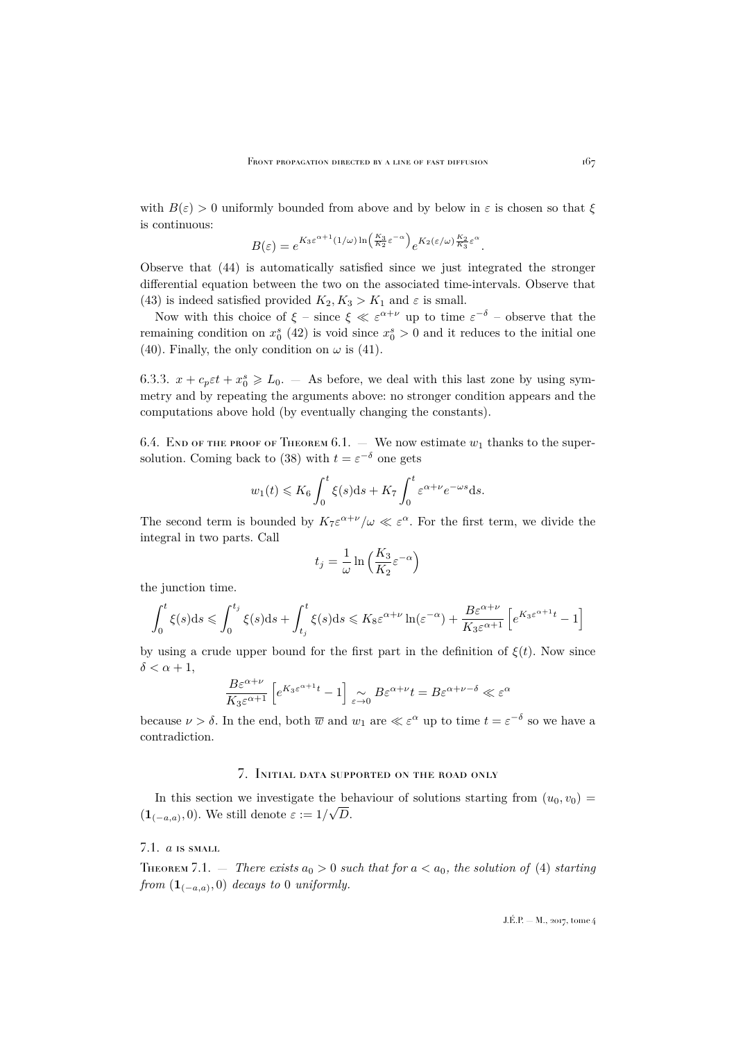with $B(\varepsilon) > 0$ uniformly bounded from above and by below in $\varepsilon$ is chosen so that $\xi$ is continuous:

$$B(\varepsilon) = e^{K_3 \varepsilon^{\alpha+1}(1/\omega)\ln\left(\frac{K_3}{K_2}\varepsilon^{-\alpha}\right)} e^{K_2(\varepsilon/\omega)\frac{K_2}{K_3}\varepsilon^{\alpha}}.$$

Observe that (44) is automatically satisfied since we just integrated the stronger differential equation between the two on the associated time-intervals. Observe that (43) is indeed satisfied provided $K_2, K_3 > K_1$ and $\varepsilon$ is small.

Now with this choice of $\xi$ – since $\xi \ll \varepsilon^{\alpha+\nu}$ up to time $\varepsilon^{-\delta}$ – observe that the remaining condition on $x_0^s$ (42) is void since $x_0^s > 0$ and it reduces to the initial one (40). Finally, the only condition on $\omega$ is (41).

6.3.3. $x + c_p\varepsilon t + x_0^s \geqslant L_0$. — As before, we deal with this last zone by using symmetry and by repeating the arguments above: no stronger condition appears and the computations above hold (by eventually changing the constants).

6.4. End of the proof of Theorem 6.1. — We now estimate $w_1$ thanks to the supersolution. Coming back to (38) with $t = \varepsilon^{-\delta}$ one gets

$$w_1(t) \leqslant K_6 \int_0^t \xi(s)\mathrm{d}s + K_7 \int_0^t \varepsilon^{\alpha+\nu} e^{-\omega s}\mathrm{d}s.$$

The second term is bounded by $K_7\varepsilon^{\alpha+\nu}/\omega \ll \varepsilon^{\alpha}$. For the first term, we divide the integral in two parts. Call

$$t_j = \frac{1}{\omega}\ln\left(\frac{K_3}{K_2}\varepsilon^{-\alpha}\right)$$

the junction time.

$$\int_0^t \xi(s)\mathrm{d}s \leqslant \int_0^{t_j} \xi(s)\mathrm{d}s + \int_{t_j}^t \xi(s)\mathrm{d}s \leqslant K_8\varepsilon^{\alpha+\nu}\ln(\varepsilon^{-\alpha}) + \frac{B\varepsilon^{\alpha+\nu}}{K_3\varepsilon^{\alpha+1}}\left[e^{K_3\varepsilon^{\alpha+1}t} - 1\right]$$

by using a crude upper bound for the first part in the definition of $\xi(t)$. Now since $\delta < \alpha + 1$,

$$\frac{B\varepsilon^{\alpha+\nu}}{K_3\varepsilon^{\alpha+1}}\left[e^{K_3\varepsilon^{\alpha+1}t} - 1\right] \underset{\varepsilon\to 0}{\sim} B\varepsilon^{\alpha+\nu}t = B\varepsilon^{\alpha+\nu-\delta} \ll \varepsilon^{\alpha}$$

because $\nu > \delta$. In the end, both $\overline{w}$ and $w_1$ are $\ll \varepsilon^{\alpha}$ up to time $t = \varepsilon^{-\delta}$ so we have a contradiction.

## 7. Initial data supported on the road only

In this section we investigate the behaviour of solutions starting from $(u_0, v_0) = (\mathbf{1}_{(-a,a)}, 0)$. We still denote $\varepsilon := 1/\sqrt{D}$.

### 7.1. $a$ is small

Theorem 7.1. — *There exists $a_0 > 0$ such that for $a < a_0$, the solution of* (4) *starting from $(\mathbf{1}_{(-a,a)}, 0)$ decays to* 0 *uniformly.*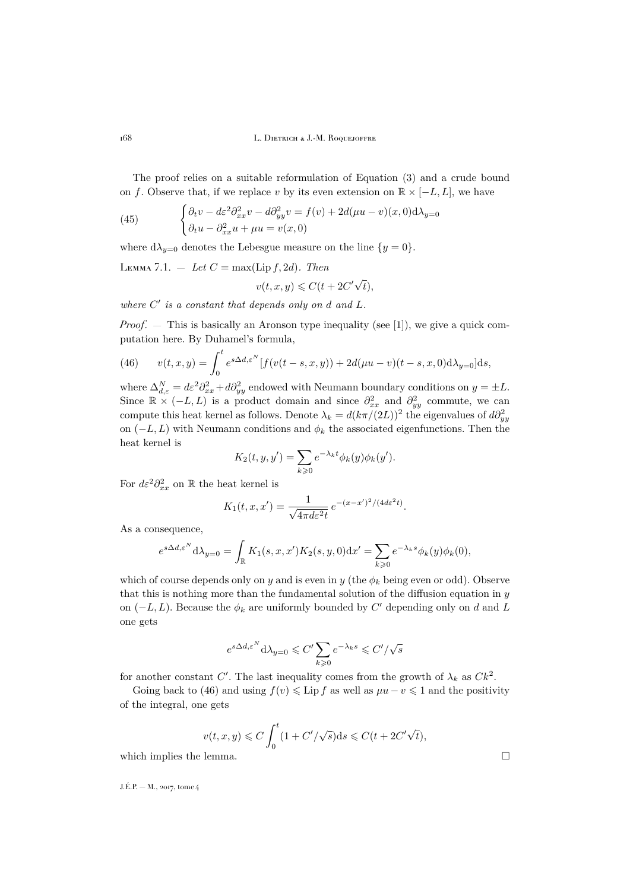The proof relies on a suitable reformulation of Equation (3) and a crude bound on $f$. Observe that, if we replace $v$ by its even extension on $\mathbb{R}\times[-L,L]$, we have

$$
\begin{cases}
\partial_t v - d\varepsilon^2\partial^2_{xx}v - d\partial^2_{yy}v = f(v) + 2d(\mu u - v)(x,0)\mathrm{d}\lambda_{y=0}\\
\partial_t u - \partial^2_{xx}u + \mu u = v(x,0)
\end{cases}
\tag{45}
$$

where $\mathrm{d}\lambda_{y=0}$ denotes the Lebesgue measure on the line $\{y=0\}$.

Lemma 7.1. — *Let $C=\max(\operatorname{Lip} f, 2d)$. Then*

$$
v(t,x,y) \leqslant C(t+2C'\sqrt{t}),
$$

*where $C'$ is a constant that depends only on $d$ and $L$.*

*Proof*. — This is basically an Aronson type inequality (see [1]), we give a quick computation here. By Duhamel's formula,

$$
v(t,x,y) = \int_0^t e^{s\Delta_{d,\varepsilon}^N}[f(v(t-s,x,y)) + 2d(\mu u - v)(t-s,x,0)\mathrm{d}\lambda_{y=0}]\mathrm{d}s,
\tag{46}
$$

where $\Delta_{d,\varepsilon}^N = d\varepsilon^2\partial^2_{xx} + d\partial^2_{yy}$ endowed with Neumann boundary conditions on $y=\pm L$. Since $\mathbb{R}\times(-L,L)$ is a product domain and since $\partial^2_{xx}$ and $\partial^2_{yy}$ commute, we can compute this heat kernel as follows. Denote $\lambda_k = d(k\pi/(2L))^2$ the eigenvalues of $d\partial^2_{yy}$ on $(-L,L)$ with Neumann conditions and $\phi_k$ the associated eigenfunctions. Then the heat kernel is

$$
K_2(t,y,y') = \sum_{k\geqslant 0} e^{-\lambda_k t}\phi_k(y)\phi_k(y').
$$

For $d\varepsilon^2\partial^2_{xx}$ on $\mathbb{R}$ the heat kernel is

$$
K_1(t,x,x') = \frac{1}{\sqrt{4\pi d\varepsilon^2 t}}\, e^{-(x-x')^2/(4d\varepsilon^2 t)}.
$$

As a consequence,

$$
e^{s\Delta_{d,\varepsilon}^N}\mathrm{d}\lambda_{y=0} = \int_{\mathbb{R}} K_1(s,x,x')K_2(s,y,0)\mathrm{d}x' = \sum_{k\geqslant 0} e^{-\lambda_k s}\phi_k(y)\phi_k(0),
$$

which of course depends only on $y$ and is even in $y$ (the $\phi_k$ being even or odd). Observe that this is nothing more than the fundamental solution of the diffusion equation in $y$ on $(-L,L)$. Because the $\phi_k$ are uniformly bounded by $C'$ depending only on $d$ and $L$ one gets

$$
e^{s\Delta_{d,\varepsilon}^N}\mathrm{d}\lambda_{y=0} \leqslant C'\sum_{k\geqslant 0} e^{-\lambda_k s} \leqslant C'/\sqrt{s}
$$

for another constant $C'$. The last inequality comes from the growth of $\lambda_k$ as $Ck^2$.

Going back to (46) and using $f(v)\leqslant \operatorname{Lip} f$ as well as $\mu u - v \leqslant 1$ and the positivity of the integral, one gets

$$
v(t,x,y) \leqslant C\int_0^t (1 + C'/\sqrt{s})\mathrm{d}s \leqslant C(t+2C'\sqrt{t}),
$$

which implies the lemma. □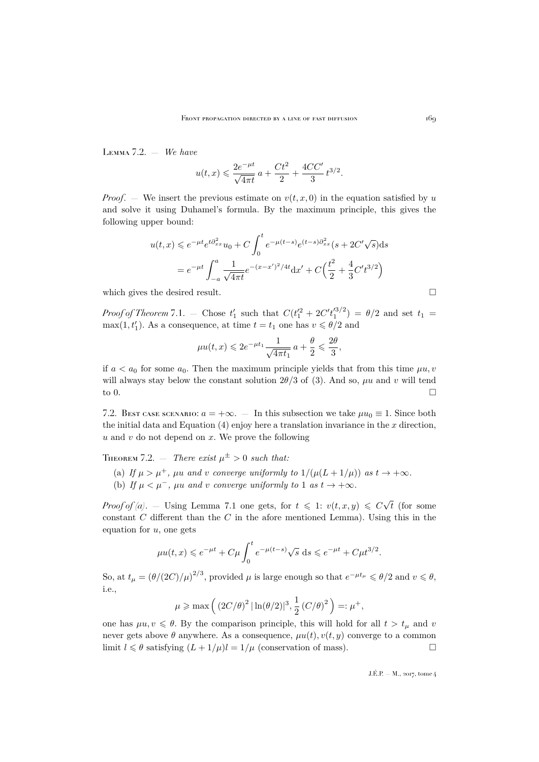Lemma 7.2. — *We have*

$$u(t,x) \leqslant \frac{2e^{-\mu t}}{\sqrt{4\pi t}}\, a + \frac{Ct^2}{2} + \frac{4CC'}{3}\, t^{3/2}.$$

*Proof*. — We insert the previous estimate on $v(t,x,0)$ in the equation satisfied by $u$ and solve it using Duhamel's formula. By the maximum principle, this gives the following upper bound:

$$\begin{aligned} u(t,x) &\leqslant e^{-\mu t} e^{t\partial_{xx}^2} u_0 + C\int_0^t e^{-\mu(t-s)} e^{(t-s)\partial_{xx}^2}(s + 2C'\sqrt{s})\mathrm{d}s \\ &= e^{-\mu t} \int_{-a}^{a} \frac{1}{\sqrt{4\pi t}} e^{-(x-x')^2/4t}\mathrm{d}x' + C\Big(\frac{t^2}{2} + \frac{4}{3}C' t^{3/2}\Big) \end{aligned}$$

which gives the desired result. $\square$

*Proof of Theorem* 7.1. — Chose $t_1'$ such that $C(t_1'^2 + 2C' t_1'^{3/2}) = \theta/2$ and set $t_1 = \max(1, t_1')$. As a consequence, at time $t = t_1$ one has $v \leqslant \theta/2$ and

$$\mu u(t,x) \leqslant 2e^{-\mu t_1} \frac{1}{\sqrt{4\pi t_1}}\, a + \frac{\theta}{2} \leqslant \frac{2\theta}{3},$$

if $a < a_0$ for some $a_0$. Then the maximum principle yields that from this time $\mu u, v$ will always stay below the constant solution $2\theta/3$ of (3). And so, $\mu u$ and $v$ will tend to 0. $\square$

7.2. Best case scenario: $a = +\infty$. — In this subsection we take $\mu u_0 \equiv 1$. Since both the initial data and Equation (4) enjoy here a translation invariance in the $x$ direction, $u$ and $v$ do not depend on $x$. We prove the following

Theorem 7.2. — *There exist $\mu^{\pm} > 0$ such that:*

(a) *If $\mu > \mu^+$, $\mu u$ and $v$ converge uniformly to $1/(\mu(L + 1/\mu))$ as $t \to +\infty$.*
(b) *If $\mu < \mu^-$, $\mu u$ and $v$ converge uniformly to 1 as $t \to +\infty$.*

*Proof of (a)*. — Using Lemma 7.1 one gets, for $t \leqslant 1$: $v(t,x,y) \leqslant C\sqrt{t}$ (for some constant $C$ different than the $C$ in the afore mentioned Lemma). Using this in the equation for $u$, one gets

$$\mu u(t,x) \leqslant e^{-\mu t} + C\mu \int_0^t e^{-\mu(t-s)}\sqrt{s}\ \mathrm{d}s \leqslant e^{-\mu t} + C\mu t^{3/2}.$$

So, at $t_\mu = (\theta/(2C)/\mu)^{2/3}$, provided $\mu$ is large enough so that $e^{-\mu t_\mu} \leqslant \theta/2$ and $v \leqslant \theta$, i.e.,

$$\mu \geqslant \max\Big( (2C/\theta)^2 \,|\ln(\theta/2)|^3, \frac{1}{2}\,(C/\theta)^2 \Big) =: \mu^+,$$

one has $\mu u, v \leqslant \theta$. By the comparison principle, this will hold for all $t > t_\mu$ and $v$ never gets above $\theta$ anywhere. As a consequence, $\mu u(t), v(t,y)$ converge to a common limit $l \leqslant \theta$ satisfying $(L + 1/\mu)l = 1/\mu$ (conservation of mass). $\square$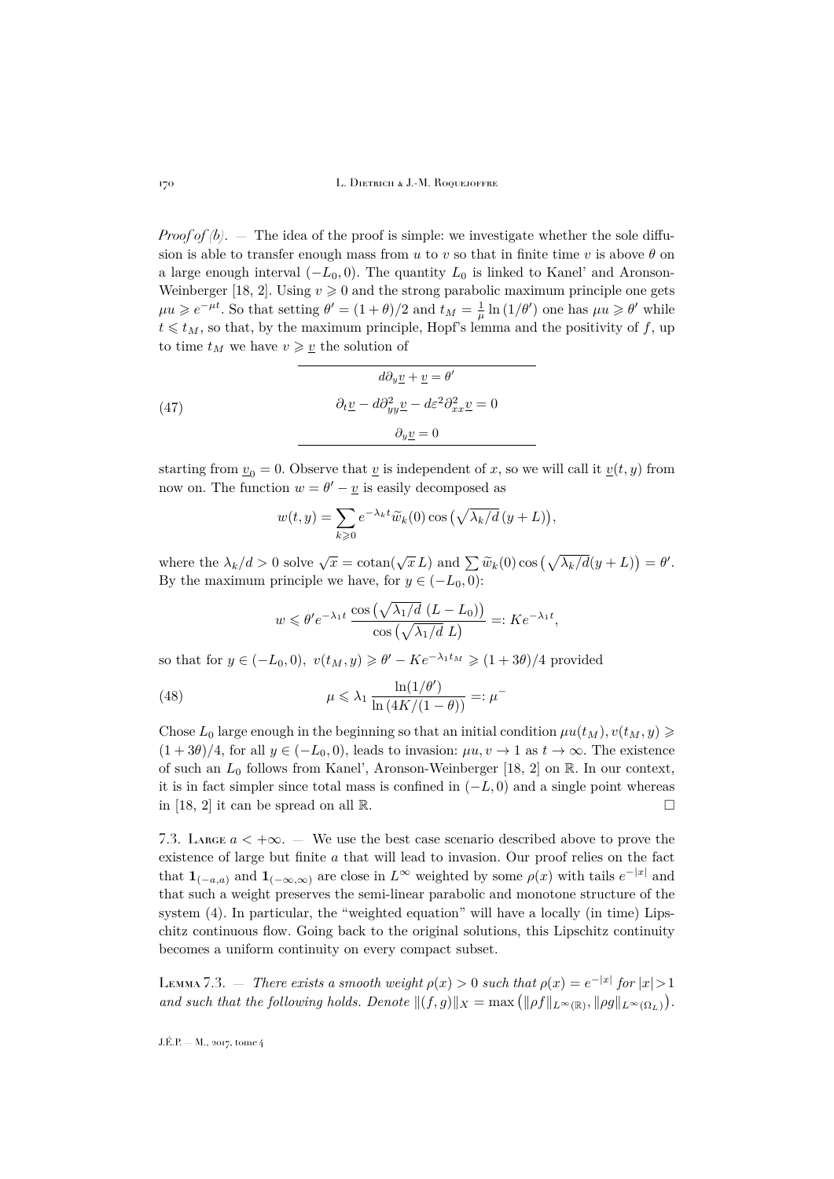*Proof of (b)*. — The idea of the proof is simple: we investigate whether the sole diffusion is able to transfer enough mass from $u$ to $v$ so that in finite time $v$ is above $\theta$ on a large enough interval $(-L_0, 0)$. The quantity $L_0$ is linked to Kanel' and Aronson-Weinberger [18, 2]. Using $v \geqslant 0$ and the strong parabolic maximum principle one gets $\mu u \geqslant e^{-\mu t}$. So that setting $\theta' = (1+\theta)/2$ and $t_M = \frac{1}{\mu}\ln(1/\theta')$ one has $\mu u \geqslant \theta'$ while $t \leqslant t_M$, so that, by the maximum principle, Hopf's lemma and the positivity of $f$, up to time $t_M$ we have $v \geqslant \underline{v}$ the solution of

$$
\begin{array}{c}
d\partial_y \underline{v} + \underline{v} = \theta' \\
\hline
\partial_t \underline{v} - d\partial_{yy}^2 \underline{v} - d\varepsilon^2 \partial_{xx}^2 \underline{v} = 0 \\
\hline
\partial_y \underline{v} = 0
\end{array}
\tag{47}
$$

starting from $\underline{v}_0 = 0$. Observe that $\underline{v}$ is independent of $x$, so we will call it $\underline{v}(t, y)$ from now on. The function $w = \theta' - \underline{v}$ is easily decomposed as

$$
w(t, y) = \sum_{k \geqslant 0} e^{-\lambda_k t} \widetilde{w}_k(0) \cos\big(\sqrt{\lambda_k/d}\,(y+L)\big),
$$

where the $\lambda_k/d > 0$ solve $\sqrt{x} = \operatorname{cotan}(\sqrt{x}\,L)$ and $\sum \widetilde{w}_k(0)\cos\big(\sqrt{\lambda_k/d}(y+L)\big) = \theta'$. By the maximum principle we have, for $y \in (-L_0, 0)$:

$$
w \leqslant \theta' e^{-\lambda_1 t} \frac{\cos\big(\sqrt{\lambda_1/d}\ (L - L_0)\big)}{\cos\big(\sqrt{\lambda_1/d}\ L\big)} =: K e^{-\lambda_1 t},
$$

so that for $y \in (-L_0, 0)$, $v(t_M, y) \geqslant \theta' - K e^{-\lambda_1 t_M} \geqslant (1 + 3\theta)/4$ provided

$$
\mu \leqslant \lambda_1 \frac{\ln(1/\theta')}{\ln\big(4K/(1-\theta)\big)} =: \mu^- \tag{48}
$$

Chose $L_0$ large enough in the beginning so that an initial condition $\mu u(t_M), v(t_M, y) \geqslant (1+3\theta)/4$, for all $y \in (-L_0, 0)$, leads to invasion: $\mu u, v \to 1$ as $t \to \infty$. The existence of such an $L_0$ follows from Kanel', Aronson-Weinberger [18, 2] on $\mathbb{R}$. In our context, it is in fact simpler since total mass is confined in $(-L, 0)$ and a single point whereas in [18, 2] it can be spread on all $\mathbb{R}$. $\square$

7.3. Large $a < +\infty$. — We use the best case scenario described above to prove the existence of large but finite $a$ that will lead to invasion. Our proof relies on the fact that $\mathbf{1}_{(-a,a)}$ and $\mathbf{1}_{(-\infty,\infty)}$ are close in $L^\infty$ weighted by some $\rho(x)$ with tails $e^{-|x|}$ and that such a weight preserves the semi-linear parabolic and monotone structure of the system (4). In particular, the "weighted equation" will have a locally (in time) Lipschitz continuous flow. Going back to the original solutions, this Lipschitz continuity becomes a uniform continuity on every compact subset.

Lemma 7.3. — *There exists a smooth weight $\rho(x) > 0$ such that $\rho(x) = e^{-|x|}$ for $|x| > 1$ and such that the following holds. Denote $\|(f, g)\|_X = \max\big(\|\rho f\|_{L^\infty(\mathbb{R})}, \|\rho g\|_{L^\infty(\Omega_L)}\big)$.*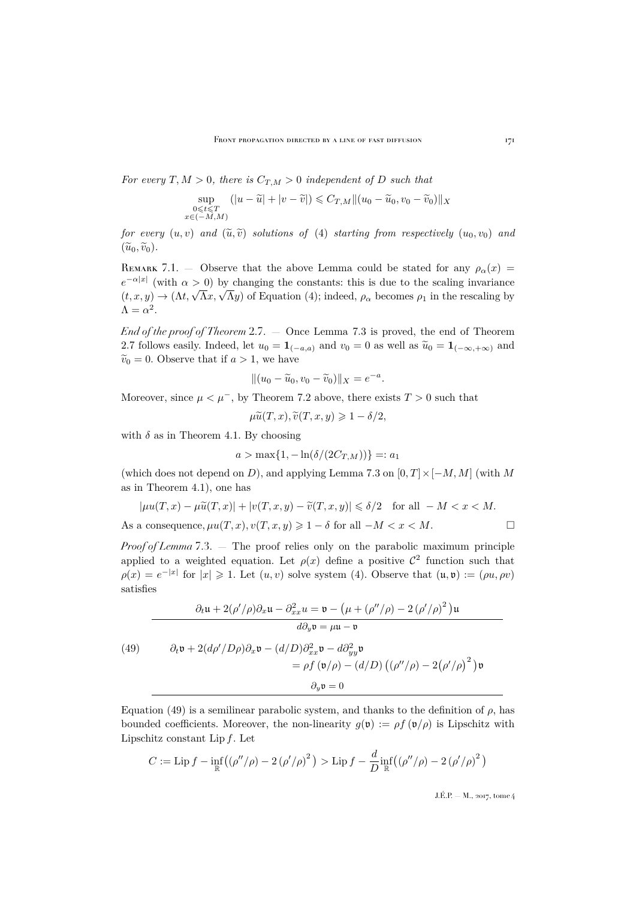*For every $T, M > 0$, there is $C_{T,M} > 0$ independent of $D$ such that*

$$\sup_{\substack{0\leqslant t\leqslant T\\ x\in(-M,M)}} (|u-\widetilde{u}|+|v-\widetilde{v}|) \leqslant C_{T,M}\|(u_0-\widetilde{u}_0, v_0-\widetilde{v}_0)\|_X$$

*for every $(u,v)$ and $(\widetilde{u},\widetilde{v})$ solutions of* (4) *starting from respectively $(u_0,v_0)$ and $(\widetilde{u}_0,\widetilde{v}_0)$.*

Remark 7.1. — Observe that the above Lemma could be stated for any $\rho_\alpha(x) = e^{-\alpha|x|}$ (with $\alpha > 0$) by changing the constants: this is due to the scaling invariance $(t,x,y) \to (\Lambda t, \sqrt{\Lambda}x, \sqrt{\Lambda}y)$ of Equation (4); indeed, $\rho_\alpha$ becomes $\rho_1$ in the rescaling by $\Lambda = \alpha^2$.

*End of the proof of Theorem* 2.7. — Once Lemma 7.3 is proved, the end of Theorem 2.7 follows easily. Indeed, let $u_0 = \mathbf{1}_{(-a,a)}$ and $v_0 = 0$ as well as $\widetilde{u}_0 = \mathbf{1}_{(-\infty,+\infty)}$ and $\widetilde{v}_0 = 0$. Observe that if $a > 1$, we have

$$\|(u_0-\widetilde{u}_0, v_0-\widetilde{v}_0)\|_X = e^{-a}.$$

Moreover, since $\mu < \mu^-$, by Theorem 7.2 above, there exists $T > 0$ such that

$$\mu\widetilde{u}(T,x), \widetilde{v}(T,x,y) \geqslant 1-\delta/2,$$

with $\delta$ as in Theorem 4.1. By choosing

$$a > \max\{1, -\ln(\delta/(2C_{T,M}))\} =: a_1$$

(which does not depend on $D$), and applying Lemma 7.3 on $[0,T]\times[-M,M]$ (with $M$ as in Theorem 4.1), one has

$$|\mu u(T,x) - \mu\widetilde{u}(T,x)| + |v(T,x,y) - \widetilde{v}(T,x,y)| \leqslant \delta/2 \quad \text{for all } -M < x < M.$$

As a consequence, $\mu u(T,x), v(T,x,y) \geqslant 1-\delta$ for all $-M < x < M$. $\square$

*Proof of Lemma* 7.3. — The proof relies only on the parabolic maximum principle applied to a weighted equation. Let $\rho(x)$ define a positive $\mathcal{C}^2$ function such that $\rho(x) = e^{-|x|}$ for $|x| \geqslant 1$. Let $(u,v)$ solve system (4). Observe that $(\mathfrak{u},\mathfrak{v}) := (\rho u, \rho v)$ satisfies

$$\begin{aligned}
&\partial_t\mathfrak{u} + 2(\rho'/\rho)\partial_x\mathfrak{u} - \partial_{xx}^2 u = \mathfrak{v} - \big(\mu + (\rho''/\rho) - 2\left(\rho'/\rho\right)^2\big)\mathfrak{u}\\
&d\partial_y\mathfrak{v} = \mu\mathfrak{u} - \mathfrak{v}\\
&\partial_t\mathfrak{v} + 2(d\rho'/D\rho)\partial_x\mathfrak{v} - (d/D)\partial_{xx}^2\mathfrak{v} - d\partial_{yy}^2\mathfrak{v}\\
&\qquad\qquad = \rho f\left(\mathfrak{v}/\rho\right) - (d/D)\left((\rho''/\rho) - 2\big(\rho'/\rho\big)^2\right)\mathfrak{v}\\
&\partial_y\mathfrak{v} = 0
\end{aligned} \tag{49}$$

Equation (49) is a semilinear parabolic system, and thanks to the definition of $\rho$, has bounded coefficients. Moreover, the non-linearity $g(\mathfrak{v}) := \rho f\left(\mathfrak{v}/\rho\right)$ is Lipschitz with Lipschitz constant $\operatorname{Lip} f$. Let

$$C := \operatorname{Lip} f - \inf_{\mathbb{R}}\big((\rho''/\rho) - 2\left(\rho'/\rho\right)^2\big) > \operatorname{Lip} f - \frac{d}{D}\inf_{\mathbb{R}}\big((\rho''/\rho) - 2\left(\rho'/\rho\right)^2\big)$$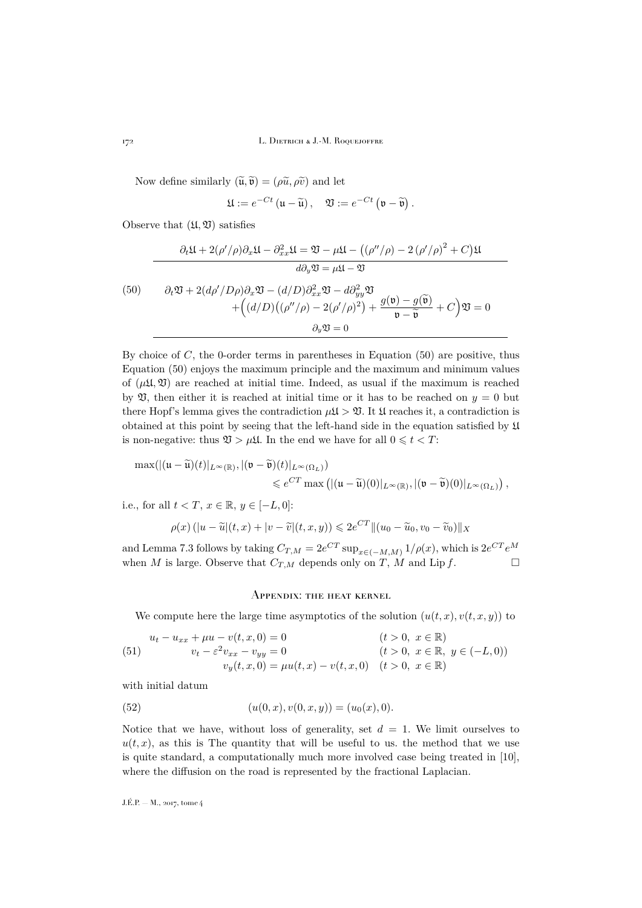Now define similarly $(\widetilde{\mathfrak{u}}, \widetilde{\mathfrak{v}}) = (\rho\widetilde{u}, \rho\widetilde{v})$ and let

$$\mathfrak{U} := e^{-Ct}\left(\mathfrak{u} - \widetilde{\mathfrak{u}}\right), \quad \mathfrak{V} := e^{-Ct}\left(\mathfrak{v} - \widetilde{\mathfrak{v}}\right).$$

Observe that $(\mathfrak{U}, \mathfrak{V})$ satisfies

$$\begin{array}{c}
\partial_t \mathfrak{U} + 2(\rho'/\rho)\partial_x \mathfrak{U} - \partial^2_{xx}\mathfrak{U} = \mathfrak{V} - \mu\mathfrak{U} - \big((\rho''/\rho) - 2\left(\rho'/\rho\right)^2 + C\big)\mathfrak{U} \\
\hline
d\partial_y \mathfrak{V} = \mu\mathfrak{U} - \mathfrak{V} \\[1em]
\partial_t \mathfrak{V} + 2(d\rho'/D\rho)\partial_x \mathfrak{V} - (d/D)\partial^2_{xx}\mathfrak{V} - d\partial^2_{yy}\mathfrak{V} \\
\qquad + \Big((d/D)\big((\rho''/\rho) - 2(\rho'/\rho)^2\big) + \dfrac{g(\mathfrak{v}) - g(\widetilde{\mathfrak{v}})}{\mathfrak{v} - \widetilde{\mathfrak{v}}} + C\Big)\mathfrak{V} = 0 \\
\partial_y \mathfrak{V} = 0 \\
\hline
\end{array} \tag{50}$$

By choice of $C$, the 0-order terms in parentheses in Equation (50) are positive, thus Equation (50) enjoys the maximum principle and the maximum and minimum values of $(\mu\mathfrak{U}, \mathfrak{V})$ are reached at initial time. Indeed, as usual if the maximum is reached by $\mathfrak{V}$, then either it is reached at initial time or it has to be reached on $y = 0$ but there Hopf's lemma gives the contradiction $\mu\mathfrak{U} > \mathfrak{V}$. It $\mathfrak{U}$ reaches it, a contradiction is obtained at this point by seeing that the left-hand side in the equation satisfied by $\mathfrak{U}$ is non-negative: thus $\mathfrak{V} > \mu\mathfrak{U}$. In the end we have for all $0 \leqslant t < T$:

$$\begin{aligned}
\max(|(\mathfrak{u} - \widetilde{\mathfrak{u}})(t)|_{L^\infty(\mathbb{R})}, &|(\mathfrak{v} - \widetilde{\mathfrak{v}})(t)|_{L^\infty(\Omega_L)}) \\
&\leqslant e^{CT}\max\left(|(\mathfrak{u} - \widetilde{\mathfrak{u}})(0)|_{L^\infty(\mathbb{R})}, |(\mathfrak{v} - \widetilde{\mathfrak{v}})(0)|_{L^\infty(\Omega_L)}\right),
\end{aligned}$$

i.e., for all $t < T$, $x \in \mathbb{R}$, $y \in [-L, 0]$:

$$\rho(x)\left(|u - \widetilde{u}|(t,x) + |v - \widetilde{v}|(t,x,y)\right) \leqslant 2e^{CT}\|(u_0 - \widetilde{u}_0, v_0 - \widetilde{v}_0)\|_X$$

and Lemma 7.3 follows by taking $C_{T,M} = 2e^{CT}\sup_{x\in(-M,M)} 1/\rho(x)$, which is $2e^{CT}e^M$ when $M$ is large. Observe that $C_{T,M}$ depends only on $T$, $M$ and $\operatorname{Lip} f$. $\square$

## Appendix: the heat kernel

We compute here the large time asymptotics of the solution $(u(t,x), v(t,x,y))$ to

$$\begin{array}{ll}
u_t - u_{xx} + \mu u - v(t,x,0) = 0 & (t > 0,\ x \in \mathbb{R}) \\
v_t - \varepsilon^2 v_{xx} - v_{yy} = 0 & (t > 0,\ x \in \mathbb{R},\ y \in (-L, 0)) \\
v_y(t,x,0) = \mu u(t,x) - v(t,x,0) & (t > 0,\ x \in \mathbb{R})
\end{array} \tag{51}$$

with initial datum

$$(u(0,x), v(0,x,y)) = (u_0(x), 0). \tag{52}$$

Notice that we have, without loss of generality, set $d = 1$. We limit ourselves to $u(t,x)$, as this is The quantity that will be useful to us. the method that we use is quite standard, a computationally much more involved case being treated in [10], where the diffusion on the road is represented by the fractional Laplacian.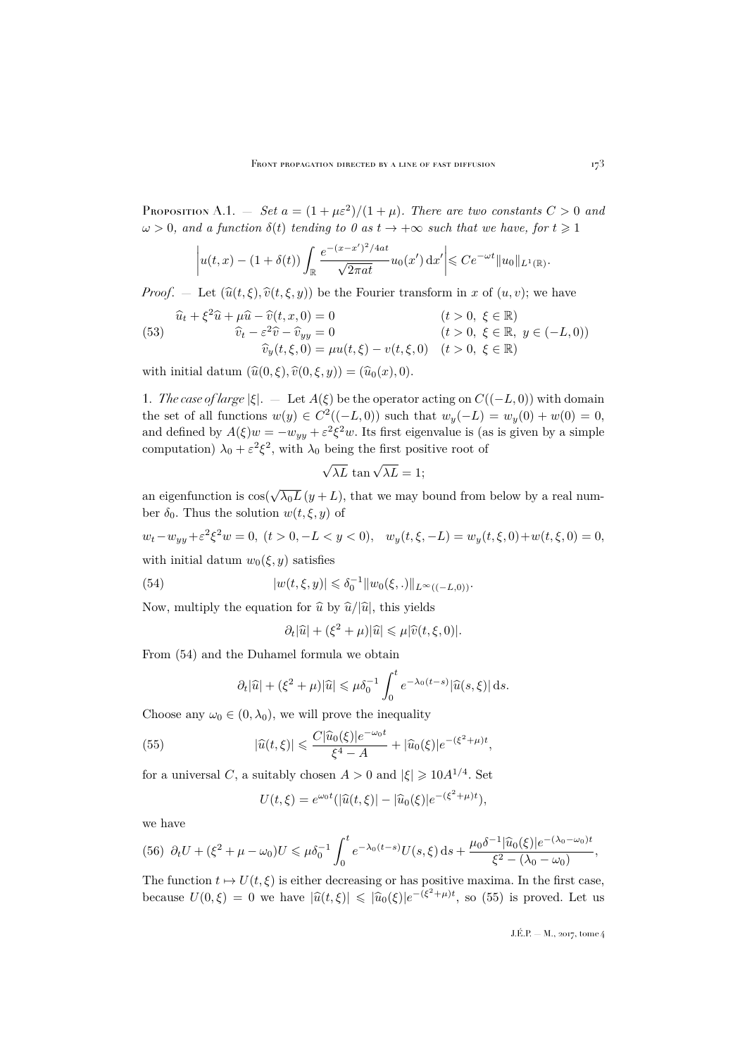**Proposition A.1.** — *Set $a = (1+\mu\varepsilon^2)/(1+\mu)$. There are two constants $C > 0$ and $\omega > 0$, and a function $\delta(t)$ tending to 0 as $t \to +\infty$ such that we have, for $t \geqslant 1$*

$$\left| u(t,x) - (1+\delta(t)) \int_{\mathbb{R}} \frac{e^{-(x-x')^2/4at}}{\sqrt{2\pi a t}} u_0(x')\,\mathrm{d}x' \right| \leqslant C e^{-\omega t} \|u_0\|_{L^1(\mathbb{R})}.$$

*Proof*. — Let $(\widehat{u}(t,\xi), \widehat{v}(t,\xi,y))$ be the Fourier transform in $x$ of $(u,v)$; we have

$$\begin{aligned} &\widehat{u}_t + \xi^2 \widehat{u} + \mu \widehat{u} - \widehat{v}(t,x,0) = 0 && (t>0,\ \xi \in \mathbb{R}) \\ &\widehat{v}_t - \varepsilon^2 \widehat{v} - \widehat{v}_{yy} = 0 && (t>0,\ \xi\in\mathbb{R},\ y \in (-L,0)) \\ &\widehat{v}_y(t,\xi,0) = \mu u(t,\xi) - v(t,\xi,0) && (t>0,\ \xi \in \mathbb{R}) \end{aligned} \tag{53}$$

with initial datum $(\widehat{u}(0,\xi), \widehat{v}(0,\xi,y)) = (\widehat{u}_0(x), 0)$.

1. *The case of large* $|\xi|$. — Let $A(\xi)$ be the operator acting on $C((-L,0))$ with domain the set of all functions $w(y) \in C^2((-L,0))$ such that $w_y(-L) = w_y(0) + w(0) = 0$, and defined by $A(\xi)w = -w_{yy} + \varepsilon^2\xi^2 w$. Its first eigenvalue is (as is given by a simple computation) $\lambda_0 + \varepsilon^2\xi^2$, with $\lambda_0$ being the first positive root of

$$\sqrt{\lambda L}\,\tan\sqrt{\lambda L} = 1;$$

an eigenfunction is $\cos(\sqrt{\lambda_0 L}\,(y+L)$, that we may bound from below by a real number $\delta_0$. Thus the solution $w(t,\xi,y)$ of

$$w_t - w_{yy} + \varepsilon^2\xi^2 w = 0,\ (t>0, -L<y<0), \quad w_y(t,\xi,-L) = w_y(t,\xi,0) + w(t,\xi,0) = 0,$$

with initial datum $w_0(\xi,y)$ satisfies

$$|w(t,\xi,y)| \leqslant \delta_0^{-1} \|w_0(\xi,.)\|_{L^\infty((-L,0))}. \tag{54}$$

Now, multiply the equation for $\widehat{u}$ by $\widehat{u}/|\widehat{u}|$, this yields

$$\partial_t |\widehat{u}| + (\xi^2+\mu)|\widehat{u}| \leqslant \mu |\widehat{v}(t,\xi,0)|.$$

From (54) and the Duhamel formula we obtain

$$\partial_t |\widehat{u}| + (\xi^2+\mu)|\widehat{u}| \leqslant \mu\delta_0^{-1} \int_0^t e^{-\lambda_0(t-s)} |\widehat{u}(s,\xi)|\,\mathrm{d}s.$$

Choose any $\omega_0 \in (0,\lambda_0)$, we will prove the inequality

$$|\widehat{u}(t,\xi)| \leqslant \frac{C|\widehat{u}_0(\xi)|e^{-\omega_0 t}}{\xi^4 - A} + |\widehat{u}_0(\xi)| e^{-(\xi^2+\mu)t}, \tag{55}$$

for a universal $C$, a suitably chosen $A > 0$ and $|\xi| \geqslant 10A^{1/4}$. Set

$$U(t,\xi) = e^{\omega_0 t}(|\widehat{u}(t,\xi)| - |\widehat{u}_0(\xi)|e^{-(\xi^2+\mu)t}),$$

we have

$$\partial_t U + (\xi^2 + \mu - \omega_0) U \leqslant \mu\delta_0^{-1} \int_0^t e^{-\lambda_0(t-s)} U(s,\xi)\,\mathrm{d}s + \frac{\mu_0\delta^{-1}|\widehat{u}_0(\xi)|e^{-(\lambda_0-\omega_0)t}}{\xi^2 - (\lambda_0-\omega_0)}, \tag{56}$$

The function $t \mapsto U(t,\xi)$ is either decreasing or has positive maxima. In the first case, because $U(0,\xi) = 0$ we have $|\widehat{u}(t,\xi)| \leqslant |\widehat{u}_0(\xi)|e^{-(\xi^2+\mu)t}$, so (55) is proved. Let us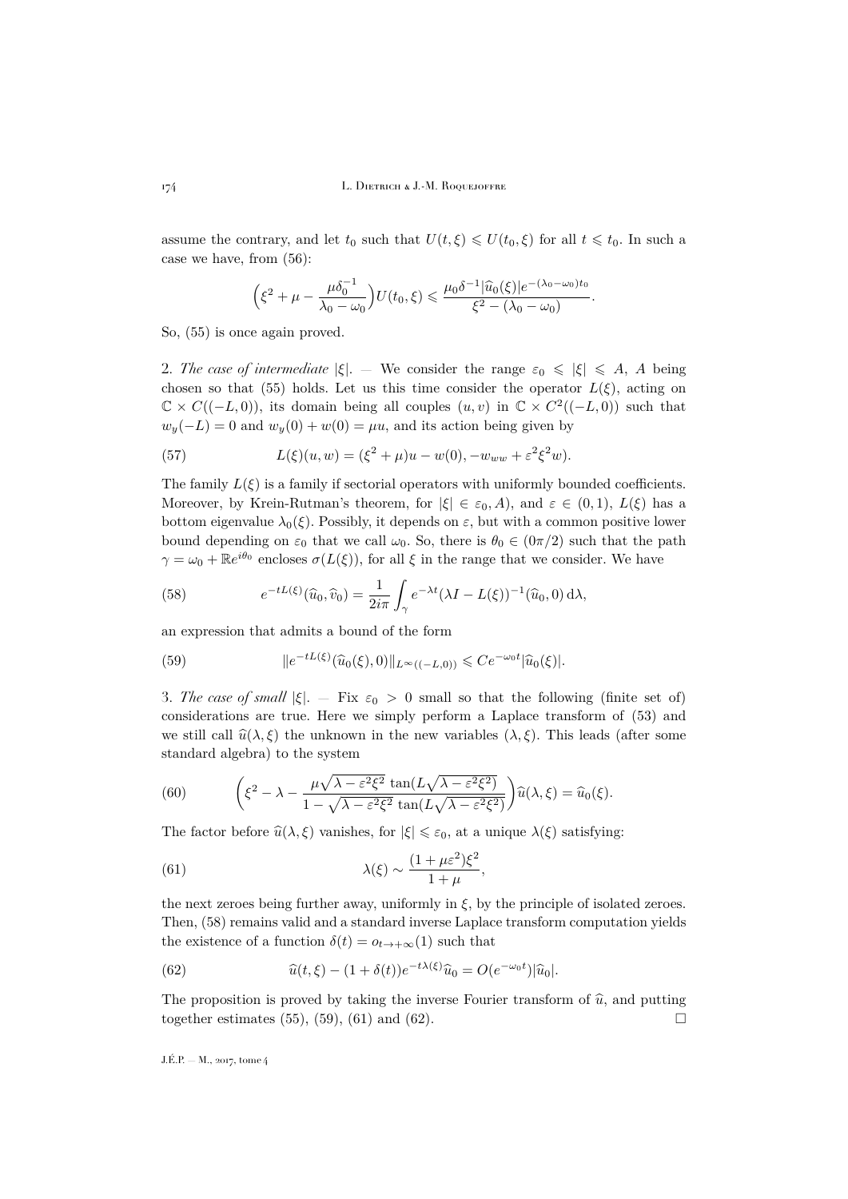assume the contrary, and let $t_0$ such that $U(t,\xi) \leqslant U(t_0,\xi)$ for all $t \leqslant t_0$. In such a case we have, from (56):

$$\Big(\xi^2 + \mu - \frac{\mu\delta_0^{-1}}{\lambda_0 - \omega_0}\Big)U(t_0,\xi) \leqslant \frac{\mu_0\delta^{-1}|\widehat{u}_0(\xi)|e^{-(\lambda_0-\omega_0)t_0}}{\xi^2 - (\lambda_0 - \omega_0)}.$$

So, (55) is once again proved.

2. *The case of intermediate* $|\xi|$. — We consider the range $\varepsilon_0 \leqslant |\xi| \leqslant A$, $A$ being chosen so that (55) holds. Let us this time consider the operator $L(\xi)$, acting on $\mathbb{C} \times C((-L,0))$, its domain being all couples $(u,v)$ in $\mathbb{C} \times C^2((-L,0))$ such that $w_y(-L) = 0$ and $w_y(0) + w(0) = \mu u$, and its action being given by

$$L(\xi)(u,w) = (\xi^2 + \mu)u - w(0), -w_{ww} + \varepsilon^2\xi^2 w). \tag{57}$$

The family $L(\xi)$ is a family if sectorial operators with uniformly bounded coefficients. Moreover, by Krein-Rutman's theorem, for $|\xi| \in \varepsilon_0, A)$, and $\varepsilon \in (0,1)$, $L(\xi)$ has a bottom eigenvalue $\lambda_0(\xi)$. Possibly, it depends on $\varepsilon$, but with a common positive lower bound depending on $\varepsilon_0$ that we call $\omega_0$. So, there is $\theta_0 \in (0\pi/2)$ such that the path $\gamma = \omega_0 + \mathbb{R}e^{i\theta_0}$ encloses $\sigma(L(\xi))$, for all $\xi$ in the range that we consider. We have

$$e^{-tL(\xi)}(\widehat{u}_0, \widehat{v}_0) = \frac{1}{2i\pi}\int_\gamma e^{-\lambda t}(\lambda I - L(\xi))^{-1}(\widehat{u}_0, 0)\,\mathrm{d}\lambda, \tag{58}$$

an expression that admits a bound of the form

$$\|e^{-tL(\xi)}(\widehat{u}_0(\xi), 0)\|_{L^\infty((-L,0))} \leqslant Ce^{-\omega_0 t}|\widehat{u}_0(\xi)|. \tag{59}$$

3. *The case of small* $|\xi|$. — Fix $\varepsilon_0 > 0$ small so that the following (finite set of) considerations are true. Here we simply perform a Laplace transform of (53) and we still call $\widehat{u}(\lambda,\xi)$ the unknown in the new variables $(\lambda,\xi)$. This leads (after some standard algebra) to the system

$$\bigg(\xi^2 - \lambda - \frac{\mu\sqrt{\lambda - \varepsilon^2\xi^2}\,\tan(L\sqrt{\lambda - \varepsilon^2\xi^2})}{1 - \sqrt{\lambda - \varepsilon^2\xi^2}\,\tan(L\sqrt{\lambda - \varepsilon^2\xi^2})}\bigg)\widehat{u}(\lambda,\xi) = \widehat{u}_0(\xi). \tag{60}$$

The factor before $\widehat{u}(\lambda,\xi)$ vanishes, for $|\xi| \leqslant \varepsilon_0$, at a unique $\lambda(\xi)$ satisfying:

$$\lambda(\xi) \sim \frac{(1+\mu\varepsilon^2)\xi^2}{1+\mu}, \tag{61}$$

the next zeroes being further away, uniformly in $\xi$, by the principle of isolated zeroes. Then, (58) remains valid and a standard inverse Laplace transform computation yields the existence of a function $\delta(t) = o_{t\to+\infty}(1)$ such that

$$\widehat{u}(t,\xi) - (1+\delta(t))e^{-t\lambda(\xi)}\widehat{u}_0 = O(e^{-\omega_0 t})|\widehat{u}_0|. \tag{62}$$

The proposition is proved by taking the inverse Fourier transform of $\widehat{u}$, and putting together estimates (55), (59), (61) and (62). □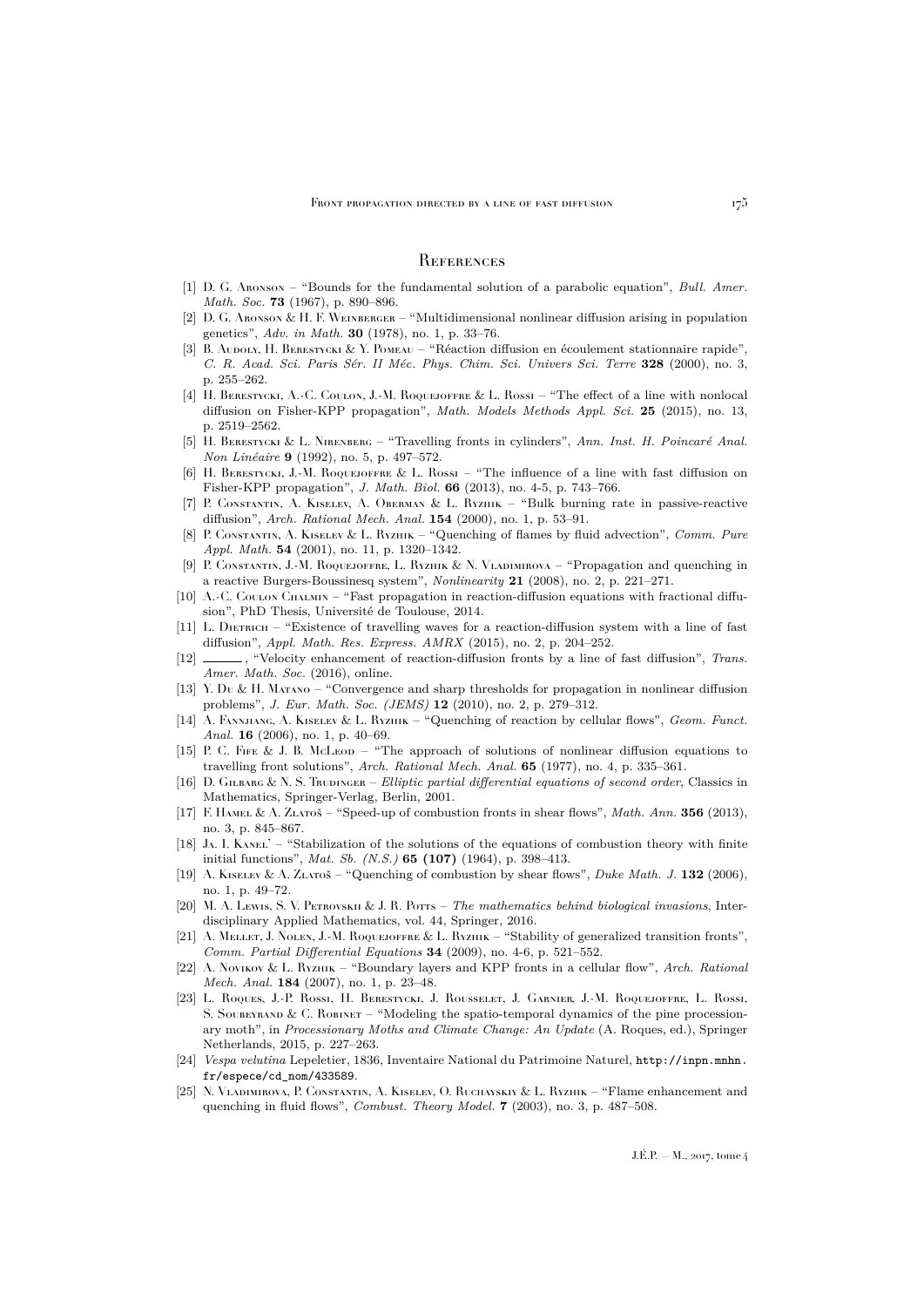## References

[1] D. G. Aronson – "Bounds for the fundamental solution of a parabolic equation", *Bull. Amer. Math. Soc.* **73** (1967), p. 890–896.

[2] D. G. Aronson & H. F. Weinberger – "Multidimensional nonlinear diffusion arising in population genetics", *Adv. in Math.* **30** (1978), no. 1, p. 33–76.

[3] B. Audoly, H. Berestycki & Y. Pomeau – "Réaction diffusion en écoulement stationnaire rapide", *C. R. Acad. Sci. Paris Sér. II Méc. Phys. Chim. Sci. Univers Sci. Terre* **328** (2000), no. 3, p. 255–262.

[4] H. Berestycki, A.-C. Coulon, J.-M. Roquejoffre & L. Rossi – "The effect of a line with nonlocal diffusion on Fisher-KPP propagation", *Math. Models Methods Appl. Sci.* **25** (2015), no. 13, p. 2519–2562.

[5] H. Berestycki & L. Nirenberg – "Travelling fronts in cylinders", *Ann. Inst. H. Poincaré Anal. Non Linéaire* **9** (1992), no. 5, p. 497–572.

[6] H. Berestycki, J.-M. Roquejoffre & L. Rossi – "The influence of a line with fast diffusion on Fisher-KPP propagation", *J. Math. Biol.* **66** (2013), no. 4-5, p. 743–766.

[7] P. Constantin, A. Kiselev, A. Oberman & L. Ryzhik – "Bulk burning rate in passive-reactive diffusion", *Arch. Rational Mech. Anal.* **154** (2000), no. 1, p. 53–91.

[8] P. Constantin, A. Kiselev & L. Ryzhik – "Quenching of flames by fluid advection", *Comm. Pure Appl. Math.* **54** (2001), no. 11, p. 1320–1342.

[9] P. Constantin, J.-M. Roquejoffre, L. Ryzhik & N. Vladimirova – "Propagation and quenching in a reactive Burgers-Boussinesq system", *Nonlinearity* **21** (2008), no. 2, p. 221–271.

[10] A.-C. Coulon Chalmin – "Fast propagation in reaction-diffusion equations with fractional diffusion", PhD Thesis, Université de Toulouse, 2014.

[11] L. Dietrich – "Existence of travelling waves for a reaction-diffusion system with a line of fast diffusion", *Appl. Math. Res. Express. AMRX* (2015), no. 2, p. 204–252.

[12] ———, "Velocity enhancement of reaction-diffusion fronts by a line of fast diffusion", *Trans. Amer. Math. Soc.* (2016), online.

[13] Y. Du & H. Matano – "Convergence and sharp thresholds for propagation in nonlinear diffusion problems", *J. Eur. Math. Soc. (JEMS)* **12** (2010), no. 2, p. 279–312.

[14] A. Fannjiang, A. Kiselev & L. Ryzhik – "Quenching of reaction by cellular flows", *Geom. Funct. Anal.* **16** (2006), no. 1, p. 40–69.

[15] P. C. Fife & J. B. McLeod – "The approach of solutions of nonlinear diffusion equations to travelling front solutions", *Arch. Rational Mech. Anal.* **65** (1977), no. 4, p. 335–361.

[16] D. Gilbarg & N. S. Trudinger – *Elliptic partial differential equations of second order*, Classics in Mathematics, Springer-Verlag, Berlin, 2001.

[17] F. Hamel & A. Zlatoš – "Speed-up of combustion fronts in shear flows", *Math. Ann.* **356** (2013), no. 3, p. 845–867.

[18] Ja. I. Kanel' – "Stabilization of the solutions of the equations of combustion theory with finite initial functions", *Mat. Sb. (N.S.)* **65 (107)** (1964), p. 398–413.

[19] A. Kiselev & A. Zlatoš – "Quenching of combustion by shear flows", *Duke Math. J.* **132** (2006), no. 1, p. 49–72.

[20] M. A. Lewis, S. V. Petrovskii & J. R. Potts – *The mathematics behind biological invasions*, Interdisciplinary Applied Mathematics, vol. 44, Springer, 2016.

[21] A. Mellet, J. Nolen, J.-M. Roquejoffre & L. Ryzhik – "Stability of generalized transition fronts", *Comm. Partial Differential Equations* **34** (2009), no. 4-6, p. 521–552.

[22] A. Novikov & L. Ryzhik – "Boundary layers and KPP fronts in a cellular flow", *Arch. Rational Mech. Anal.* **184** (2007), no. 1, p. 23–48.

[23] L. Roques, J.-P. Rossi, H. Berestycki, J. Rousselet, J. Garnier, J.-M. Roquejoffre, L. Rossi, S. Soubeyrand & C. Robinet – "Modeling the spatio-temporal dynamics of the pine processionary moth", in *Processionary Moths and Climate Change: An Update* (A. Roques, ed.), Springer Netherlands, 2015, p. 227–263.

[24] *Vespa velutina* Lepeletier, 1836, Inventaire National du Patrimoine Naturel, http://inpn.mnhn.fr/espece/cd_nom/433589.

[25] N. Vladimirova, P. Constantin, A. Kiselev, O. Ruchayskiy & L. Ryzhik – "Flame enhancement and quenching in fluid flows", *Combust. Theory Model.* **7** (2003), no. 3, p. 487–508.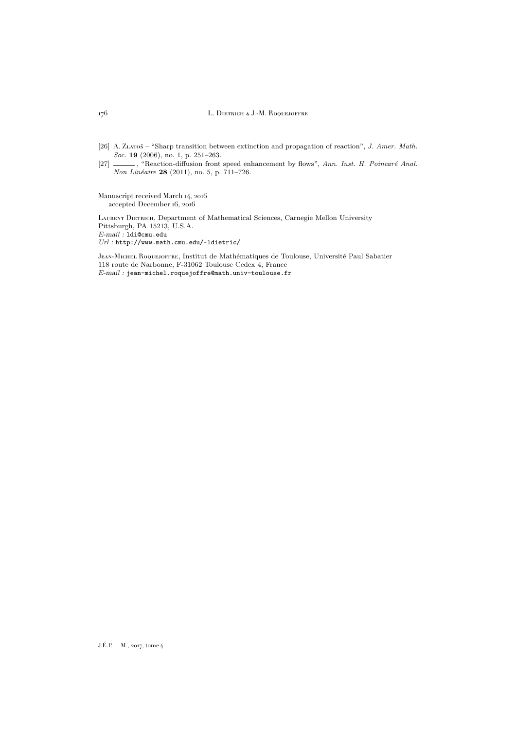[26] A. Zlatoš – "Sharp transition between extinction and propagation of reaction", *J. Amer. Math. Soc.* **19** (2006), no. 1, p. 251–263.

[27] ______, "Reaction-diffusion front speed enhancement by flows", *Ann. Inst. H. Poincaré Anal. Non Linéaire* **28** (2011), no. 5, p. 711–726.

Manuscript received March 14, 2016
accepted December 16, 2016

Laurent Dietrich, Department of Mathematical Sciences, Carnegie Mellon University
Pittsburgh, PA 15213, U.S.A.
*E-mail :* ldi@cmu.edu
*Url :* http://www.math.cmu.edu/~ldietric/

Jean-Michel Roquejoffre, Institut de Mathématiques de Toulouse, Université Paul Sabatier
118 route de Narbonne, F-31062 Toulouse Cedex 4, France
*E-mail :* jean-michel.roquejoffre@math.univ-toulouse.fr